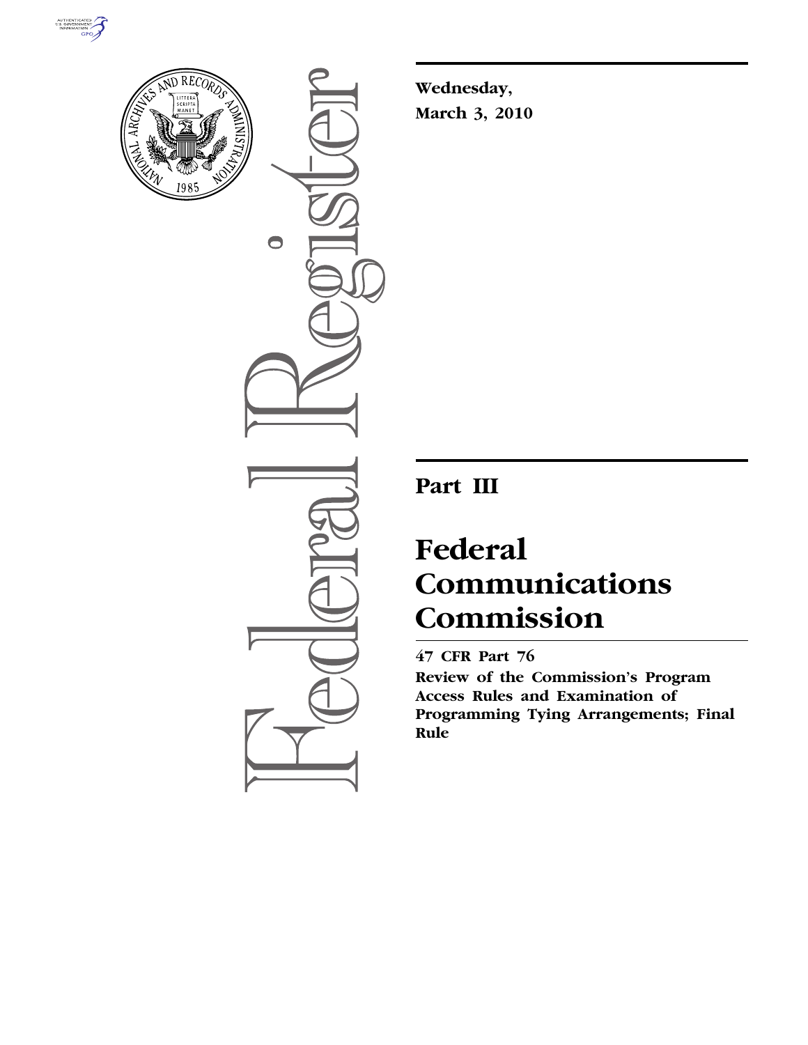**Wednesday,**
**March 3, 2010**

# Part III

# Federal Communications Commission

**47 CFR Part 76**

**Review of the Commission's Program Access Rules and Examination of Programming Tying Arrangements; Final Rule**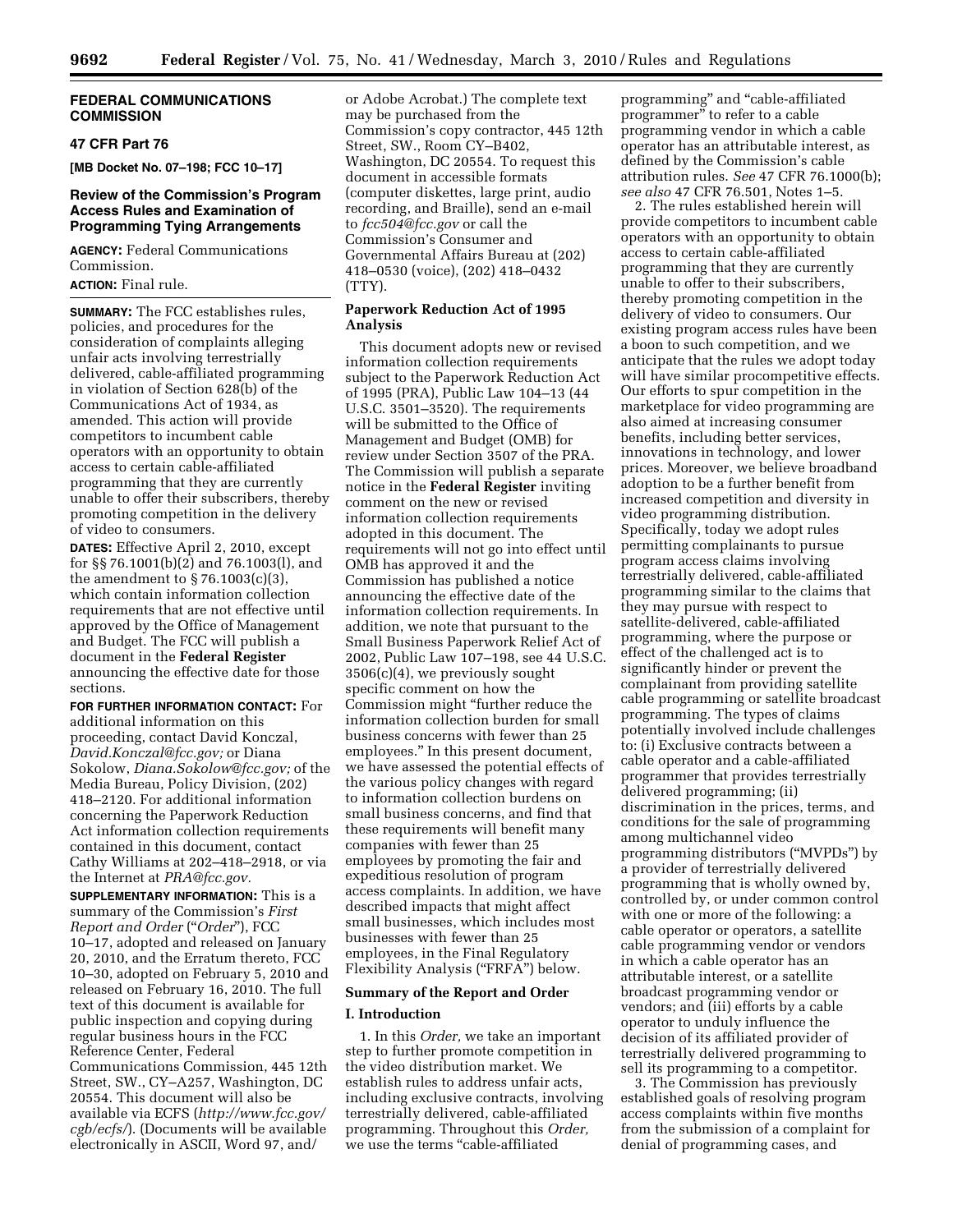## FEDERAL COMMUNICATIONS COMMISSION

### 47 CFR Part 76

**[MB Docket No. 07–198; FCC 10–17]**

### Review of the Commission's Program Access Rules and Examination of Programming Tying Arrangements

**AGENCY:** Federal Communications Commission.

**ACTION:** Final rule.

**SUMMARY:** The FCC establishes rules, policies, and procedures for the consideration of complaints alleging unfair acts involving terrestrially delivered, cable-affiliated programming in violation of Section 628(b) of the Communications Act of 1934, as amended. This action will provide competitors to incumbent cable operators with an opportunity to obtain access to certain cable-affiliated programming that they are currently unable to offer their subscribers, thereby promoting competition in the delivery of video to consumers.

**DATES:** Effective April 2, 2010, except for §§ 76.1001(b)(2) and 76.1003(l), and the amendment to § 76.1003(c)(3), which contain information collection requirements that are not effective until approved by the Office of Management and Budget. The FCC will publish a document in the **Federal Register** announcing the effective date for those sections.

**FOR FURTHER INFORMATION CONTACT:** For additional information on this proceeding, contact David Konczal, *David.Konczal@fcc.gov;* or Diana Sokolow, *Diana.Sokolow@fcc.gov;* of the Media Bureau, Policy Division, (202) 418–2120. For additional information concerning the Paperwork Reduction Act information collection requirements contained in this document, contact Cathy Williams at 202–418–2918, or via the Internet at *PRA@fcc.gov.*

**SUPPLEMENTARY INFORMATION:** This is a summary of the Commission's *First Report and Order* ("*Order*"), FCC 10–17, adopted and released on January 20, 2010, and the Erratum thereto, FCC 10–30, adopted on February 5, 2010 and released on February 16, 2010. The full text of this document is available for public inspection and copying during regular business hours in the FCC Reference Center, Federal Communications Commission, 445 12th Street, SW., CY–A257, Washington, DC 20554. This document will also be available via ECFS (*http://www.fcc.gov/cgb/ecfs/*). (Documents will be available electronically in ASCII, Word 97, and/or Adobe Acrobat.) The complete text may be purchased from the Commission's copy contractor, 445 12th Street, SW., Room CY–B402, Washington, DC 20554. To request this document in accessible formats (computer diskettes, large print, audio recording, and Braille), send an e-mail to *fcc504@fcc.gov* or call the Commission's Consumer and Governmental Affairs Bureau at (202) 418–0530 (voice), (202) 418–0432 (TTY).

### Paperwork Reduction Act of 1995 Analysis

This document adopts new or revised information collection requirements subject to the Paperwork Reduction Act of 1995 (PRA), Public Law 104–13 (44 U.S.C. 3501–3520). The requirements will be submitted to the Office of Management and Budget (OMB) for review under Section 3507 of the PRA. The Commission will publish a separate notice in the **Federal Register** inviting comment on the new or revised information collection requirements adopted in this document. The requirements will not go into effect until OMB has approved it and the Commission has published a notice announcing the effective date of the information collection requirements. In addition, we note that pursuant to the Small Business Paperwork Relief Act of 2002, Public Law 107–198, see 44 U.S.C. 3506(c)(4), we previously sought specific comment on how the Commission might "further reduce the information collection burden for small business concerns with fewer than 25 employees." In this present document, we have assessed the potential effects of the various policy changes with regard to information collection burdens on small business concerns, and find that these requirements will benefit many companies with fewer than 25 employees by promoting the fair and expeditious resolution of program access complaints. In addition, we have described impacts that might affect small businesses, which includes most businesses with fewer than 25 employees, in the Final Regulatory Flexibility Analysis ("FRFA") below.

### Summary of the Report and Order

#### I. Introduction

1. In this *Order,* we take an important step to further promote competition in the video distribution market. We establish rules to address unfair acts, including exclusive contracts, involving terrestrially delivered, cable-affiliated programming. Throughout this *Order,* we use the terms "cable-affiliated programming" and "cable-affiliated programmer" to refer to a cable programming vendor in which a cable operator has an attributable interest, as defined by the Commission's cable attribution rules. *See* 47 CFR 76.1000(b); *see also* 47 CFR 76.501, Notes 1–5.

2. The rules established herein will provide competitors to incumbent cable operators with an opportunity to obtain access to certain cable-affiliated programming that they are currently unable to offer to their subscribers, thereby promoting competition in the delivery of video to consumers. Our existing program access rules have been a boon to such competition, and we anticipate that the rules we adopt today will have similar procompetitive effects. Our efforts to spur competition in the marketplace for video programming are also aimed at increasing consumer benefits, including better services, innovations in technology, and lower prices. Moreover, we believe broadband adoption to be a further benefit from increased competition and diversity in video programming distribution. Specifically, today we adopt rules permitting complainants to pursue program access claims involving terrestrially delivered, cable-affiliated programming similar to the claims that they may pursue with respect to satellite-delivered, cable-affiliated programming, where the purpose or effect of the challenged act is to significantly hinder or prevent the complainant from providing satellite cable programming or satellite broadcast programming. The types of claims potentially involved include challenges to: (i) Exclusive contracts between a cable operator and a cable-affiliated programmer that provides terrestrially delivered programming; (ii) discrimination in the prices, terms, and conditions for the sale of programming among multichannel video programming distributors ("MVPDs") by a provider of terrestrially delivered programming that is wholly owned by, controlled by, or under common control with one or more of the following: a cable operator or operators, a satellite cable programming vendor or vendors in which a cable operator has an attributable interest, or a satellite broadcast programming vendor or vendors; and (iii) efforts by a cable operator to unduly influence the decision of its affiliated provider of terrestrially delivered programming to sell its programming to a competitor.

3. The Commission has previously established goals of resolving program access complaints within five months from the submission of a complaint for denial of programming cases, and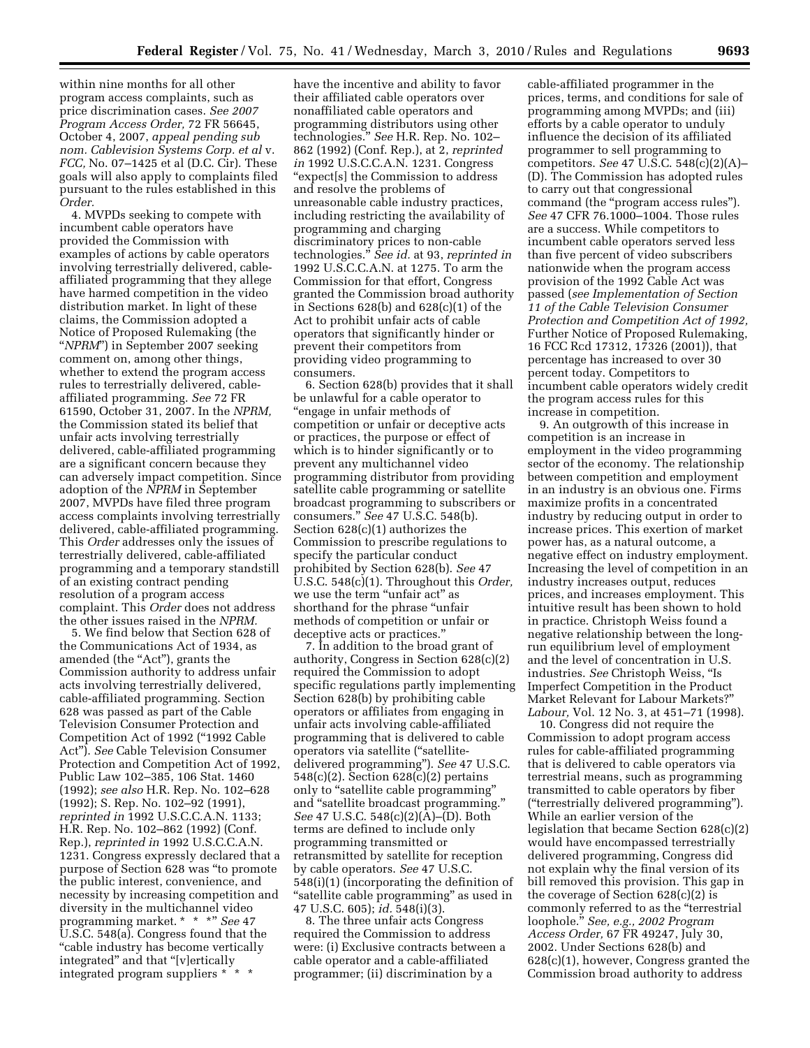within nine months for all other program access complaints, such as price discrimination cases. *See 2007 Program Access Order,* 72 FR 56645, October 4, 2007, *appeal pending sub nom. Cablevision Systems Corp. et al* v. *FCC,* No. 07–1425 et al (D.C. Cir). These goals will also apply to complaints filed pursuant to the rules established in this *Order.*

4. MVPDs seeking to compete with incumbent cable operators have provided the Commission with examples of actions by cable operators involving terrestrially delivered, cable-affiliated programming that they allege have harmed competition in the video distribution market. In light of these claims, the Commission adopted a Notice of Proposed Rulemaking (the "*NPRM*") in September 2007 seeking comment on, among other things, whether to extend the program access rules to terrestrially delivered, cable-affiliated programming. *See* 72 FR 61590, October 31, 2007. In the *NPRM,* the Commission stated its belief that unfair acts involving terrestrially delivered, cable-affiliated programming are a significant concern because they can adversely impact competition. Since adoption of the *NPRM* in September 2007, MVPDs have filed three program access complaints involving terrestrially delivered, cable-affiliated programming. This *Order* addresses only the issues of terrestrially delivered, cable-affiliated programming and a temporary standstill of an existing contract pending resolution of a program access complaint. This *Order* does not address the other issues raised in the *NPRM.*

5. We find below that Section 628 of the Communications Act of 1934, as amended (the "Act"), grants the Commission authority to address unfair acts involving terrestrially delivered, cable-affiliated programming. Section 628 was passed as part of the Cable Television Consumer Protection and Competition Act of 1992 ("1992 Cable Act"). *See* Cable Television Consumer Protection and Competition Act of 1992, Public Law 102–385, 106 Stat. 1460 (1992); *see also* H.R. Rep. No. 102–628 (1992); S. Rep. No. 102–92 (1991), *reprinted in* 1992 U.S.C.C.A.N. 1133; H.R. Rep. No. 102–862 (1992) (Conf. Rep.), *reprinted in* 1992 U.S.C.C.A.N. 1231. Congress expressly declared that a purpose of Section 628 was "to promote the public interest, convenience, and necessity by increasing competition and diversity in the multichannel video programming market. * * *" *See* 47 U.S.C. 548(a). Congress found that the "cable industry has become vertically integrated" and that "[v]ertically integrated program suppliers * * * have the incentive and ability to favor their affiliated cable operators over nonaffiliated cable operators and programming distributors using other technologies." *See* H.R. Rep. No. 102–862 (1992) (Conf. Rep.), at 2, *reprinted in* 1992 U.S.C.C.A.N. 1231. Congress "expect[s] the Commission to address and resolve the problems of unreasonable cable industry practices, including restricting the availability of programming and charging discriminatory prices to non-cable technologies." *See id.* at 93, *reprinted in* 1992 U.S.C.C.A.N. at 1275. To arm the Commission for that effort, Congress granted the Commission broad authority in Sections 628(b) and 628(c)(1) of the Act to prohibit unfair acts of cable operators that significantly hinder or prevent their competitors from providing video programming to consumers.

6. Section 628(b) provides that it shall be unlawful for a cable operator to "engage in unfair methods of competition or unfair or deceptive acts or practices, the purpose or effect of which is to hinder significantly or to prevent any multichannel video programming distributor from providing satellite cable programming or satellite broadcast programming to subscribers or consumers." *See* 47 U.S.C. 548(b). Section 628(c)(1) authorizes the Commission to prescribe regulations to specify the particular conduct prohibited by Section 628(b). *See* 47 U.S.C. 548(c)(1). Throughout this *Order,* we use the term "unfair act" as shorthand for the phrase "unfair methods of competition or unfair or deceptive acts or practices."

7. In addition to the broad grant of authority, Congress in Section 628(c)(2) required the Commission to adopt specific regulations partly implementing Section 628(b) by prohibiting cable operators or affiliates from engaging in unfair acts involving cable-affiliated programming that is delivered to cable operators via satellite ("satellite-delivered programming"). *See* 47 U.S.C. 548(c)(2). Section 628(c)(2) pertains only to "satellite cable programming" and "satellite broadcast programming." *See* 47 U.S.C. 548(c)(2)(A)–(D). Both terms are defined to include only programming transmitted or retransmitted by satellite for reception by cable operators. *See* 47 U.S.C. 548(i)(1) (incorporating the definition of "satellite cable programming" as used in 47 U.S.C. 605); *id.* 548(i)(3).

8. The three unfair acts Congress required the Commission to address were: (i) Exclusive contracts between a cable operator and a cable-affiliated programmer; (ii) discrimination by a cable-affiliated programmer in the prices, terms, and conditions for sale of programming among MVPDs; and (iii) efforts by a cable operator to unduly influence the decision of its affiliated programmer to sell programming to competitors. *See* 47 U.S.C. 548(c)(2)(A)–(D). The Commission has adopted rules to carry out that congressional command (the "program access rules"). *See* 47 CFR 76.1000–1004. Those rules are a success. While competitors to incumbent cable operators served less than five percent of video subscribers nationwide when the program access provision of the 1992 Cable Act was passed (*see Implementation of Section 11 of the Cable Television Consumer Protection and Competition Act of 1992,* Further Notice of Proposed Rulemaking, 16 FCC Rcd 17312, 17326 (2001)), that percentage has increased to over 30 percent today. Competitors to incumbent cable operators widely credit the program access rules for this increase in competition.

9. An outgrowth of this increase in competition is an increase in employment in the video programming sector of the economy. The relationship between competition and employment in an industry is an obvious one. Firms maximize profits in a concentrated industry by reducing output in order to increase prices. This exertion of market power has, as a natural outcome, a negative effect on industry employment. Increasing the level of competition in an industry increases output, reduces prices, and increases employment. This intuitive result has been shown to hold in practice. Christoph Weiss found a negative relationship between the long-run equilibrium level of employment and the level of concentration in U.S. industries. *See* Christoph Weiss, "Is Imperfect Competition in the Product Market Relevant for Labour Markets?" *Labour,* Vol. 12 No. 3, at 451–71 (1998).

10. Congress did not require the Commission to adopt program access rules for cable-affiliated programming that is delivered to cable operators via terrestrial means, such as programming transmitted to cable operators by fiber ("terrestrially delivered programming"). While an earlier version of the legislation that became Section 628(c)(2) would have encompassed terrestrially delivered programming, Congress did not explain why the final version of its bill removed this provision. This gap in the coverage of Section 628(c)(2) is commonly referred to as the "terrestrial loophole." *See, e.g., 2002 Program Access Order,* 67 FR 49247, July 30, 2002. Under Sections 628(b) and 628(c)(1), however, Congress granted the Commission broad authority to address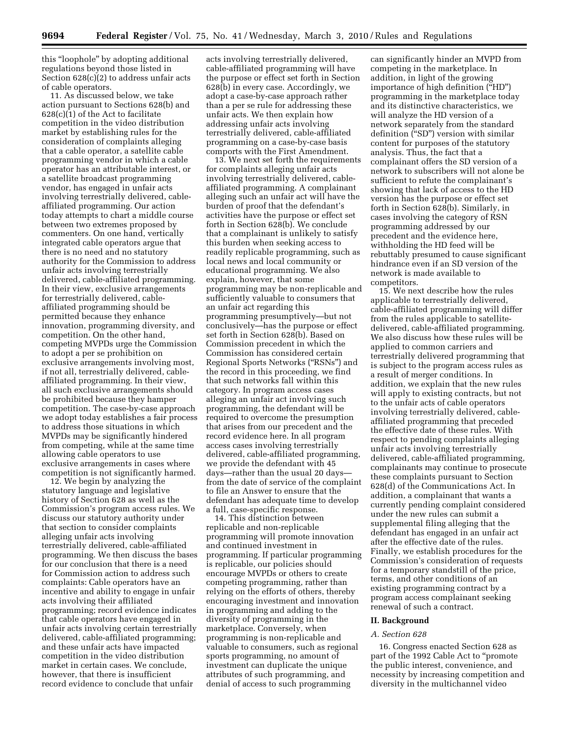this "loophole" by adopting additional regulations beyond those listed in Section 628(c)(2) to address unfair acts of cable operators.

11. As discussed below, we take action pursuant to Sections 628(b) and 628(c)(1) of the Act to facilitate competition in the video distribution market by establishing rules for the consideration of complaints alleging that a cable operator, a satellite cable programming vendor in which a cable operator has an attributable interest, or a satellite broadcast programming vendor, has engaged in unfair acts involving terrestrially delivered, cable-affiliated programming. Our action today attempts to chart a middle course between two extremes proposed by commenters. On one hand, vertically integrated cable operators argue that there is no need and no statutory authority for the Commission to address unfair acts involving terrestrially delivered, cable-affiliated programming. In their view, exclusive arrangements for terrestrially delivered, cable-affiliated programming should be permitted because they enhance innovation, programming diversity, and competition. On the other hand, competing MVPDs urge the Commission to adopt a per se prohibition on exclusive arrangements involving most, if not all, terrestrially delivered, cable-affiliated programming. In their view, all such exclusive arrangements should be prohibited because they hamper competition. The case-by-case approach we adopt today establishes a fair process to address those situations in which MVPDs may be significantly hindered from competing, while at the same time allowing cable operators to use exclusive arrangements in cases where competition is not significantly harmed.

12. We begin by analyzing the statutory language and legislative history of Section 628 as well as the Commission's program access rules. We discuss our statutory authority under that section to consider complaints alleging unfair acts involving terrestrially delivered, cable-affiliated programming. We then discuss the bases for our conclusion that there is a need for Commission action to address such complaints: Cable operators have an incentive and ability to engage in unfair acts involving their affiliated programming; record evidence indicates that cable operators have engaged in unfair acts involving certain terrestrially delivered, cable-affiliated programming; and these unfair acts have impacted competition in the video distribution market in certain cases. We conclude, however, that there is insufficient record evidence to conclude that unfair acts involving terrestrially delivered, cable-affiliated programming will have the purpose or effect set forth in Section 628(b) in every case. Accordingly, we adopt a case-by-case approach rather than a per se rule for addressing these unfair acts. We then explain how addressing unfair acts involving terrestrially delivered, cable-affiliated programming on a case-by-case basis comports with the First Amendment.

13. We next set forth the requirements for complaints alleging unfair acts involving terrestrially delivered, cable-affiliated programming. A complainant alleging such an unfair act will have the burden of proof that the defendant's activities have the purpose or effect set forth in Section 628(b). We conclude that a complainant is unlikely to satisfy this burden when seeking access to readily replicable programming, such as local news and local community or educational programming. We also explain, however, that some programming may be non-replicable and sufficiently valuable to consumers that an unfair act regarding this programming presumptively—but not conclusively—has the purpose or effect set forth in Section 628(b). Based on Commission precedent in which the Commission has considered certain Regional Sports Networks ("RSNs") and the record in this proceeding, we find that such networks fall within this category. In program access cases alleging an unfair act involving such programming, the defendant will be required to overcome the presumption that arises from our precedent and the record evidence here. In all program access cases involving terrestrially delivered, cable-affiliated programming, we provide the defendant with 45 days—rather than the usual 20 days—from the date of service of the complaint to file an Answer to ensure that the defendant has adequate time to develop a full, case-specific response.

14. This distinction between replicable and non-replicable programming will promote innovation and continued investment in programming. If particular programming is replicable, our policies should encourage MVPDs or others to create competing programming, rather than relying on the efforts of others, thereby encouraging investment and innovation in programming and adding to the diversity of programming in the marketplace. Conversely, when programming is non-replicable and valuable to consumers, such as regional sports programming, no amount of investment can duplicate the unique attributes of such programming, and denial of access to such programming can significantly hinder an MVPD from competing in the marketplace. In addition, in light of the growing importance of high definition ("HD") programming in the marketplace today and its distinctive characteristics, we will analyze the HD version of a network separately from the standard definition ("SD") version with similar content for purposes of the statutory analysis. Thus, the fact that a complainant offers the SD version of a network to subscribers will not alone be sufficient to refute the complainant's showing that lack of access to the HD version has the purpose or effect set forth in Section 628(b). Similarly, in cases involving the category of RSN programming addressed by our precedent and the evidence here, withholding the HD feed will be rebuttably presumed to cause significant hindrance even if an SD version of the network is made available to competitors.

15. We next describe how the rules applicable to terrestrially delivered, cable-affiliated programming will differ from the rules applicable to satellite-delivered, cable-affiliated programming. We also discuss how these rules will be applied to common carriers and terrestrially delivered programming that is subject to the program access rules as a result of merger conditions. In addition, we explain that the new rules will apply to existing contracts, but not to the unfair acts of cable operators involving terrestrially delivered, cable-affiliated programming that preceded the effective date of these rules. With respect to pending complaints alleging unfair acts involving terrestrially delivered, cable-affiliated programming, complainants may continue to prosecute these complaints pursuant to Section 628(d) of the Communications Act. In addition, a complainant that wants a currently pending complaint considered under the new rules can submit a supplemental filing alleging that the defendant has engaged in an unfair act after the effective date of the rules. Finally, we establish procedures for the Commission's consideration of requests for a temporary standstill of the price, terms, and other conditions of an existing programming contract by a program access complainant seeking renewal of such a contract.

## II. Background

### A. Section 628

16. Congress enacted Section 628 as part of the 1992 Cable Act to "promote the public interest, convenience, and necessity by increasing competition and diversity in the multichannel video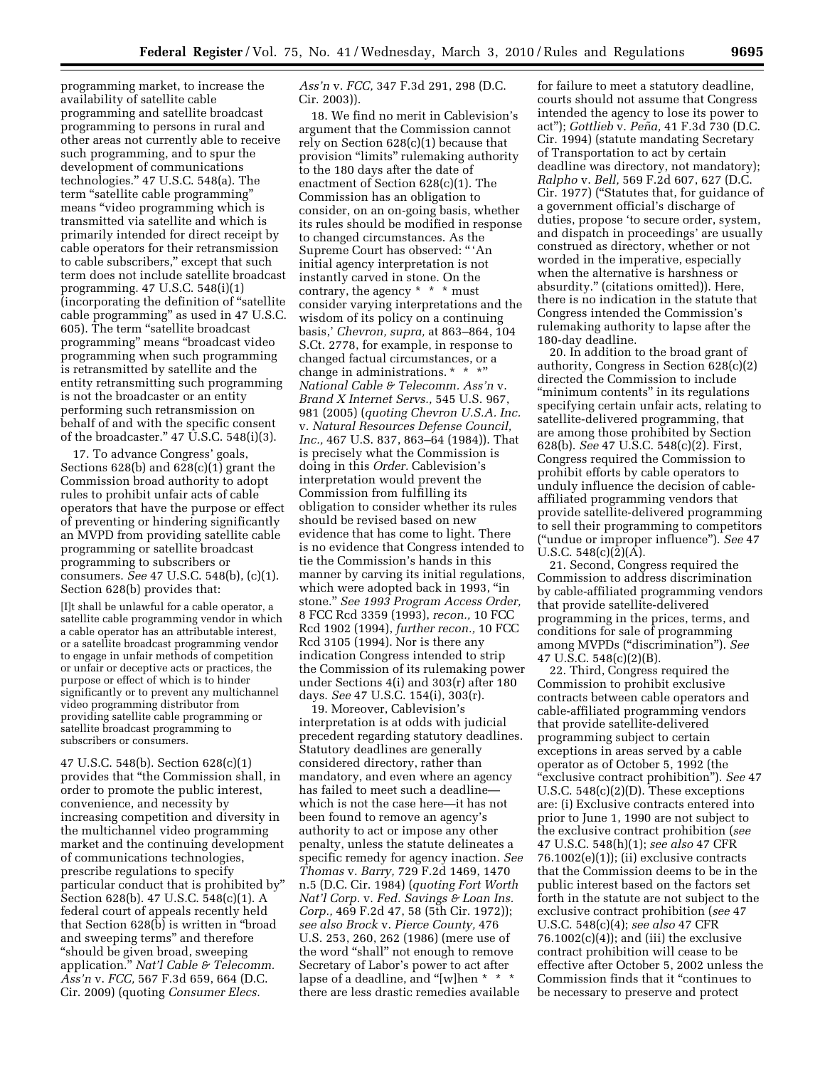programming market, to increase the availability of satellite cable programming and satellite broadcast programming to persons in rural and other areas not currently able to receive such programming, and to spur the development of communications technologies." 47 U.S.C. 548(a). The term "satellite cable programming" means "video programming which is transmitted via satellite and which is primarily intended for direct receipt by cable operators for their retransmission to cable subscribers," except that such term does not include satellite broadcast programming. 47 U.S.C. 548(i)(1) (incorporating the definition of "satellite cable programming" as used in 47 U.S.C. 605). The term "satellite broadcast programming" means "broadcast video programming when such programming is retransmitted by satellite and the entity retransmitting such programming is not the broadcaster or an entity performing such retransmission on behalf of and with the specific consent of the broadcaster." 47 U.S.C. 548(i)(3).

17. To advance Congress' goals, Sections 628(b) and 628(c)(1) grant the Commission broad authority to adopt rules to prohibit unfair acts of cable operators that have the purpose or effect of preventing or hindering significantly an MVPD from providing satellite cable programming or satellite broadcast programming to subscribers or consumers. *See* 47 U.S.C. 548(b), (c)(1). Section 628(b) provides that:

> [I]t shall be unlawful for a cable operator, a satellite cable programming vendor in which a cable operator has an attributable interest, or a satellite broadcast programming vendor to engage in unfair methods of competition or unfair or deceptive acts or practices, the purpose or effect of which is to hinder significantly or to prevent any multichannel video programming distributor from providing satellite cable programming or satellite broadcast programming to subscribers or consumers.

47 U.S.C. 548(b). Section 628(c)(1) provides that "the Commission shall, in order to promote the public interest, convenience, and necessity by increasing competition and diversity in the multichannel video programming market and the continuing development of communications technologies, prescribe regulations to specify particular conduct that is prohibited by" Section 628(b). 47 U.S.C. 548(c)(1). A federal court of appeals recently held that Section 628(b) is written in "broad and sweeping terms" and therefore "should be given broad, sweeping application." *Nat'l Cable & Telecomm. Ass'n* v. *FCC,* 567 F.3d 659, 664 (D.C. Cir. 2009) (quoting *Consumer Elecs. Ass'n* v. *FCC,* 347 F.3d 291, 298 (D.C. Cir. 2003)).

18. We find no merit in Cablevision's argument that the Commission cannot rely on Section 628(c)(1) because that provision "limits" rulemaking authority to the 180 days after the date of enactment of Section 628(c)(1). The Commission has an obligation to consider, on an on-going basis, whether its rules should be modified in response to changed circumstances. As the Supreme Court has observed: "'An initial agency interpretation is not instantly carved in stone. On the contrary, the agency * * * must consider varying interpretations and the wisdom of its policy on a continuing basis,' *Chevron, supra,* at 863–864, 104 S.Ct. 2778, for example, in response to changed factual circumstances, or a change in administrations. * * *" *National Cable & Telecomm. Ass'n* v. *Brand X Internet Servs.,* 545 U.S. 967, 981 (2005) (*quoting Chevron U.S.A. Inc.* v. *Natural Resources Defense Council, Inc.,* 467 U.S. 837, 863–64 (1984)). That is precisely what the Commission is doing in this *Order.* Cablevision's interpretation would prevent the Commission from fulfilling its obligation to consider whether its rules should be revised based on new evidence that has come to light. There is no evidence that Congress intended to tie the Commission's hands in this manner by carving its initial regulations, which were adopted back in 1993, "in stone." *See 1993 Program Access Order,* 8 FCC Rcd 3359 (1993), *recon.,* 10 FCC Rcd 1902 (1994), *further recon.,* 10 FCC Rcd 3105 (1994). Nor is there any indication Congress intended to strip the Commission of its rulemaking power under Sections 4(i) and 303(r) after 180 days. *See* 47 U.S.C. 154(i), 303(r).

19. Moreover, Cablevision's interpretation is at odds with judicial precedent regarding statutory deadlines. Statutory deadlines are generally considered directory, rather than mandatory, and even where an agency has failed to meet such a deadline—which is not the case here—it has not been found to remove an agency's authority to act or impose any other penalty, unless the statute delineates a specific remedy for agency inaction. *See Thomas* v. *Barry,* 729 F.2d 1469, 1470 n.5 (D.C. Cir. 1984) (*quoting Fort Worth Nat'l Corp.* v. *Fed. Savings & Loan Ins. Corp.,* 469 F.2d 47, 58 (5th Cir. 1972)); *see also Brock* v. *Pierce County,* 476 U.S. 253, 260, 262 (1986) (mere use of the word "shall" not enough to remove Secretary of Labor's power to act after lapse of a deadline, and "[w]hen * * * there are less drastic remedies available for failure to meet a statutory deadline, courts should not assume that Congress intended the agency to lose its power to act"); *Gottlieb* v. *Peña,* 41 F.3d 730 (D.C. Cir. 1994) (statute mandating Secretary of Transportation to act by certain deadline was directory, not mandatory); *Ralpho* v. *Bell,* 569 F.2d 607, 627 (D.C. Cir. 1977) ("Statutes that, for guidance of a government official's discharge of duties, propose 'to secure order, system, and dispatch in proceedings' are usually construed as directory, whether or not worded in the imperative, especially when the alternative is harshness or absurdity." (citations omitted)). Here, there is no indication in the statute that Congress intended the Commission's rulemaking authority to lapse after the 180-day deadline.

20. In addition to the broad grant of authority, Congress in Section 628(c)(2) directed the Commission to include "minimum contents" in its regulations specifying certain unfair acts, relating to satellite-delivered programming, that are among those prohibited by Section 628(b). *See* 47 U.S.C. 548(c)(2). First, Congress required the Commission to prohibit efforts by cable operators to unduly influence the decision of cable-affiliated programming vendors that provide satellite-delivered programming to sell their programming to competitors ("undue or improper influence"). *See* 47 U.S.C. 548(c)(2)(A).

21. Second, Congress required the Commission to address discrimination by cable-affiliated programming vendors that provide satellite-delivered programming in the prices, terms, and conditions for sale of programming among MVPDs ("discrimination"). *See* 47 U.S.C. 548(c)(2)(B).

22. Third, Congress required the Commission to prohibit exclusive contracts between cable operators and cable-affiliated programming vendors that provide satellite-delivered programming subject to certain exceptions in areas served by a cable operator as of October 5, 1992 (the "exclusive contract prohibition"). *See* 47 U.S.C. 548(c)(2)(D). These exceptions are: (i) Exclusive contracts entered into prior to June 1, 1990 are not subject to the exclusive contract prohibition (*see* 47 U.S.C. 548(h)(1); *see also* 47 CFR 76.1002(e)(1)); (ii) exclusive contracts that the Commission deems to be in the public interest based on the factors set forth in the statute are not subject to the exclusive contract prohibition (*see* 47 U.S.C. 548(c)(4); *see also* 47 CFR 76.1002(c)(4)); and (iii) the exclusive contract prohibition will cease to be effective after October 5, 2002 unless the Commission finds that it "continues to be necessary to preserve and protect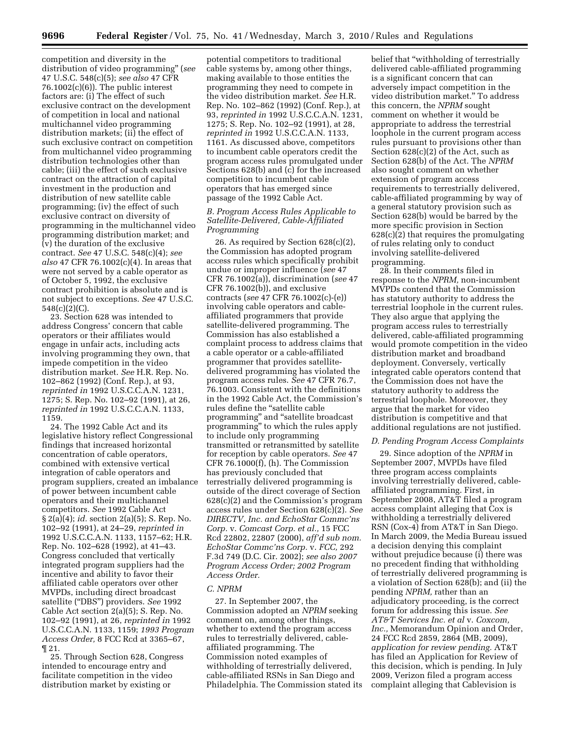competition and diversity in the distribution of video programming" (*see* 47 U.S.C. 548(c)(5); *see also* 47 CFR 76.1002(c)(6)). The public interest factors are: (i) The effect of such exclusive contract on the development of competition in local and national multichannel video programming distribution markets; (ii) the effect of such exclusive contract on competition from multichannel video programming distribution technologies other than cable; (iii) the effect of such exclusive contract on the attraction of capital investment in the production and distribution of new satellite cable programming; (iv) the effect of such exclusive contract on diversity of programming in the multichannel video programming distribution market; and (v) the duration of the exclusive contract. *See* 47 U.S.C. 548(c)(4); *see also* 47 CFR 76.1002(c)(4). In areas that were not served by a cable operator as of October 5, 1992, the exclusive contract prohibition is absolute and is not subject to exceptions. *See* 47 U.S.C. 548(c)(2)(C).

23. Section 628 was intended to address Congress' concern that cable operators or their affiliates would engage in unfair acts, including acts involving programming they own, that impede competition in the video distribution market. *See* H.R. Rep. No. 102–862 (1992) (Conf. Rep.), at 93, *reprinted in* 1992 U.S.C.C.A.N. 1231, 1275; S. Rep. No. 102–92 (1991), at 26, *reprinted in* 1992 U.S.C.C.A.N. 1133, 1159.

24. The 1992 Cable Act and its legislative history reflect Congressional findings that increased horizontal concentration of cable operators, combined with extensive vertical integration of cable operators and program suppliers, created an imbalance of power between incumbent cable operators and their multichannel competitors. *See* 1992 Cable Act § 2(a)(4); *id.* section 2(a)(5); S. Rep. No. 102–92 (1991), at 24–29, *reprinted in* 1992 U.S.C.C.A.N. 1133, 1157–62; H.R. Rep. No. 102–628 (1992), at 41–43. Congress concluded that vertically integrated program suppliers had the incentive and ability to favor their affiliated cable operators over other MVPDs, including direct broadcast satellite ("DBS") providers. *See* 1992 Cable Act section 2(a)(5); S. Rep. No. 102–92 (1991), at 26, *reprinted in* 1992 U.S.C.C.A.N. 1133, 1159; *1993 Program Access Order,* 8 FCC Rcd at 3365–67, ¶ 21.

25. Through Section 628, Congress intended to encourage entry and facilitate competition in the video distribution market by existing or potential competitors to traditional cable systems by, among other things, making available to those entities the programming they need to compete in the video distribution market. *See* H.R. Rep. No. 102–862 (1992) (Conf. Rep.), at 93, *reprinted in* 1992 U.S.C.C.A.N. 1231, 1275; S. Rep. No. 102–92 (1991), at 28, *reprinted in* 1992 U.S.C.C.A.N. 1133, 1161. As discussed above, competitors to incumbent cable operators credit the program access rules promulgated under Sections 628(b) and (c) for the increased competition to incumbent cable operators that has emerged since passage of the 1992 Cable Act.

### *B. Program Access Rules Applicable to Satellite-Delivered, Cable-Affiliated Programming*

26. As required by Section 628(c)(2), the Commission has adopted program access rules which specifically prohibit undue or improper influence (*see* 47 CFR 76.1002(a)), discrimination (*see* 47 CFR 76.1002(b)), and exclusive contracts (*see* 47 CFR 76.1002(c)-(e)) involving cable operators and cable-affiliated programmers that provide satellite-delivered programming. The Commission has also established a complaint process to address claims that a cable operator or a cable-affiliated programmer that provides satellite-delivered programming has violated the program access rules. *See* 47 CFR 76.7, 76.1003. Consistent with the definitions in the 1992 Cable Act, the Commission's rules define the "satellite cable programming" and "satellite broadcast programming" to which the rules apply to include only programming transmitted or retransmitted by satellite for reception by cable operators. *See* 47 CFR 76.1000(f), (h). The Commission has previously concluded that terrestrially delivered programming is outside of the direct coverage of Section 628(c)(2) and the Commission's program access rules under Section 628(c)(2). *See DIRECTV, Inc. and EchoStar Commc'ns Corp.* v. *Comcast Corp. et al.,* 15 FCC Rcd 22802, 22807 (2000), *aff'd sub nom. EchoStar Commc'ns Corp.* v. *FCC,* 292 F.3d 749 (D.C. Cir. 2002); *see also 2007 Program Access Order; 2002 Program Access Order.*

### *C. NPRM*

27. In September 2007, the Commission adopted an *NPRM* seeking comment on, among other things, whether to extend the program access rules to terrestrially delivered, cable-affiliated programming. The Commission noted examples of withholding of terrestrially delivered, cable-affiliated RSNs in San Diego and Philadelphia. The Commission stated its belief that "withholding of terrestrially delivered cable-affiliated programming is a significant concern that can adversely impact competition in the video distribution market." To address this concern, the *NPRM* sought comment on whether it would be appropriate to address the terrestrial loophole in the current program access rules pursuant to provisions other than Section 628(c)(2) of the Act, such as Section 628(b) of the Act. The *NPRM* also sought comment on whether extension of program access requirements to terrestrially delivered, cable-affiliated programming by way of a general statutory provision such as Section 628(b) would be barred by the more specific provision in Section 628(c)(2) that requires the promulgating of rules relating only to conduct involving satellite-delivered programming.

28. In their comments filed in response to the *NPRM,* non-incumbent MVPDs contend that the Commission has statutory authority to address the terrestrial loophole in the current rules. They also argue that applying the program access rules to terrestrially delivered, cable-affiliated programming would promote competition in the video distribution market and broadband deployment. Conversely, vertically integrated cable operators contend that the Commission does not have the statutory authority to address the terrestrial loophole. Moreover, they argue that the market for video distribution is competitive and that additional regulations are not justified.

### *D. Pending Program Access Complaints*

29. Since adoption of the *NPRM* in September 2007, MVPDs have filed three program access complaints involving terrestrially delivered, cable-affiliated programming. First, in September 2008, AT&T filed a program access complaint alleging that Cox is withholding a terrestrially delivered RSN (Cox-4) from AT&T in San Diego. In March 2009, the Media Bureau issued a decision denying this complaint without prejudice because (i) there was no precedent finding that withholding of terrestrially delivered programming is a violation of Section 628(b); and (ii) the pending *NPRM,* rather than an adjudicatory proceeding, is the correct forum for addressing this issue. *See AT&T Services Inc. et al* v. *Coxcom, Inc.,* Memorandum Opinion and Order, 24 FCC Rcd 2859, 2864 (MB, 2009), *application for review pending.* AT&T has filed an Application for Review of this decision, which is pending. In July 2009, Verizon filed a program access complaint alleging that Cablevision is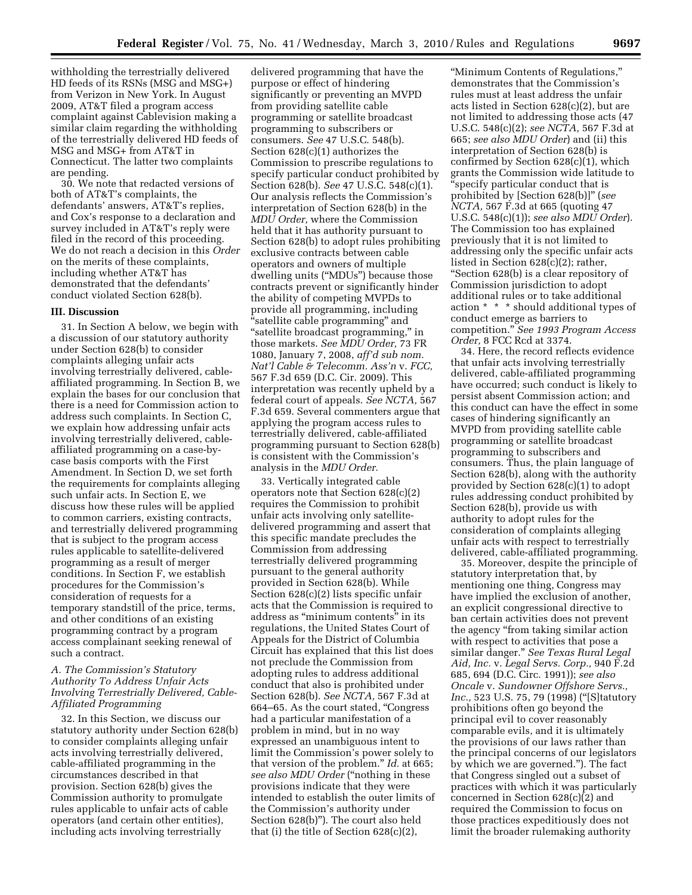withholding the terrestrially delivered HD feeds of its RSNs (MSG and MSG+) from Verizon in New York. In August 2009, AT&T filed a program access complaint against Cablevision making a similar claim regarding the withholding of the terrestrially delivered HD feeds of MSG and MSG+ from AT&T in Connecticut. The latter two complaints are pending.

30. We note that redacted versions of both of AT&T's complaints, the defendants' answers, AT&T's replies, and Cox's response to a declaration and survey included in AT&T's reply were filed in the record of this proceeding. We do not reach a decision in this *Order* on the merits of these complaints, including whether AT&T has demonstrated that the defendants' conduct violated Section 628(b).

## III. Discussion

31. In Section A below, we begin with a discussion of our statutory authority under Section 628(b) to consider complaints alleging unfair acts involving terrestrially delivered, cable-affiliated programming. In Section B, we explain the bases for our conclusion that there is a need for Commission action to address such complaints. In Section C, we explain how addressing unfair acts involving terrestrially delivered, cable-affiliated programming on a case-by-case basis comports with the First Amendment. In Section D, we set forth the requirements for complaints alleging such unfair acts. In Section E, we discuss how these rules will be applied to common carriers, existing contracts, and terrestrially delivered programming that is subject to the program access rules applicable to satellite-delivered programming as a result of merger conditions. In Section F, we establish procedures for the Commission's consideration of requests for a temporary standstill of the price, terms, and other conditions of an existing programming contract by a program access complainant seeking renewal of such a contract.

### *A. The Commission's Statutory Authority To Address Unfair Acts Involving Terrestrially Delivered, Cable-Affiliated Programming*

32. In this Section, we discuss our statutory authority under Section 628(b) to consider complaints alleging unfair acts involving terrestrially delivered, cable-affiliated programming in the circumstances described in that provision. Section 628(b) gives the Commission authority to promulgate rules applicable to unfair acts of cable operators (and certain other entities), including acts involving terrestrially delivered programming that have the purpose or effect of hindering significantly or preventing an MVPD from providing satellite cable programming or satellite broadcast programming to subscribers or consumers. *See* 47 U.S.C. 548(b). Section 628(c)(1) authorizes the Commission to prescribe regulations to specify particular conduct prohibited by Section 628(b). *See* 47 U.S.C. 548(c)(1). Our analysis reflects the Commission's interpretation of Section 628(b) in the *MDU Order,* where the Commission held that it has authority pursuant to Section 628(b) to adopt rules prohibiting exclusive contracts between cable operators and owners of multiple dwelling units ("MDUs") because those contracts prevent or significantly hinder the ability of competing MVPDs to provide all programming, including "satellite cable programming" and "satellite broadcast programming," in those markets. *See MDU Order,* 73 FR 1080, January 7, 2008, *aff'd sub nom. Nat'l Cable & Telecomm. Ass'n* v. *FCC,* 567 F.3d 659 (D.C. Cir. 2009). This interpretation was recently upheld by a federal court of appeals. *See NCTA,* 567 F.3d 659. Several commenters argue that applying the program access rules to terrestrially delivered, cable-affiliated programming pursuant to Section 628(b) is consistent with the Commission's analysis in the *MDU Order.*

33. Vertically integrated cable operators note that Section 628(c)(2) requires the Commission to prohibit unfair acts involving only satellite-delivered programming and assert that this specific mandate precludes the Commission from addressing terrestrially delivered programming pursuant to the general authority provided in Section 628(b). While Section 628(c)(2) lists specific unfair acts that the Commission is required to address as "minimum contents" in its regulations, the United States Court of Appeals for the District of Columbia Circuit has explained that this list does not preclude the Commission from adopting rules to address additional conduct that also is prohibited under Section 628(b). *See NCTA,* 567 F.3d at 664–65. As the court stated, "Congress had a particular manifestation of a problem in mind, but in no way expressed an unambiguous intent to limit the Commission's power solely to that version of the problem." *Id.* at 665; *see also MDU Order* ("nothing in these provisions indicate that they were intended to establish the outer limits of the Commission's authority under Section 628(b)"). The court also held that (i) the title of Section 628(c)(2), "Minimum Contents of Regulations," demonstrates that the Commission's rules must at least address the unfair acts listed in Section 628(c)(2), but are not limited to addressing those acts (47 U.S.C. 548(c)(2); *see NCTA,* 567 F.3d at 665; *see also MDU Order*) and (ii) this interpretation of Section 628(b) is confirmed by Section 628(c)(1), which grants the Commission wide latitude to "specify particular conduct that is prohibited by [Section 628(b)]" (*see NCTA,* 567 F.3d at 665 (quoting 47 U.S.C. 548(c)(1)); *see also MDU Order*). The Commission too has explained previously that it is not limited to addressing only the specific unfair acts listed in Section 628(c)(2); rather, "Section 628(b) is a clear repository of Commission jurisdiction to adopt additional rules or to take additional action * * * should additional types of conduct emerge as barriers to competition." *See 1993 Program Access Order,* 8 FCC Rcd at 3374.

34. Here, the record reflects evidence that unfair acts involving terrestrially delivered, cable-affiliated programming have occurred; such conduct is likely to persist absent Commission action; and this conduct can have the effect in some cases of hindering significantly an MVPD from providing satellite cable programming or satellite broadcast programming to subscribers and consumers. Thus, the plain language of Section 628(b), along with the authority provided by Section 628(c)(1) to adopt rules addressing conduct prohibited by Section 628(b), provide us with authority to adopt rules for the consideration of complaints alleging unfair acts with respect to terrestrially delivered, cable-affiliated programming.

35. Moreover, despite the principle of statutory interpretation that, by mentioning one thing, Congress may have implied the exclusion of another, an explicit congressional directive to ban certain activities does not prevent the agency "from taking similar action with respect to activities that pose a similar danger." *See Texas Rural Legal Aid, Inc.* v. *Legal Servs. Corp.,* 940 F.2d 685, 694 (D.C. Circ. 1991)); *see also Oncale* v. *Sundowner Offshore Servs., Inc.,* 523 U.S. 75, 79 (1998) ("[S]tatutory prohibitions often go beyond the principal evil to cover reasonably comparable evils, and it is ultimately the provisions of our laws rather than the principal concerns of our legislators by which we are governed."). The fact that Congress singled out a subset of practices with which it was particularly concerned in Section 628(c)(2) and required the Commission to focus on those practices expeditiously does not limit the broader rulemaking authority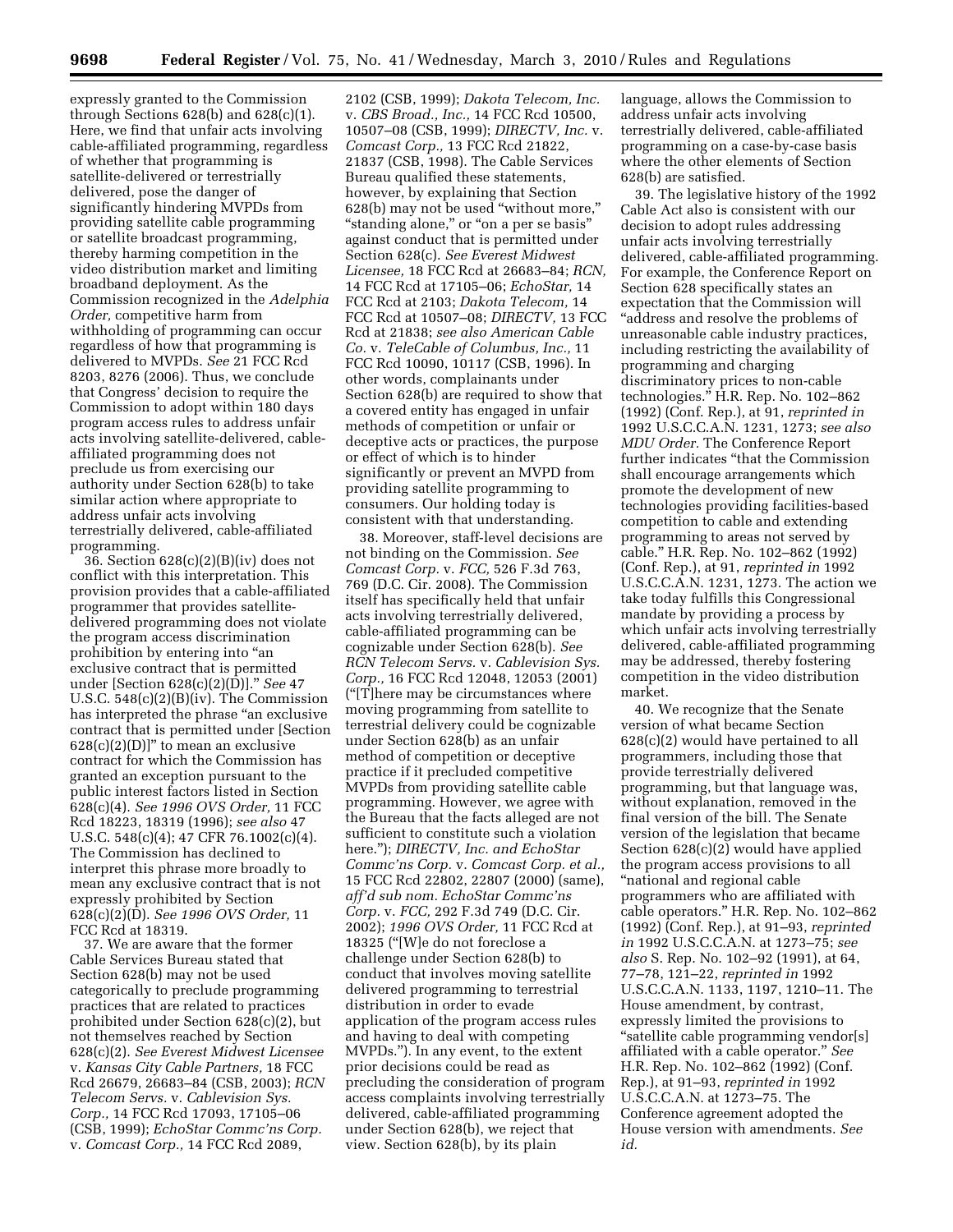expressly granted to the Commission through Sections 628(b) and 628(c)(1). Here, we find that unfair acts involving cable-affiliated programming, regardless of whether that programming is satellite-delivered or terrestrially delivered, pose the danger of significantly hindering MVPDs from providing satellite cable programming or satellite broadcast programming, thereby harming competition in the video distribution market and limiting broadband deployment. As the Commission recognized in the *Adelphia Order,* competitive harm from withholding of programming can occur regardless of how that programming is delivered to MVPDs. *See* 21 FCC Rcd 8203, 8276 (2006). Thus, we conclude that Congress' decision to require the Commission to adopt within 180 days program access rules to address unfair acts involving satellite-delivered, cable-affiliated programming does not preclude us from exercising our authority under Section 628(b) to take similar action where appropriate to address unfair acts involving terrestrially delivered, cable-affiliated programming.

36. Section 628(c)(2)(B)(iv) does not conflict with this interpretation. This provision provides that a cable-affiliated programmer that provides satellite-delivered programming does not violate the program access discrimination prohibition by entering into "an exclusive contract that is permitted under [Section 628(c)(2)(D)]." *See* 47 U.S.C. 548(c)(2)(B)(iv). The Commission has interpreted the phrase "an exclusive contract that is permitted under [Section 628(c)(2)(D)]" to mean an exclusive contract for which the Commission has granted an exception pursuant to the public interest factors listed in Section 628(c)(4). *See 1996 OVS Order,* 11 FCC Rcd 18223, 18319 (1996); *see also* 47 U.S.C. 548(c)(4); 47 CFR 76.1002(c)(4). The Commission has declined to interpret this phrase more broadly to mean any exclusive contract that is not expressly prohibited by Section 628(c)(2)(D). *See 1996 OVS Order,* 11 FCC Rcd at 18319.

37. We are aware that the former Cable Services Bureau stated that Section 628(b) may not be used categorically to preclude programming practices that are related to practices prohibited under Section 628(c)(2), but not themselves reached by Section 628(c)(2). *See Everest Midwest Licensee* v. *Kansas City Cable Partners,* 18 FCC Rcd 26679, 26683–84 (CSB, 2003); *RCN Telecom Servs.* v. *Cablevision Sys. Corp.,* 14 FCC Rcd 17093, 17105–06 (CSB, 1999); *EchoStar Commc'ns Corp.* v. *Comcast Corp.,* 14 FCC Rcd 2089, 2102 (CSB, 1999); *Dakota Telecom, Inc.* v. *CBS Broad., Inc.,* 14 FCC Rcd 10500, 10507–08 (CSB, 1999); *DIRECTV, Inc.* v. *Comcast Corp.,* 13 FCC Rcd 21822, 21837 (CSB, 1998). The Cable Services Bureau qualified these statements, however, by explaining that Section 628(b) may not be used "without more," "standing alone," or "on a per se basis" against conduct that is permitted under Section 628(c). *See Everest Midwest Licensee,* 18 FCC Rcd at 26683–84; *RCN,* 14 FCC Rcd at 17105–06; *EchoStar,* 14 FCC Rcd at 2103; *Dakota Telecom,* 14 FCC Rcd at 10507–08; *DIRECTV,* 13 FCC Rcd at 21838; *see also American Cable Co.* v. *TeleCable of Columbus, Inc.,* 11 FCC Rcd 10090, 10117 (CSB, 1996). In other words, complainants under Section 628(b) are required to show that a covered entity has engaged in unfair methods of competition or unfair or deceptive acts or practices, the purpose or effect of which is to hinder significantly or prevent an MVPD from providing satellite programming to consumers. Our holding today is consistent with that understanding.

38. Moreover, staff-level decisions are not binding on the Commission. *See Comcast Corp.* v. *FCC,* 526 F.3d 763, 769 (D.C. Cir. 2008). The Commission itself has specifically held that unfair acts involving terrestrially delivered, cable-affiliated programming can be cognizable under Section 628(b). *See RCN Telecom Servs.* v. *Cablevision Sys. Corp.,* 16 FCC Rcd 12048, 12053 (2001) ("[T]here may be circumstances where moving programming from satellite to terrestrial delivery could be cognizable under Section 628(b) as an unfair method of competition or deceptive practice if it precluded competitive MVPDs from providing satellite cable programming. However, we agree with the Bureau that the facts alleged are not sufficient to constitute such a violation here."); *DIRECTV, Inc. and EchoStar Commc'ns Corp.* v. *Comcast Corp. et al.,* 15 FCC Rcd 22802, 22807 (2000) (same), *aff'd sub nom. EchoStar Commc'ns Corp.* v. *FCC,* 292 F.3d 749 (D.C. Cir. 2002); *1996 OVS Order,* 11 FCC Rcd at 18325 ("[W]e do not foreclose a challenge under Section 628(b) to conduct that involves moving satellite delivered programming to terrestrial distribution in order to evade application of the program access rules and having to deal with competing MVPDs."). In any event, to the extent prior decisions could be read as precluding the consideration of program access complaints involving terrestrially delivered, cable-affiliated programming under Section 628(b), we reject that view. Section 628(b), by its plain language, allows the Commission to address unfair acts involving terrestrially delivered, cable-affiliated programming on a case-by-case basis where the other elements of Section 628(b) are satisfied.

39. The legislative history of the 1992 Cable Act also is consistent with our decision to adopt rules addressing unfair acts involving terrestrially delivered, cable-affiliated programming. For example, the Conference Report on Section 628 specifically states an expectation that the Commission will "address and resolve the problems of unreasonable cable industry practices, including restricting the availability of programming and charging discriminatory prices to non-cable technologies." H.R. Rep. No. 102–862 (1992) (Conf. Rep.), at 91, *reprinted in* 1992 U.S.C.C.A.N. 1231, 1273; *see also MDU Order.* The Conference Report further indicates "that the Commission shall encourage arrangements which promote the development of new technologies providing facilities-based competition to cable and extending programming to areas not served by cable." H.R. Rep. No. 102–862 (1992) (Conf. Rep.), at 91, *reprinted in* 1992 U.S.C.C.A.N. 1231, 1273. The action we take today fulfills this Congressional mandate by providing a process by which unfair acts involving terrestrially delivered, cable-affiliated programming may be addressed, thereby fostering competition in the video distribution market.

40. We recognize that the Senate version of what became Section 628(c)(2) would have pertained to all programmers, including those that provide terrestrially delivered programming, but that language was, without explanation, removed in the final version of the bill. The Senate version of the legislation that became Section 628(c)(2) would have applied the program access provisions to all "national and regional cable programmers who are affiliated with cable operators." H.R. Rep. No. 102–862 (1992) (Conf. Rep.), at 91–93, *reprinted in* 1992 U.S.C.C.A.N. at 1273–75; *see also* S. Rep. No. 102–92 (1991), at 64, 77–78, 121–22, *reprinted in* 1992 U.S.C.C.A.N. 1133, 1197, 1210–11. The House amendment, by contrast, expressly limited the provisions to "satellite cable programming vendor[s] affiliated with a cable operator." *See* H.R. Rep. No. 102–862 (1992) (Conf. Rep.), at 91–93, *reprinted in* 1992 U.S.C.C.A.N. at 1273–75. The Conference agreement adopted the House version with amendments. *See id.*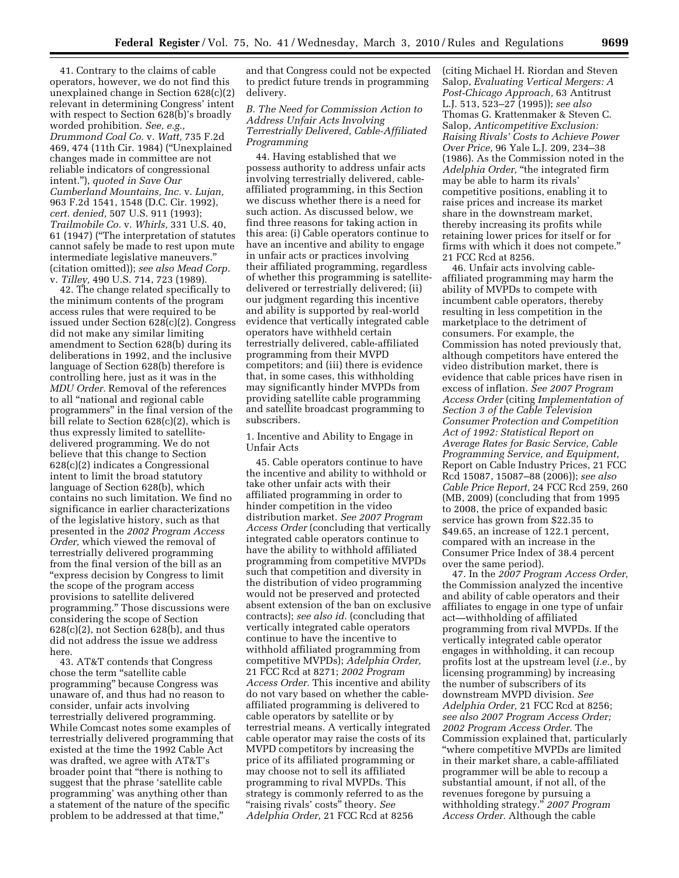41. Contrary to the claims of cable operators, however, we do not find this unexplained change in Section 628(c)(2) relevant in determining Congress' intent with respect to Section 628(b)'s broadly worded prohibition. *See, e.g., Drummond Coal Co.* v. *Watt,* 735 F.2d 469, 474 (11th Cir. 1984) ("Unexplained changes made in committee are not reliable indicators of congressional intent."), *quoted in Save Our Cumberland Mountains, Inc.* v. *Lujan,* 963 F.2d 1541, 1548 (D.C. Cir. 1992), *cert. denied,* 507 U.S. 911 (1993); *Trailmobile Co.* v. *Whirls,* 331 U.S. 40, 61 (1947) ("The interpretation of statutes cannot safely be made to rest upon mute intermediate legislative maneuvers." (citation omitted)); *see also Mead Corp.* v. *Tilley,* 490 U.S. 714, 723 (1989).

42. The change related specifically to the minimum contents of the program access rules that were required to be issued under Section 628(c)(2). Congress did not make any similar limiting amendment to Section 628(b) during its deliberations in 1992, and the inclusive language of Section 628(b) therefore is controlling here, just as it was in the *MDU Order.* Removal of the references to all "national and regional cable programmers" in the final version of the bill relate to Section 628(c)(2), which is thus expressly limited to satellite-delivered programming. We do not believe that this change to Section 628(c)(2) indicates a Congressional intent to limit the broad statutory language of Section 628(b), which contains no such limitation. We find no significance in earlier characterizations of the legislative history, such as that presented in the *2002 Program Access Order,* which viewed the removal of terrestrially delivered programming from the final version of the bill as an "express decision by Congress to limit the scope of the program access provisions to satellite delivered programming." Those discussions were considering the scope of Section 628(c)(2), not Section 628(b), and thus did not address the issue we address here.

43. AT&T contends that Congress chose the term "satellite cable programming" because Congress was unaware of, and thus had no reason to consider, unfair acts involving terrestrially delivered programming. While Comcast notes some examples of terrestrially delivered programming that existed at the time the 1992 Cable Act was drafted, we agree with AT&T's broader point that "there is nothing to suggest that the phrase 'satellite cable programming' was anything other than a statement of the nature of the specific problem to be addressed at that time," and that Congress could not be expected to predict future trends in programming delivery.

### *B. The Need for Commission Action to Address Unfair Acts Involving Terrestrially Delivered, Cable-Affiliated Programming*

44. Having established that we possess authority to address unfair acts involving terrestrially delivered, cable-affiliated programming, in this Section we discuss whether there is a need for such action. As discussed below, we find three reasons for taking action in this area: (i) Cable operators continue to have an incentive and ability to engage in unfair acts or practices involving their affiliated programming, regardless of whether this programming is satellite-delivered or terrestrially delivered; (ii) our judgment regarding this incentive and ability is supported by real-world evidence that vertically integrated cable operators have withheld certain terrestrially delivered, cable-affiliated programming from their MVPD competitors; and (iii) there is evidence that, in some cases, this withholding may significantly hinder MVPDs from providing satellite cable programming and satellite broadcast programming to subscribers.

#### 1. Incentive and Ability to Engage in Unfair Acts

45. Cable operators continue to have the incentive and ability to withhold or take other unfair acts with their affiliated programming in order to hinder competition in the video distribution market. *See 2007 Program Access Order* (concluding that vertically integrated cable operators continue to have the ability to withhold affiliated programming from competitive MVPDs such that competition and diversity in the distribution of video programming would not be preserved and protected absent extension of the ban on exclusive contracts); *see also id.* (concluding that vertically integrated cable operators continue to have the incentive to withhold affiliated programming from competitive MVPDs); *Adelphia Order,* 21 FCC Rcd at 8271; *2002 Program Access Order.* This incentive and ability do not vary based on whether the cable-affiliated programming is delivered to cable operators by satellite or by terrestrial means. A vertically integrated cable operator may raise the costs of its MVPD competitors by increasing the price of its affiliated programming or may choose not to sell its affiliated programming to rival MVPDs. This strategy is commonly referred to as the "raising rivals' costs" theory. *See Adelphia Order,* 21 FCC Rcd at 8256 (citing Michael H. Riordan and Steven Salop, *Evaluating Vertical Mergers: A Post-Chicago Approach,* 63 Antitrust L.J. 513, 523–27 (1995)); *see also* Thomas G. Krattenmaker & Steven C. Salop, *Anticompetitive Exclusion: Raising Rivals' Costs to Achieve Power Over Price,* 96 Yale L.J. 209, 234–38 (1986). As the Commission noted in the *Adelphia Order,* "the integrated firm may be able to harm its rivals' competitive positions, enabling it to raise prices and increase its market share in the downstream market, thereby increasing its profits while retaining lower prices for itself or for firms with which it does not compete." 21 FCC Rcd at 8256.

46. Unfair acts involving cable-affiliated programming may harm the ability of MVPDs to compete with incumbent cable operators, thereby resulting in less competition in the marketplace to the detriment of consumers. For example, the Commission has noted previously that, although competitors have entered the video distribution market, there is evidence that cable prices have risen in excess of inflation. *See 2007 Program Access Order* (citing *Implementation of Section 3 of the Cable Television Consumer Protection and Competition Act of 1992: Statistical Report on Average Rates for Basic Service, Cable Programming Service, and Equipment,* Report on Cable Industry Prices, 21 FCC Rcd 15087, 15087–88 (2006)); *see also Cable Price Report,* 24 FCC Rcd 259, 260 (MB, 2009) (concluding that from 1995 to 2008, the price of expanded basic service has grown from $22.35 to $49.65, an increase of 122.1 percent, compared with an increase in the Consumer Price Index of 38.4 percent over the same period).

47. In the *2007 Program Access Order,* the Commission analyzed the incentive and ability of cable operators and their affiliates to engage in one type of unfair act—withholding of affiliated programming from rival MVPDs. If the vertically integrated cable operator engages in withholding, it can recoup profits lost at the upstream level (*i.e.,* by licensing programming) by increasing the number of subscribers of its downstream MVPD division. *See Adelphia Order,* 21 FCC Rcd at 8256; *see also 2007 Program Access Order; 2002 Program Access Order.* The Commission explained that, particularly "where competitive MVPDs are limited in their market share, a cable-affiliated programmer will be able to recoup a substantial amount, if not all, of the revenues foregone by pursuing a withholding strategy." *2007 Program Access Order.* Although the cable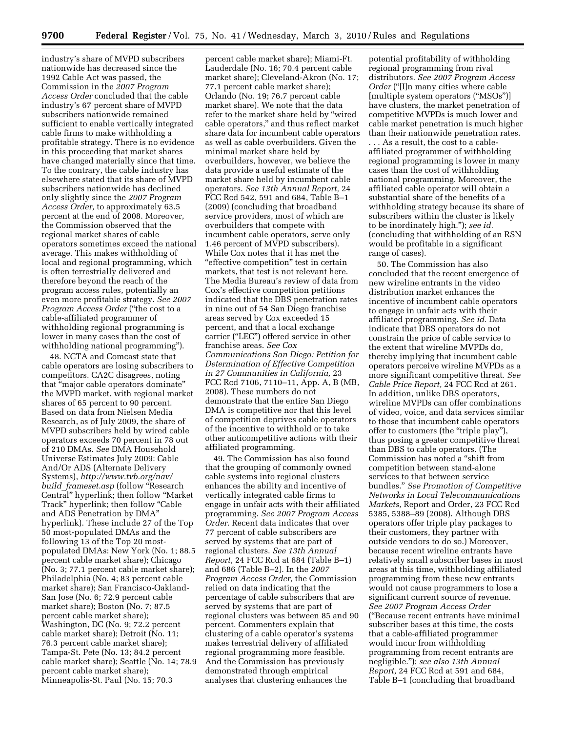industry's share of MVPD subscribers nationwide has decreased since the 1992 Cable Act was passed, the Commission in the *2007 Program Access Order* concluded that the cable industry's 67 percent share of MVPD subscribers nationwide remained sufficient to enable vertically integrated cable firms to make withholding a profitable strategy. There is no evidence in this proceeding that market shares have changed materially since that time. To the contrary, the cable industry has elsewhere stated that its share of MVPD subscribers nationwide has declined only slightly since the *2007 Program Access Order,* to approximately 63.5 percent at the end of 2008. Moreover, the Commission observed that the regional market shares of cable operators sometimes exceed the national average. This makes withholding of local and regional programming, which is often terrestrially delivered and therefore beyond the reach of the program access rules, potentially an even more profitable strategy. *See 2007 Program Access Order* ("the cost to a cable-affiliated programmer of withholding regional programming is lower in many cases than the cost of withholding national programming").

48. NCTA and Comcast state that cable operators are losing subscribers to competitors. CA2C disagrees, noting that "major cable operators dominate" the MVPD market, with regional market shares of 65 percent to 90 percent. Based on data from Nielsen Media Research, as of July 2009, the share of MVPD subscribers held by wired cable operators exceeds 70 percent in 78 out of 210 DMAs. *See* DMA Household Universe Estimates July 2009: Cable And/Or ADS (Alternate Delivery Systems), *http://www.tvb.org/nav/build_frameset.asp* (follow "Research Central" hyperlink; then follow "Market Track" hyperlink; then follow "Cable and ADS Penetration by DMA" hyperlink). These include 27 of the Top 50 most-populated DMAs and the following 13 of the Top 20 most-populated DMAs: New York (No. 1; 88.5 percent cable market share); Chicago (No. 3; 77.1 percent cable market share); Philadelphia (No. 4; 83 percent cable market share); San Francisco-Oakland-San Jose (No. 6; 72.9 percent cable market share); Boston (No. 7; 87.5 percent cable market share); Washington, DC (No. 9; 72.2 percent cable market share); Detroit (No. 11; 76.3 percent cable market share); Tampa-St. Pete (No. 13; 84.2 percent cable market share); Seattle (No. 14; 78.9 percent cable market share); Minneapolis-St. Paul (No. 15; 70.3 percent cable market share); Miami-Ft. Lauderdale (No. 16; 70.4 percent cable market share); Cleveland-Akron (No. 17; 77.1 percent cable market share); Orlando (No. 19; 76.7 percent cable market share). We note that the data refer to the market share held by "wired cable operators," and thus reflect market share data for incumbent cable operators as well as cable overbuilders. Given the minimal market share held by overbuilders, however, we believe the data provide a useful estimate of the market share held by incumbent cable operators. *See 13th Annual Report,* 24 FCC Rcd 542, 591 and 684, Table B–1 (2009) (concluding that broadband service providers, most of which are overbuilders that compete with incumbent cable operators, serve only 1.46 percent of MVPD subscribers). While Cox notes that it has met the "effective competition" test in certain markets, that test is not relevant here. The Media Bureau's review of data from Cox's effective competition petitions indicated that the DBS penetration rates in nine out of 54 San Diego franchise areas served by Cox exceeded 15 percent, and that a local exchange carrier ("LEC") offered service in other franchise areas. *See Cox Communications San Diego: Petition for Determination of Effective Competition in 27 Communities in California,* 23 FCC Rcd 7106, 7110–11, App. A, B (MB, 2008). These numbers do not demonstrate that the entire San Diego DMA is competitive nor that this level of competition deprives cable operators of the incentive to withhold or to take other anticompetitive actions with their affiliated programming.

49. The Commission has also found that the grouping of commonly owned cable systems into regional clusters enhances the ability and incentive of vertically integrated cable firms to engage in unfair acts with their affiliated programming. *See 2007 Program Access Order*. Recent data indicates that over 77 percent of cable subscribers are served by systems that are part of regional clusters. *See 13th Annual Report,* 24 FCC Rcd at 684 (Table B–1) and 686 (Table B–2). In the *2007 Program Access Order,* the Commission relied on data indicating that the percentage of cable subscribers that are served by systems that are part of regional clusters was between 85 and 90 percent. Commenters explain that clustering of a cable operator's systems makes terrestrial delivery of affiliated regional programming more feasible. And the Commission has previously demonstrated through empirical analyses that clustering enhances the potential profitability of withholding regional programming from rival distributors. *See 2007 Program Access Order* ("[I]n many cities where cable [multiple system operators ("MSOs")] have clusters, the market penetration of competitive MVPDs is much lower and cable market penetration is much higher than their nationwide penetration rates. . . . As a result, the cost to a cable-affiliated programmer of withholding regional programming is lower in many cases than the cost of withholding national programming. Moreover, the affiliated cable operator will obtain a substantial share of the benefits of a withholding strategy because its share of subscribers within the cluster is likely to be inordinately high."); *see id.* (concluding that withholding of an RSN would be profitable in a significant range of cases).

50. The Commission has also concluded that the recent emergence of new wireline entrants in the video distribution market enhances the incentive of incumbent cable operators to engage in unfair acts with their affiliated programming. *See id.* Data indicate that DBS operators do not constrain the price of cable service to the extent that wireline MVPDs do, thereby implying that incumbent cable operators perceive wireline MVPDs as a more significant competitive threat. *See Cable Price Report,* 24 FCC Rcd at 261. In addition, unlike DBS operators, wireline MVPDs can offer combinations of video, voice, and data services similar to those that incumbent cable operators offer to customers (the "triple play"), thus posing a greater competitive threat than DBS to cable operators. (The Commission has noted a "shift from competition between stand-alone services to that between service bundles." *See Promotion of Competitive Networks in Local Telecommunications Markets,* Report and Order, 23 FCC Rcd 5385, 5388–89 (2008). Although DBS operators offer triple play packages to their customers, they partner with outside vendors to do so.) Moreover, because recent wireline entrants have relatively small subscriber bases in most areas at this time, withholding affiliated programming from these new entrants would not cause programmers to lose a significant current source of revenue. *See 2007 Program Access Order* ("Because recent entrants have minimal subscriber bases at this time, the costs that a cable-affiliated programmer would incur from withholding programming from recent entrants are negligible."); *see also 13th Annual Report,* 24 FCC Rcd at 591 and 684, Table B–1 (concluding that broadband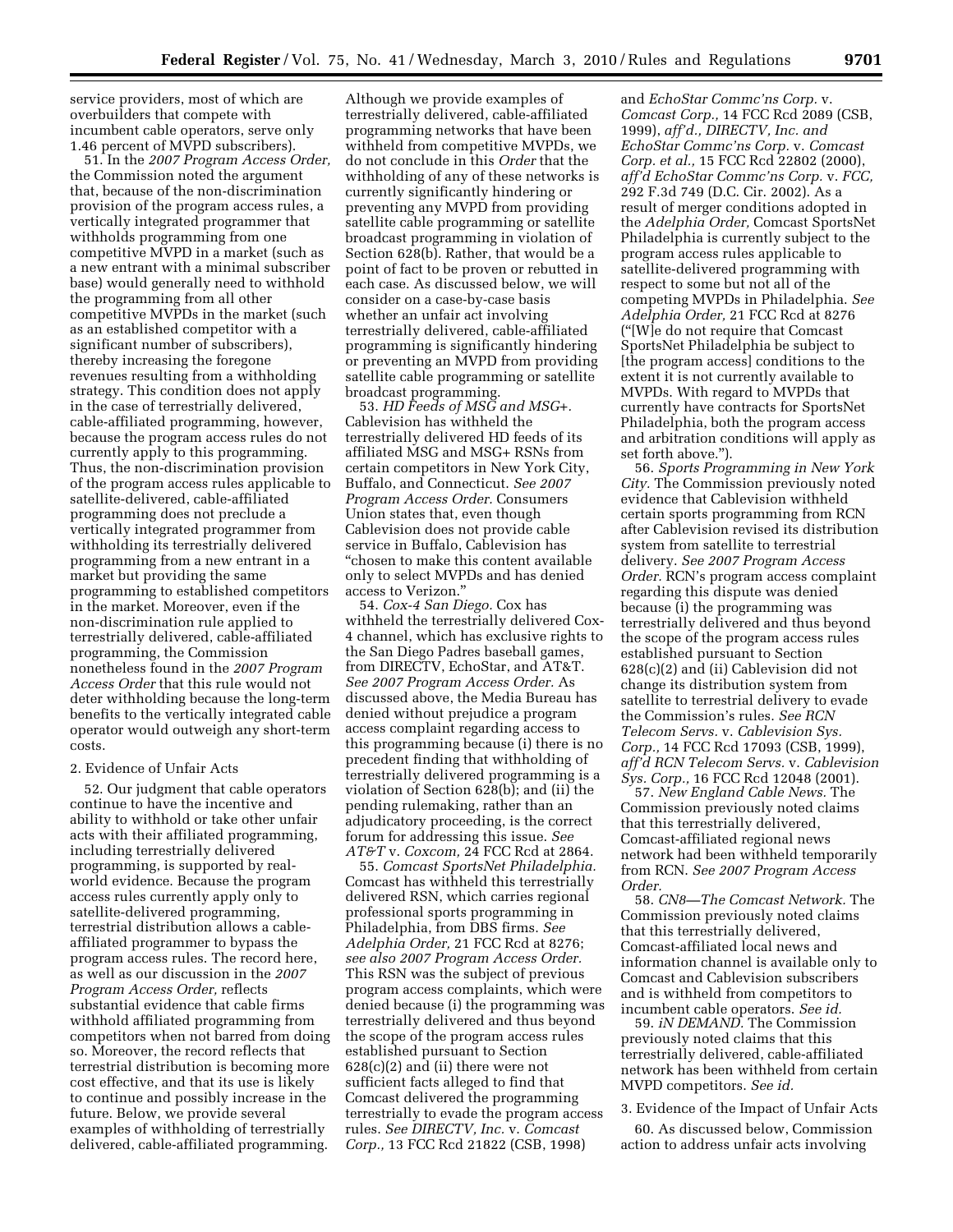service providers, most of which are overbuilders that compete with incumbent cable operators, serve only 1.46 percent of MVPD subscribers).

51. In the *2007 Program Access Order,* the Commission noted the argument that, because of the non-discrimination provision of the program access rules, a vertically integrated programmer that withholds programming from one competitive MVPD in a market (such as a new entrant with a minimal subscriber base) would generally need to withhold the programming from all other competitive MVPDs in the market (such as an established competitor with a significant number of subscribers), thereby increasing the foregone revenues resulting from a withholding strategy. This condition does not apply in the case of terrestrially delivered, cable-affiliated programming, however, because the program access rules do not currently apply to this programming. Thus, the non-discrimination provision of the program access rules applicable to satellite-delivered, cable-affiliated programming does not preclude a vertically integrated programmer from withholding its terrestrially delivered programming from a new entrant in a market but providing the same programming to established competitors in the market. Moreover, even if the non-discrimination rule applied to terrestrially delivered, cable-affiliated programming, the Commission nonetheless found in the *2007 Program Access Order* that this rule would not deter withholding because the long-term benefits to the vertically integrated cable operator would outweigh any short-term costs.

### 2. Evidence of Unfair Acts

52. Our judgment that cable operators continue to have the incentive and ability to withhold or take other unfair acts with their affiliated programming, including terrestrially delivered programming, is supported by real-world evidence. Because the program access rules currently apply only to satellite-delivered programming, terrestrial distribution allows a cable-affiliated programmer to bypass the program access rules. The record here, as well as our discussion in the *2007 Program Access Order,* reflects substantial evidence that cable firms withhold affiliated programming from competitors when not barred from doing so. Moreover, the record reflects that terrestrial distribution is becoming more cost effective, and that its use is likely to continue and possibly increase in the future. Below, we provide several examples of withholding of terrestrially delivered, cable-affiliated programming. Although we provide examples of terrestrially delivered, cable-affiliated programming networks that have been withheld from competitive MVPDs, we do not conclude in this *Order* that the withholding of any of these networks is currently significantly hindering or preventing any MVPD from providing satellite cable programming or satellite broadcast programming in violation of Section 628(b). Rather, that would be a point of fact to be proven or rebutted in each case. As discussed below, we will consider on a case-by-case basis whether an unfair act involving terrestrially delivered, cable-affiliated programming is significantly hindering or preventing an MVPD from providing satellite cable programming or satellite broadcast programming.

53. *HD Feeds of MSG and MSG+.* Cablevision has withheld the terrestrially delivered HD feeds of its affiliated MSG and MSG+ RSNs from certain competitors in New York City, Buffalo, and Connecticut. *See 2007 Program Access Order.* Consumers Union states that, even though Cablevision does not provide cable service in Buffalo, Cablevision has "chosen to make this content available only to select MVPDs and has denied access to Verizon."

54. *Cox-4 San Diego.* Cox has withheld the terrestrially delivered Cox-4 channel, which has exclusive rights to the San Diego Padres baseball games, from DIRECTV, EchoStar, and AT&T. *See 2007 Program Access Order.* As discussed above, the Media Bureau has denied without prejudice a program access complaint regarding access to this programming because (i) there is no precedent finding that withholding of terrestrially delivered programming is a violation of Section 628(b); and (ii) the pending rulemaking, rather than an adjudicatory proceeding, is the correct forum for addressing this issue. *See AT&T* v. *Coxcom,* 24 FCC Rcd at 2864.

55. *Comcast SportsNet Philadelphia.* Comcast has withheld this terrestrially delivered RSN, which carries regional professional sports programming in Philadelphia, from DBS firms. *See Adelphia Order,* 21 FCC Rcd at 8276; *see also 2007 Program Access Order.* This RSN was the subject of previous program access complaints, which were denied because (i) the programming was terrestrially delivered and thus beyond the scope of the program access rules established pursuant to Section 628(c)(2) and (ii) there were not sufficient facts alleged to find that Comcast delivered the programming terrestrially to evade the program access rules. *See DIRECTV, Inc.* v. *Comcast Corp.,* 13 FCC Rcd 21822 (CSB, 1998) and *EchoStar Commc'ns Corp.* v. *Comcast Corp.,* 14 FCC Rcd 2089 (CSB, 1999), *aff'd., DIRECTV, Inc. and EchoStar Commc'ns Corp.* v. *Comcast Corp. et al.,* 15 FCC Rcd 22802 (2000), *aff'd EchoStar Commc'ns Corp.* v. *FCC,* 292 F.3d 749 (D.C. Cir. 2002). As a result of merger conditions adopted in the *Adelphia Order,* Comcast SportsNet Philadelphia is currently subject to the program access rules applicable to satellite-delivered programming with respect to some but not all of the competing MVPDs in Philadelphia. *See Adelphia Order,* 21 FCC Rcd at 8276 ("[W]e do not require that Comcast SportsNet Philadelphia be subject to [the program access] conditions to the extent it is not currently available to MVPDs. With regard to MVPDs that currently have contracts for SportsNet Philadelphia, both the program access and arbitration conditions will apply as set forth above.").

56. *Sports Programming in New York City.* The Commission previously noted evidence that Cablevision withheld certain sports programming from RCN after Cablevision revised its distribution system from satellite to terrestrial delivery. *See 2007 Program Access Order.* RCN's program access complaint regarding this dispute was denied because (i) the programming was terrestrially delivered and thus beyond the scope of the program access rules established pursuant to Section 628(c)(2) and (ii) Cablevision did not change its distribution system from satellite to terrestrial delivery to evade the Commission's rules. *See RCN Telecom Servs.* v. *Cablevision Sys. Corp.,* 14 FCC Rcd 17093 (CSB, 1999), *aff'd RCN Telecom Servs.* v. *Cablevision Sys. Corp.,* 16 FCC Rcd 12048 (2001).

57. *New England Cable News.* The Commission previously noted claims that this terrestrially delivered, Comcast-affiliated regional news network had been withheld temporarily from RCN. *See 2007 Program Access Order.*

58. *CN8—The Comcast Network.* The Commission previously noted claims that this terrestrially delivered, Comcast-affiliated local news and information channel is available only to Comcast and Cablevision subscribers and is withheld from competitors to incumbent cable operators. *See id.*

59. *iN DEMAND.* The Commission previously noted claims that this terrestrially delivered, cable-affiliated network has been withheld from certain MVPD competitors. *See id.*

### 3. Evidence of the Impact of Unfair Acts

60. As discussed below, Commission action to address unfair acts involving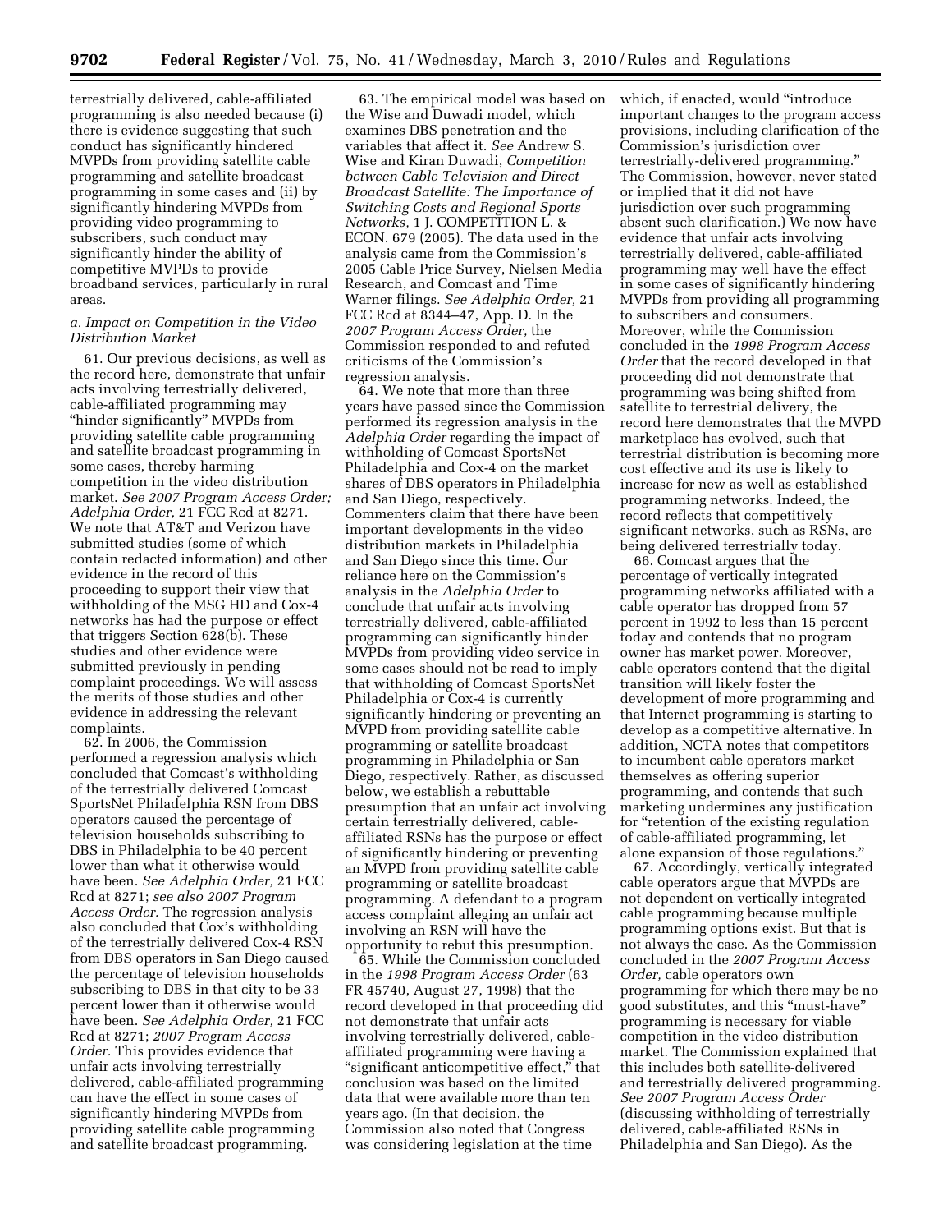terrestrially delivered, cable-affiliated programming is also needed because (i) there is evidence suggesting that such conduct has significantly hindered MVPDs from providing satellite cable programming and satellite broadcast programming in some cases and (ii) by significantly hindering MVPDs from providing video programming to subscribers, such conduct may significantly hinder the ability of competitive MVPDs to provide broadband services, particularly in rural areas.

### *a. Impact on Competition in the Video Distribution Market*

61. Our previous decisions, as well as the record here, demonstrate that unfair acts involving terrestrially delivered, cable-affiliated programming may "hinder significantly" MVPDs from providing satellite cable programming and satellite broadcast programming in some cases, thereby harming competition in the video distribution market. *See 2007 Program Access Order; Adelphia Order,* 21 FCC Rcd at 8271. We note that AT&T and Verizon have submitted studies (some of which contain redacted information) and other evidence in the record of this proceeding to support their view that withholding of the MSG HD and Cox-4 networks has had the purpose or effect that triggers Section 628(b). These studies and other evidence were submitted previously in pending complaint proceedings. We will assess the merits of those studies and other evidence in addressing the relevant complaints.

62. In 2006, the Commission performed a regression analysis which concluded that Comcast's withholding of the terrestrially delivered Comcast SportsNet Philadelphia RSN from DBS operators caused the percentage of television households subscribing to DBS in Philadelphia to be 40 percent lower than what it otherwise would have been. *See Adelphia Order,* 21 FCC Rcd at 8271; *see also 2007 Program Access Order.* The regression analysis also concluded that Cox's withholding of the terrestrially delivered Cox-4 RSN from DBS operators in San Diego caused the percentage of television households subscribing to DBS in that city to be 33 percent lower than it otherwise would have been. *See Adelphia Order,* 21 FCC Rcd at 8271; *2007 Program Access Order.* This provides evidence that unfair acts involving terrestrially delivered, cable-affiliated programming can have the effect in some cases of significantly hindering MVPDs from providing satellite cable programming and satellite broadcast programming.

63. The empirical model was based on the Wise and Duwadi model, which examines DBS penetration and the variables that affect it. *See* Andrew S. Wise and Kiran Duwadi, *Competition between Cable Television and Direct Broadcast Satellite: The Importance of Switching Costs and Regional Sports Networks,* 1 J. COMPETITION L. & ECON. 679 (2005). The data used in the analysis came from the Commission's 2005 Cable Price Survey, Nielsen Media Research, and Comcast and Time Warner filings. *See Adelphia Order,* 21 FCC Rcd at 8344–47, App. D. In the *2007 Program Access Order,* the Commission responded to and refuted criticisms of the Commission's regression analysis.

64. We note that more than three years have passed since the Commission performed its regression analysis in the *Adelphia Order* regarding the impact of withholding of Comcast SportsNet Philadelphia and Cox-4 on the market shares of DBS operators in Philadelphia and San Diego, respectively. Commenters claim that there have been important developments in the video distribution markets in Philadelphia and San Diego since this time. Our reliance here on the Commission's analysis in the *Adelphia Order* to conclude that unfair acts involving terrestrially delivered, cable-affiliated programming can significantly hinder MVPDs from providing video service in some cases should not be read to imply that withholding of Comcast SportsNet Philadelphia or Cox-4 is currently significantly hindering or preventing an MVPD from providing satellite cable programming or satellite broadcast programming in Philadelphia or San Diego, respectively. Rather, as discussed below, we establish a rebuttable presumption that an unfair act involving certain terrestrially delivered, cable-affiliated RSNs has the purpose or effect of significantly hindering or preventing an MVPD from providing satellite cable programming or satellite broadcast programming. A defendant to a program access complaint alleging an unfair act involving an RSN will have the opportunity to rebut this presumption.

65. While the Commission concluded in the *1998 Program Access Order* (63 FR 45740, August 27, 1998) that the record developed in that proceeding did not demonstrate that unfair acts involving terrestrially delivered, cable-affiliated programming were having a "significant anticompetitive effect," that conclusion was based on the limited data that were available more than ten years ago. (In that decision, the Commission also noted that Congress was considering legislation at the time which, if enacted, would "introduce important changes to the program access provisions, including clarification of the Commission's jurisdiction over terrestrially-delivered programming." The Commission, however, never stated or implied that it did not have jurisdiction over such programming absent such clarification.) We now have evidence that unfair acts involving terrestrially delivered, cable-affiliated programming may well have the effect in some cases of significantly hindering MVPDs from providing all programming to subscribers and consumers. Moreover, while the Commission concluded in the *1998 Program Access Order* that the record developed in that proceeding did not demonstrate that programming was being shifted from satellite to terrestrial delivery, the record here demonstrates that the MVPD marketplace has evolved, such that terrestrial distribution is becoming more cost effective and its use is likely to increase for new as well as established programming networks. Indeed, the record reflects that competitively significant networks, such as RSNs, are being delivered terrestrially today.

66. Comcast argues that the percentage of vertically integrated programming networks affiliated with a cable operator has dropped from 57 percent in 1992 to less than 15 percent today and contends that no program owner has market power. Moreover, cable operators contend that the digital transition will likely foster the development of more programming and that Internet programming is starting to develop as a competitive alternative. In addition, NCTA notes that competitors to incumbent cable operators market themselves as offering superior programming, and contends that such marketing undermines any justification for "retention of the existing regulation of cable-affiliated programming, let alone expansion of those regulations."

67. Accordingly, vertically integrated cable operators argue that MVPDs are not dependent on vertically integrated cable programming because multiple programming options exist. But that is not always the case. As the Commission concluded in the *2007 Program Access Order,* cable operators own programming for which there may be no good substitutes, and this "must-have" programming is necessary for viable competition in the video distribution market. The Commission explained that this includes both satellite-delivered and terrestrially delivered programming. *See 2007 Program Access Order* (discussing withholding of terrestrially delivered, cable-affiliated RSNs in Philadelphia and San Diego). As the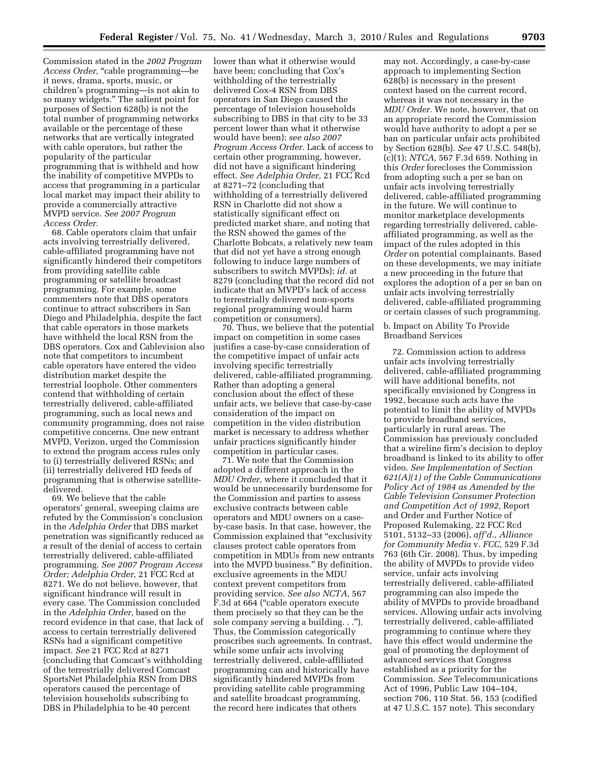Commission stated in the *2002 Program Access Order,* "cable programming—be it news, drama, sports, music, or children's programming—is not akin to so many widgets." The salient point for purposes of Section 628(b) is not the total number of programming networks available or the percentage of these networks that are vertically integrated with cable operators, but rather the popularity of the particular programming that is withheld and how the inability of competitive MVPDs to access that programming in a particular local market may impact their ability to provide a commercially attractive MVPD service. *See 2007 Program Access Order.*

68. Cable operators claim that unfair acts involving terrestrially delivered, cable-affiliated programming have not significantly hindered their competitors from providing satellite cable programming or satellite broadcast programming. For example, some commenters note that DBS operators continue to attract subscribers in San Diego and Philadelphia, despite the fact that cable operators in those markets have withheld the local RSN from the DBS operators. Cox and Cablevision also note that competitors to incumbent cable operators have entered the video distribution market despite the terrestrial loophole. Other commenters contend that withholding of certain terrestrially delivered, cable-affiliated programming, such as local news and community programming, does not raise competitive concerns. One new entrant MVPD, Verizon, urged the Commission to extend the program access rules only to (i) terrestrially delivered RSNs; and (ii) terrestrially delivered HD feeds of programming that is otherwise satellite-delivered.

69. We believe that the cable operators' general, sweeping claims are refuted by the Commission's conclusion in the *Adelphia Order* that DBS market penetration was significantly reduced as a result of the denial of access to certain terrestrially delivered, cable-affiliated programming. *See 2007 Program Access Order; Adelphia Order,* 21 FCC Rcd at 8271. We do not believe, however, that significant hindrance will result in every case. The Commission concluded in the *Adelphia Order,* based on the record evidence in that case, that lack of access to certain terrestrially delivered RSNs had a significant competitive impact. *See* 21 FCC Rcd at 8271 (concluding that Comcast's withholding of the terrestrially delivered Comcast SportsNet Philadelphia RSN from DBS operators caused the percentage of television households subscribing to DBS in Philadelphia to be 40 percent lower than what it otherwise would have been; concluding that Cox's withholding of the terrestrially delivered Cox-4 RSN from DBS operators in San Diego caused the percentage of television households subscribing to DBS in that city to be 33 percent lower than what it otherwise would have been); *see also 2007 Program Access Order.* Lack of access to certain other programming, however, did not have a significant hindering effect. *See Adelphia Order,* 21 FCC Rcd at 8271–72 (concluding that withholding of a terrestrially delivered RSN in Charlotte did not show a statistically significant effect on predicted market share, and noting that the RSN showed the games of the Charlotte Bobcats, a relatively new team that did not yet have a strong enough following to induce large numbers of subscribers to switch MVPDs); *id.* at 8279 (concluding that the record did not indicate that an MVPD's lack of access to terrestrially delivered non-sports regional programming would harm competition or consumers).

70. Thus, we believe that the potential impact on competition in some cases justifies a case-by-case consideration of the competitive impact of unfair acts involving specific terrestrially delivered, cable-affiliated programming. Rather than adopting a general conclusion about the effect of these unfair acts, we believe that case-by-case consideration of the impact on competition in the video distribution market is necessary to address whether unfair practices significantly hinder competition in particular cases.

71. We note that the Commission adopted a different approach in the *MDU Order,* where it concluded that it would be unnecessarily burdensome for the Commission and parties to assess exclusive contracts between cable operators and MDU owners on a case-by-case basis. In that case, however, the Commission explained that "exclusivity clauses protect cable operators from competition in MDUs from new entrants into the MVPD business." By definition, exclusive agreements in the MDU context prevent competitors from providing service. *See also NCTA,* 567 F.3d at 664 ("cable operators execute them precisely so that they can be the sole company serving a building. . ."). Thus, the Commission categorically proscribes such agreements. In contrast, while some unfair acts involving terrestrially delivered, cable-affiliated programming can and historically have significantly hindered MVPDs from providing satellite cable programming and satellite broadcast programming, the record here indicates that others may not. Accordingly, a case-by-case approach to implementing Section 628(b) is necessary in the present context based on the current record, whereas it was not necessary in the *MDU Order.* We note, however, that on an appropriate record the Commission would have authority to adopt a per se ban on particular unfair acts prohibited by Section 628(b). *See* 47 U.S.C. 548(b), (c)(1); *NTCA,* 567 F.3d 659. Nothing in this *Order* forecloses the Commission from adopting such a per se ban on unfair acts involving terrestrially delivered, cable-affiliated programming in the future. We will continue to monitor marketplace developments regarding terrestrially delivered, cable-affiliated programming, as well as the impact of the rules adopted in this *Order* on potential complainants. Based on these developments, we may initiate a new proceeding in the future that explores the adoption of a per se ban on unfair acts involving terrestrially delivered, cable-affiliated programming or certain classes of such programming.

b. Impact on Ability To Provide Broadband Services

72. Commission action to address unfair acts involving terrestrially delivered, cable-affiliated programming will have additional benefits, not specifically envisioned by Congress in 1992, because such acts have the potential to limit the ability of MVPDs to provide broadband services, particularly in rural areas. The Commission has previously concluded that a wireline firm's decision to deploy broadband is linked to its ability to offer video. *See Implementation of Section 621(A)(1) of the Cable Communications Policy Act of 1984 as Amended by the Cable Television Consumer Protection and Competition Act of 1992,* Report and Order and Further Notice of Proposed Rulemaking, 22 FCC Rcd 5101, 5132–33 (2006), *aff'd., Alliance for Community Media* v. *FCC,* 529 F.3d 763 (6th Cir. 2008). Thus, by impeding the ability of MVPDs to provide video service, unfair acts involving terrestrially delivered, cable-affiliated programming can also impede the ability of MVPDs to provide broadband services. Allowing unfair acts involving terrestrially delivered, cable-affiliated programming to continue where they have this effect would undermine the goal of promoting the deployment of advanced services that Congress established as a priority for the Commission. *See* Telecommunications Act of 1996, Public Law 104–104, section 706, 110 Stat. 56, 153 (codified at 47 U.S.C. 157 note). This secondary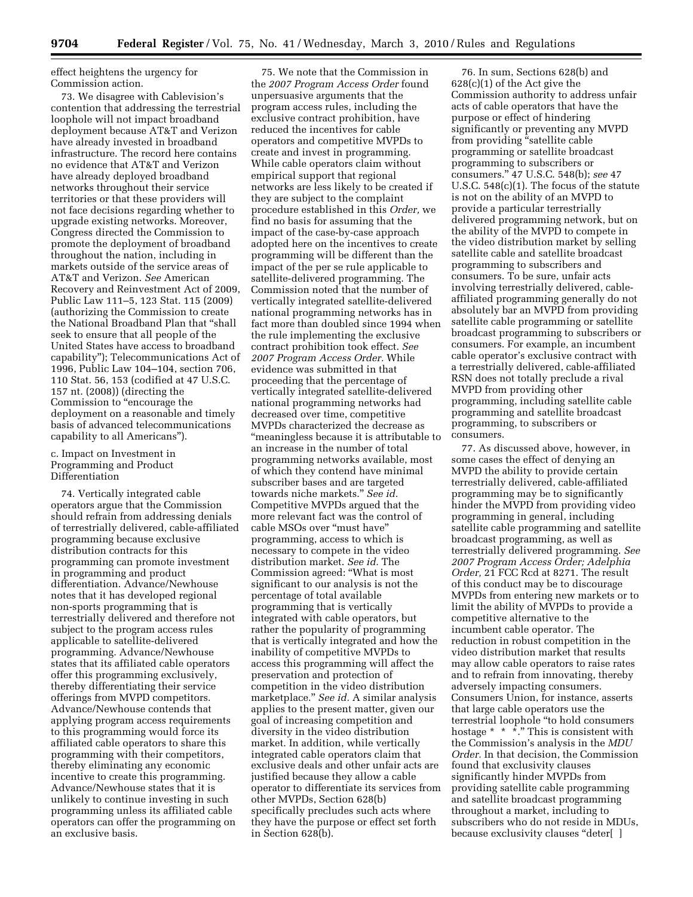effect heightens the urgency for Commission action.

73. We disagree with Cablevision's contention that addressing the terrestrial loophole will not impact broadband deployment because AT&T and Verizon have already invested in broadband infrastructure. The record here contains no evidence that AT&T and Verizon have already deployed broadband networks throughout their service territories or that these providers will not face decisions regarding whether to upgrade existing networks. Moreover, Congress directed the Commission to promote the deployment of broadband throughout the nation, including in markets outside of the service areas of AT&T and Verizon. *See* American Recovery and Reinvestment Act of 2009, Public Law 111–5, 123 Stat. 115 (2009) (authorizing the Commission to create the National Broadband Plan that "shall seek to ensure that all people of the United States have access to broadband capability"); Telecommunications Act of 1996, Public Law 104–104, section 706, 110 Stat. 56, 153 (codified at 47 U.S.C. 157 nt. (2008)) (directing the Commission to "encourage the deployment on a reasonable and timely basis of advanced telecommunications capability to all Americans").

c. Impact on Investment in Programming and Product Differentiation

74. Vertically integrated cable operators argue that the Commission should refrain from addressing denials of terrestrially delivered, cable-affiliated programming because exclusive distribution contracts for this programming can promote investment in programming and product differentiation. Advance/Newhouse notes that it has developed regional non-sports programming that is terrestrially delivered and therefore not subject to the program access rules applicable to satellite-delivered programming. Advance/Newhouse states that its affiliated cable operators offer this programming exclusively, thereby differentiating their service offerings from MVPD competitors. Advance/Newhouse contends that applying program access requirements to this programming would force its affiliated cable operators to share this programming with their competitors, thereby eliminating any economic incentive to create this programming. Advance/Newhouse states that it is unlikely to continue investing in such programming unless its affiliated cable operators can offer the programming on an exclusive basis.

75. We note that the Commission in the *2007 Program Access Order* found unpersuasive arguments that the program access rules, including the exclusive contract prohibition, have reduced the incentives for cable operators and competitive MVPDs to create and invest in programming. While cable operators claim without empirical support that regional networks are less likely to be created if they are subject to the complaint procedure established in this *Order,* we find no basis for assuming that the impact of the case-by-case approach adopted here on the incentives to create programming will be different than the impact of the per se rule applicable to satellite-delivered programming. The Commission noted that the number of vertically integrated satellite-delivered national programming networks has in fact more than doubled since 1994 when the rule implementing the exclusive contract prohibition took effect. *See 2007 Program Access Order.* While evidence was submitted in that proceeding that the percentage of vertically integrated satellite-delivered national programming networks had decreased over time, competitive MVPDs characterized the decrease as "meaningless because it is attributable to an increase in the number of total programming networks available, most of which they contend have minimal subscriber bases and are targeted towards niche markets." *See id.* Competitive MVPDs argued that the more relevant fact was the control of cable MSOs over "must have" programming, access to which is necessary to compete in the video distribution market. *See id.* The Commission agreed: "What is most significant to our analysis is not the percentage of total available programming that is vertically integrated with cable operators, but rather the popularity of programming that is vertically integrated and how the inability of competitive MVPDs to access this programming will affect the preservation and protection of competition in the video distribution marketplace." *See id.* A similar analysis applies to the present matter, given our goal of increasing competition and diversity in the video distribution market. In addition, while vertically integrated cable operators claim that exclusive deals and other unfair acts are justified because they allow a cable operator to differentiate its services from other MVPDs, Section 628(b) specifically precludes such acts where they have the purpose or effect set forth in Section 628(b).

76. In sum, Sections 628(b) and 628(c)(1) of the Act give the Commission authority to address unfair acts of cable operators that have the purpose or effect of hindering significantly or preventing any MVPD from providing "satellite cable programming or satellite broadcast programming to subscribers or consumers." 47 U.S.C. 548(b); *see* 47 U.S.C. 548(c)(1). The focus of the statute is not on the ability of an MVPD to provide a particular terrestrially delivered programming network, but on the ability of the MVPD to compete in the video distribution market by selling satellite cable and satellite broadcast programming to subscribers and consumers. To be sure, unfair acts involving terrestrially delivered, cable-affiliated programming generally do not absolutely bar an MVPD from providing satellite cable programming or satellite broadcast programming to subscribers or consumers. For example, an incumbent cable operator's exclusive contract with a terrestrially delivered, cable-affiliated RSN does not totally preclude a rival MVPD from providing other programming, including satellite cable programming and satellite broadcast programming, to subscribers or consumers.

77. As discussed above, however, in some cases the effect of denying an MVPD the ability to provide certain terrestrially delivered, cable-affiliated programming may be to significantly hinder the MVPD from providing video programming in general, including satellite cable programming and satellite broadcast programming, as well as terrestrially delivered programming. *See 2007 Program Access Order; Adelphia Order,* 21 FCC Rcd at 8271. The result of this conduct may be to discourage MVPDs from entering new markets or to limit the ability of MVPDs to provide a competitive alternative to the incumbent cable operator. The reduction in robust competition in the video distribution market that results may allow cable operators to raise rates and to refrain from innovating, thereby adversely impacting consumers. Consumers Union, for instance, asserts that large cable operators use the terrestrial loophole "to hold consumers hostage * * *." This is consistent with the Commission's analysis in the *MDU Order.* In that decision, the Commission found that exclusivity clauses significantly hinder MVPDs from providing satellite cable programming and satellite broadcast programming throughout a market, including to subscribers who do not reside in MDUs, because exclusivity clauses "deter[ ]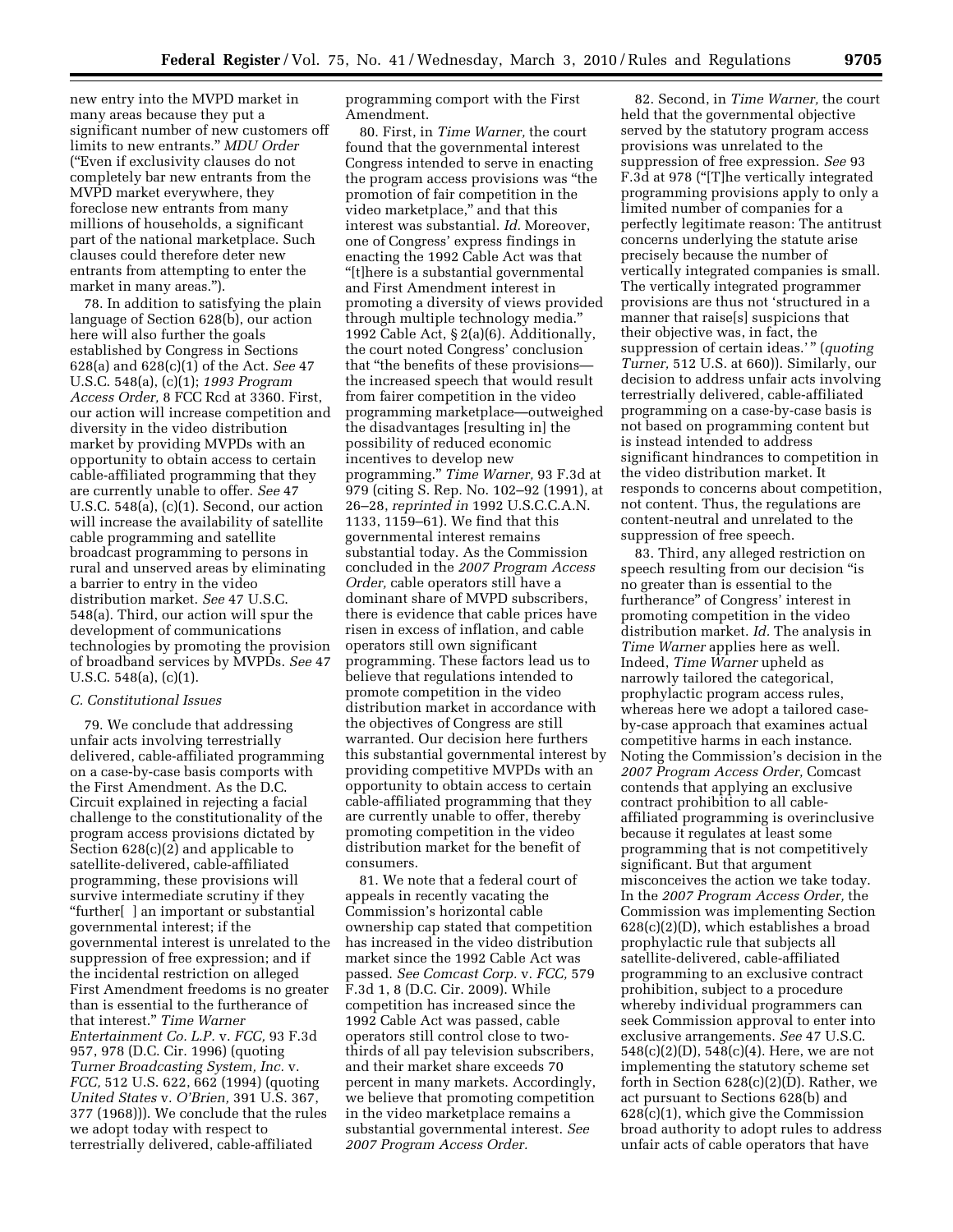new entry into the MVPD market in many areas because they put a significant number of new customers off limits to new entrants." *MDU Order* ("Even if exclusivity clauses do not completely bar new entrants from the MVPD market everywhere, they foreclose new entrants from many millions of households, a significant part of the national marketplace. Such clauses could therefore deter new entrants from attempting to enter the market in many areas.").

78. In addition to satisfying the plain language of Section 628(b), our action here will also further the goals established by Congress in Sections 628(a) and 628(c)(1) of the Act. *See* 47 U.S.C. 548(a), (c)(1); *1993 Program Access Order,* 8 FCC Rcd at 3360. First, our action will increase competition and diversity in the video distribution market by providing MVPDs with an opportunity to obtain access to certain cable-affiliated programming that they are currently unable to offer. *See* 47 U.S.C. 548(a), (c)(1). Second, our action will increase the availability of satellite cable programming and satellite broadcast programming to persons in rural and unserved areas by eliminating a barrier to entry in the video distribution market. *See* 47 U.S.C. 548(a). Third, our action will spur the development of communications technologies by promoting the provision of broadband services by MVPDs. *See* 47 U.S.C. 548(a), (c)(1).

### *C. Constitutional Issues*

79. We conclude that addressing unfair acts involving terrestrially delivered, cable-affiliated programming on a case-by-case basis comports with the First Amendment. As the D.C. Circuit explained in rejecting a facial challenge to the constitutionality of the program access provisions dictated by Section 628(c)(2) and applicable to satellite-delivered, cable-affiliated programming, these provisions will survive intermediate scrutiny if they "further[ ] an important or substantial governmental interest; if the governmental interest is unrelated to the suppression of free expression; and if the incidental restriction on alleged First Amendment freedoms is no greater than is essential to the furtherance of that interest." *Time Warner Entertainment Co. L.P.* v. *FCC,* 93 F.3d 957, 978 (D.C. Cir. 1996) (quoting *Turner Broadcasting System, Inc.* v. *FCC,* 512 U.S. 622, 662 (1994) (quoting *United States* v. *O'Brien,* 391 U.S. 367, 377 (1968))). We conclude that the rules we adopt today with respect to terrestrially delivered, cable-affiliated programming comport with the First Amendment.

80. First, in *Time Warner,* the court found that the governmental interest Congress intended to serve in enacting the program access provisions was "the promotion of fair competition in the video marketplace," and that this interest was substantial. *Id.* Moreover, one of Congress' express findings in enacting the 1992 Cable Act was that "[t]here is a substantial governmental and First Amendment interest in promoting a diversity of views provided through multiple technology media." 1992 Cable Act, § 2(a)(6). Additionally, the court noted Congress' conclusion that "the benefits of these provisions—the increased speech that would result from fairer competition in the video programming marketplace—outweighed the disadvantages [resulting in] the possibility of reduced economic incentives to develop new programming." *Time Warner,* 93 F.3d at 979 (citing S. Rep. No. 102–92 (1991), at 26–28, *reprinted in* 1992 U.S.C.C.A.N. 1133, 1159–61). We find that this governmental interest remains substantial today. As the Commission concluded in the *2007 Program Access Order,* cable operators still have a dominant share of MVPD subscribers, there is evidence that cable prices have risen in excess of inflation, and cable operators still own significant programming. These factors lead us to believe that regulations intended to promote competition in the video distribution market in accordance with the objectives of Congress are still warranted. Our decision here furthers this substantial governmental interest by providing competitive MVPDs with an opportunity to obtain access to certain cable-affiliated programming that they are currently unable to offer, thereby promoting competition in the video distribution market for the benefit of consumers.

81. We note that a federal court of appeals in recently vacating the Commission's horizontal cable ownership cap stated that competition has increased in the video distribution market since the 1992 Cable Act was passed. *See Comcast Corp.* v. *FCC,* 579 F.3d 1, 8 (D.C. Cir. 2009). While competition has increased since the 1992 Cable Act was passed, cable operators still control close to two-thirds of all pay television subscribers, and their market share exceeds 70 percent in many markets. Accordingly, we believe that promoting competition in the video marketplace remains a substantial governmental interest. *See 2007 Program Access Order.*

82. Second, in *Time Warner,* the court held that the governmental objective served by the statutory program access provisions was unrelated to the suppression of free expression. *See* 93 F.3d at 978 ("[T]he vertically integrated programming provisions apply to only a limited number of companies for a perfectly legitimate reason: The antitrust concerns underlying the statute arise precisely because the number of vertically integrated companies is small. The vertically integrated programmer provisions are thus not 'structured in a manner that raise[s] suspicions that their objective was, in fact, the suppression of certain ideas.' " (*quoting Turner,* 512 U.S. at 660)). Similarly, our decision to address unfair acts involving terrestrially delivered, cable-affiliated programming on a case-by-case basis is not based on programming content but is instead intended to address significant hindrances to competition in the video distribution market. It responds to concerns about competition, not content. Thus, the regulations are content-neutral and unrelated to the suppression of free speech.

83. Third, any alleged restriction on speech resulting from our decision "is no greater than is essential to the furtherance" of Congress' interest in promoting competition in the video distribution market. *Id.* The analysis in *Time Warner* applies here as well. Indeed, *Time Warner* upheld as narrowly tailored the categorical, prophylactic program access rules, whereas here we adopt a tailored case-by-case approach that examines actual competitive harms in each instance. Noting the Commission's decision in the *2007 Program Access Order,* Comcast contends that applying an exclusive contract prohibition to all cable-affiliated programming is overinclusive because it regulates at least some programming that is not competitively significant. But that argument misconceives the action we take today. In the *2007 Program Access Order,* the Commission was implementing Section 628(c)(2)(D), which establishes a broad prophylactic rule that subjects all satellite-delivered, cable-affiliated programming to an exclusive contract prohibition, subject to a procedure whereby individual programmers can seek Commission approval to enter into exclusive arrangements. *See* 47 U.S.C. 548(c)(2)(D), 548(c)(4). Here, we are not implementing the statutory scheme set forth in Section 628(c)(2)(D). Rather, we act pursuant to Sections 628(b) and 628(c)(1), which give the Commission broad authority to adopt rules to address unfair acts of cable operators that have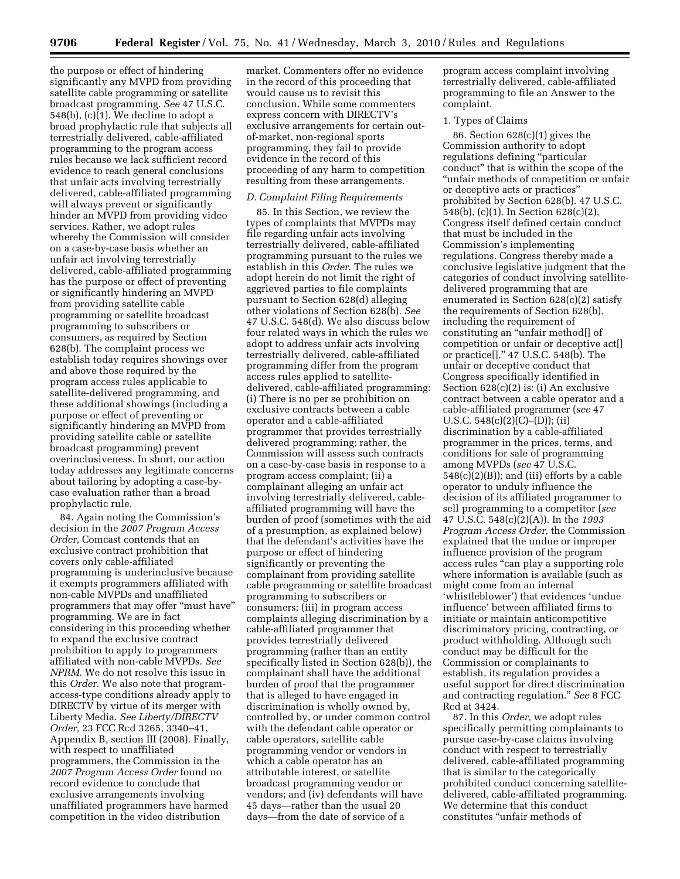the purpose or effect of hindering significantly any MVPD from providing satellite cable programming or satellite broadcast programming. *See* 47 U.S.C. 548(b), (c)(1). We decline to adopt a broad prophylactic rule that subjects all terrestrially delivered, cable-affiliated programming to the program access rules because we lack sufficient record evidence to reach general conclusions that unfair acts involving terrestrially delivered, cable-affiliated programming will always prevent or significantly hinder an MVPD from providing video services. Rather, we adopt rules whereby the Commission will consider on a case-by-case basis whether an unfair act involving terrestrially delivered, cable-affiliated programming has the purpose or effect of preventing or significantly hindering an MVPD from providing satellite cable programming or satellite broadcast programming to subscribers or consumers, as required by Section 628(b). The complaint process we establish today requires showings over and above those required by the program access rules applicable to satellite-delivered programming, and these additional showings (including a purpose or effect of preventing or significantly hindering an MVPD from providing satellite cable or satellite broadcast programming) prevent overinclusiveness. In short, our action today addresses any legitimate concerns about tailoring by adopting a case-by-case evaluation rather than a broad prophylactic rule.

84. Again noting the Commission's decision in the *2007 Program Access Order,* Comcast contends that an exclusive contract prohibition that covers only cable-affiliated programming is underinclusive because it exempts programmers affiliated with non-cable MVPDs and unaffiliated programmers that may offer "must have" programming. We are in fact considering in this proceeding whether to expand the exclusive contract prohibition to apply to programmers affiliated with non-cable MVPDs. *See NPRM.* We do not resolve this issue in this *Order.* We also note that program-access-type conditions already apply to DIRECTV by virtue of its merger with Liberty Media. *See Liberty/DIRECTV Order,* 23 FCC Rcd 3265, 3340–41, Appendix B, section III (2008). Finally, with respect to unaffiliated programmers, the Commission in the *2007 Program Access Order* found no record evidence to conclude that exclusive arrangements involving unaffiliated programmers have harmed competition in the video distribution market. Commenters offer no evidence in the record of this proceeding that would cause us to revisit this conclusion. While some commenters express concern with DIRECTV's exclusive arrangements for certain out-of-market, non-regional sports programming, they fail to provide evidence in the record of this proceeding of any harm to competition resulting from these arrangements.

### *D. Complaint Filing Requirements*

85. In this Section, we review the types of complaints that MVPDs may file regarding unfair acts involving terrestrially delivered, cable-affiliated programming pursuant to the rules we establish in this *Order.* The rules we adopt herein do not limit the right of aggrieved parties to file complaints pursuant to Section 628(d) alleging other violations of Section 628(b). *See* 47 U.S.C. 548(d). We also discuss below four related ways in which the rules we adopt to address unfair acts involving terrestrially delivered, cable-affiliated programming differ from the program access rules applied to satellite-delivered, cable-affiliated programming: (i) There is no per se prohibition on exclusive contracts between a cable operator and a cable-affiliated programmer that provides terrestrially delivered programming; rather, the Commission will assess such contracts on a case-by-case basis in response to a program access complaint; (ii) a complainant alleging an unfair act involving terrestrially delivered, cable-affiliated programming will have the burden of proof (sometimes with the aid of a presumption, as explained below) that the defendant's activities have the purpose or effect of hindering significantly or preventing the complainant from providing satellite cable programming or satellite broadcast programming to subscribers or consumers; (iii) in program access complaints alleging discrimination by a cable-affiliated programmer that provides terrestrially delivered programming (rather than an entity specifically listed in Section 628(b)), the complainant shall have the additional burden of proof that the programmer that is alleged to have engaged in discrimination is wholly owned by, controlled by, or under common control with the defendant cable operator or cable operators, satellite cable programming vendor or vendors in which a cable operator has an attributable interest, or satellite broadcast programming vendor or vendors; and (iv) defendants will have 45 days—rather than the usual 20 days—from the date of service of a program access complaint involving terrestrially delivered, cable-affiliated programming to file an Answer to the complaint.

#### 1. Types of Claims

86. Section 628(c)(1) gives the Commission authority to adopt regulations defining "particular conduct" that is within the scope of the "unfair methods of competition or unfair or deceptive acts or practices" prohibited by Section 628(b). 47 U.S.C. 548(b), (c)(1). In Section 628(c)(2), Congress itself defined certain conduct that must be included in the Commission's implementing regulations. Congress thereby made a conclusive legislative judgment that the categories of conduct involving satellite-delivered programming that are enumerated in Section 628(c)(2) satisfy the requirements of Section 628(b), including the requirement of constituting an "unfair method[] of competition or unfair or deceptive act[] or practice[]." 47 U.S.C. 548(b). The unfair or deceptive conduct that Congress specifically identified in Section 628(c)(2) is: (i) An exclusive contract between a cable operator and a cable-affiliated programmer (*see* 47 U.S.C. 548(c)(2)(C)–(D)); (ii) discrimination by a cable-affiliated programmer in the prices, terms, and conditions for sale of programming among MVPDs (*see* 47 U.S.C. 548(c)(2)(B)); and (iii) efforts by a cable operator to unduly influence the decision of its affiliated programmer to sell programming to a competitor (*see* 47 U.S.C. 548(c)(2)(A)). In the *1993 Program Access Order,* the Commission explained that the undue or improper influence provision of the program access rules "can play a supporting role where information is available (such as might come from an internal 'whistleblower') that evidences 'undue influence' between affiliated firms to initiate or maintain anticompetitive discriminatory pricing, contracting, or product withholding. Although such conduct may be difficult for the Commission or complainants to establish, its regulation provides a useful support for direct discrimination and contracting regulation." *See* 8 FCC Rcd at 3424.

87. In this *Order,* we adopt rules specifically permitting complainants to pursue case-by-case claims involving conduct with respect to terrestrially delivered, cable-affiliated programming that is similar to the categorically prohibited conduct concerning satellite-delivered, cable-affiliated programming. We determine that this conduct constitutes "unfair methods of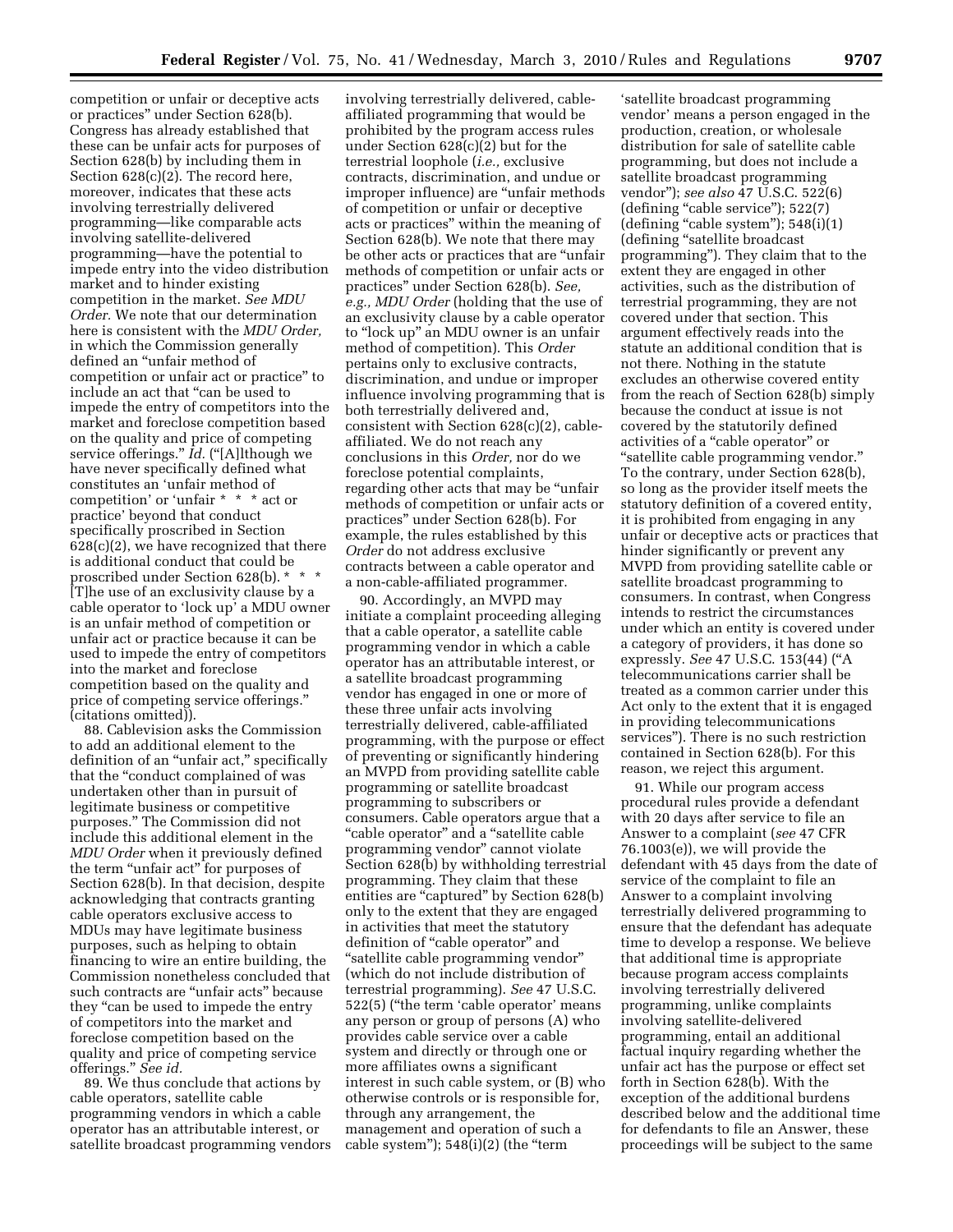competition or unfair or deceptive acts or practices" under Section 628(b). Congress has already established that these can be unfair acts for purposes of Section 628(b) by including them in Section 628(c)(2). The record here, moreover, indicates that these acts involving terrestrially delivered programming—like comparable acts involving satellite-delivered programming—have the potential to impede entry into the video distribution market and to hinder existing competition in the market. *See MDU Order.* We note that our determination here is consistent with the *MDU Order,* in which the Commission generally defined an "unfair method of competition or unfair act or practice" to include an act that "can be used to impede the entry of competitors into the market and foreclose competition based on the quality and price of competing service offerings." *Id.* ("[A]lthough we have never specifically defined what constitutes an 'unfair method of competition' or 'unfair * * * act or practice' beyond that conduct specifically proscribed in Section 628(c)(2), we have recognized that there is additional conduct that could be proscribed under Section 628(b). * * * [T]he use of an exclusivity clause by a cable operator to 'lock up' a MDU owner is an unfair method of competition or unfair act or practice because it can be used to impede the entry of competitors into the market and foreclose competition based on the quality and price of competing service offerings." (citations omitted)).

88. Cablevision asks the Commission to add an additional element to the definition of an "unfair act," specifically that the "conduct complained of was undertaken other than in pursuit of legitimate business or competitive purposes." The Commission did not include this additional element in the *MDU Order* when it previously defined the term "unfair act" for purposes of Section 628(b). In that decision, despite acknowledging that contracts granting cable operators exclusive access to MDUs may have legitimate business purposes, such as helping to obtain financing to wire an entire building, the Commission nonetheless concluded that such contracts are "unfair acts" because they "can be used to impede the entry of competitors into the market and foreclose competition based on the quality and price of competing service offerings." *See id.*

89. We thus conclude that actions by cable operators, satellite cable programming vendors in which a cable operator has an attributable interest, or satellite broadcast programming vendors involving terrestrially delivered, cable-affiliated programming that would be prohibited by the program access rules under Section 628(c)(2) but for the terrestrial loophole (*i.e.,* exclusive contracts, discrimination, and undue or improper influence) are "unfair methods of competition or unfair or deceptive acts or practices" within the meaning of Section 628(b). We note that there may be other acts or practices that are "unfair methods of competition or unfair acts or practices" under Section 628(b). *See, e.g., MDU Order* (holding that the use of an exclusivity clause by a cable operator to "lock up" an MDU owner is an unfair method of competition). This *Order* pertains only to exclusive contracts, discrimination, and undue or improper influence involving programming that is both terrestrially delivered and, consistent with Section 628(c)(2), cable-affiliated. We do not reach any conclusions in this *Order,* nor do we foreclose potential complaints, regarding other acts that may be "unfair methods of competition or unfair acts or practices" under Section 628(b). For example, the rules established by this *Order* do not address exclusive contracts between a cable operator and a non-cable-affiliated programmer.

90. Accordingly, an MVPD may initiate a complaint proceeding alleging that a cable operator, a satellite cable programming vendor in which a cable operator has an attributable interest, or a satellite broadcast programming vendor has engaged in one or more of these three unfair acts involving terrestrially delivered, cable-affiliated programming, with the purpose or effect of preventing or significantly hindering an MVPD from providing satellite cable programming or satellite broadcast programming to subscribers or consumers. Cable operators argue that a "cable operator" and a "satellite cable programming vendor" cannot violate Section 628(b) by withholding terrestrial programming. They claim that these entities are "captured" by Section 628(b) only to the extent that they are engaged in activities that meet the statutory definition of "cable operator" and "satellite cable programming vendor" (which do not include distribution of terrestrial programming). *See* 47 U.S.C. 522(5) ("the term 'cable operator' means any person or group of persons (A) who provides cable service over a cable system and directly or through one or more affiliates owns a significant interest in such cable system, or (B) who otherwise controls or is responsible for, through any arrangement, the management and operation of such a cable system"); 548(i)(2) (the "term 'satellite broadcast programming vendor' means a person engaged in the production, creation, or wholesale distribution for sale of satellite cable programming, but does not include a satellite broadcast programming vendor"); *see also* 47 U.S.C. 522(6) (defining "cable service"); 522(7) (defining "cable system"); 548(i)(1) (defining "satellite broadcast programming"). They claim that to the extent they are engaged in other activities, such as the distribution of terrestrial programming, they are not covered under that section. This argument effectively reads into the statute an additional condition that is not there. Nothing in the statute excludes an otherwise covered entity from the reach of Section 628(b) simply because the conduct at issue is not covered by the statutorily defined activities of a "cable operator" or "satellite cable programming vendor." To the contrary, under Section 628(b), so long as the provider itself meets the statutory definition of a covered entity, it is prohibited from engaging in any unfair or deceptive acts or practices that hinder significantly or prevent any MVPD from providing satellite cable or satellite broadcast programming to consumers. In contrast, when Congress intends to restrict the circumstances under which an entity is covered under a category of providers, it has done so expressly. *See* 47 U.S.C. 153(44) ("A telecommunications carrier shall be treated as a common carrier under this Act only to the extent that it is engaged in providing telecommunications services"). There is no such restriction contained in Section 628(b). For this reason, we reject this argument.

91. While our program access procedural rules provide a defendant with 20 days after service to file an Answer to a complaint (*see* 47 CFR 76.1003(e)), we will provide the defendant with 45 days from the date of service of the complaint to file an Answer to a complaint involving terrestrially delivered programming to ensure that the defendant has adequate time to develop a response. We believe that additional time is appropriate because program access complaints involving terrestrially delivered programming, unlike complaints involving satellite-delivered programming, entail an additional factual inquiry regarding whether the unfair act has the purpose or effect set forth in Section 628(b). With the exception of the additional burdens described below and the additional time for defendants to file an Answer, these proceedings will be subject to the same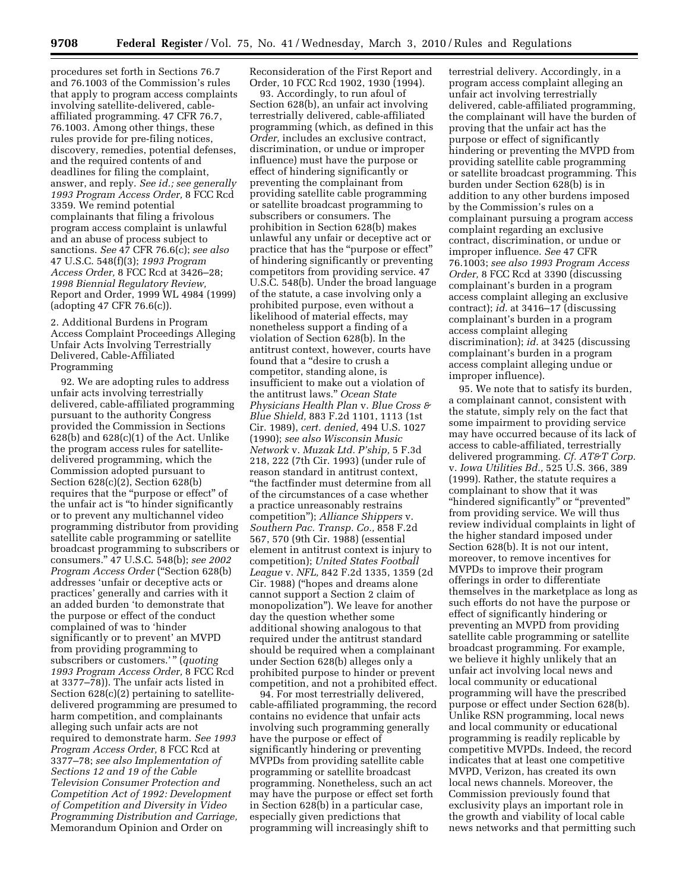procedures set forth in Sections 76.7 and 76.1003 of the Commission's rules that apply to program access complaints involving satellite-delivered, cable-affiliated programming. 47 CFR 76.7, 76.1003. Among other things, these rules provide for pre-filing notices, discovery, remedies, potential defenses, and the required contents of and deadlines for filing the complaint, answer, and reply. *See id.; see generally 1993 Program Access Order,* 8 FCC Rcd 3359. We remind potential complainants that filing a frivolous program access complaint is unlawful and an abuse of process subject to sanctions. *See* 47 CFR 76.6(c); *see also* 47 U.S.C. 548(f)(3); *1993 Program Access Order,* 8 FCC Rcd at 3426–28; *1998 Biennial Regulatory Review,* Report and Order, 1999 WL 4984 (1999) (adopting 47 CFR 76.6(c)).

2. Additional Burdens in Program Access Complaint Proceedings Alleging Unfair Acts Involving Terrestrially Delivered, Cable-Affiliated Programming

92. We are adopting rules to address unfair acts involving terrestrially delivered, cable-affiliated programming pursuant to the authority Congress provided the Commission in Sections 628(b) and 628(c)(1) of the Act. Unlike the program access rules for satellite-delivered programming, which the Commission adopted pursuant to Section 628(c)(2), Section 628(b) requires that the "purpose or effect" of the unfair act is "to hinder significantly or to prevent any multichannel video programming distributor from providing satellite cable programming or satellite broadcast programming to subscribers or consumers." 47 U.S.C. 548(b); *see 2002 Program Access Order* ("Section 628(b) addresses 'unfair or deceptive acts or practices' generally and carries with it an added burden 'to demonstrate that the purpose or effect of the conduct complained of was to 'hinder significantly or to prevent' an MVPD from providing programming to subscribers or customers.' " (*quoting 1993 Program Access Order,* 8 FCC Rcd at 3377–78)). The unfair acts listed in Section 628(c)(2) pertaining to satellite-delivered programming are presumed to harm competition, and complainants alleging such unfair acts are not required to demonstrate harm. *See 1993 Program Access Order,* 8 FCC Rcd at 3377–78; *see also Implementation of Sections 12 and 19 of the Cable Television Consumer Protection and Competition Act of 1992: Development of Competition and Diversity in Video Programming Distribution and Carriage,* Memorandum Opinion and Order on Reconsideration of the First Report and Order, 10 FCC Rcd 1902, 1930 (1994).

93. Accordingly, to run afoul of Section 628(b), an unfair act involving terrestrially delivered, cable-affiliated programming (which, as defined in this *Order,* includes an exclusive contract, discrimination, or undue or improper influence) must have the purpose or effect of hindering significantly or preventing the complainant from providing satellite cable programming or satellite broadcast programming to subscribers or consumers. The prohibition in Section 628(b) makes unlawful any unfair or deceptive act or practice that has the "purpose or effect" of hindering significantly or preventing competitors from providing service. 47 U.S.C. 548(b). Under the broad language of the statute, a case involving only a prohibited purpose, even without a likelihood of material effects, may nonetheless support a finding of a violation of Section 628(b). In the antitrust context, however, courts have found that a "desire to crush a competitor, standing alone, is insufficient to make out a violation of the antitrust laws." *Ocean State Physicians Health Plan* v. *Blue Cross & Blue Shield,* 883 F.2d 1101, 1113 (1st Cir. 1989), *cert. denied,* 494 U.S. 1027 (1990); *see also Wisconsin Music Network* v. *Muzak Ltd. P'ship,* 5 F.3d 218, 222 (7th Cir. 1993) (under rule of reason standard in antitrust context, "the factfinder must determine from all of the circumstances of a case whether a practice unreasonably restrains competition"); *Alliance Shippers* v. *Southern Pac. Transp. Co.,* 858 F.2d 567, 570 (9th Cir. 1988) (essential element in antitrust context is injury to competition); *United States Football League* v. *NFL,* 842 F.2d 1335, 1359 (2d Cir. 1988) ("hopes and dreams alone cannot support a Section 2 claim of monopolization"). We leave for another day the question whether some additional showing analogous to that required under the antitrust standard should be required when a complainant under Section 628(b) alleges only a prohibited purpose to hinder or prevent competition, and not a prohibited effect.

94. For most terrestrially delivered, cable-affiliated programming, the record contains no evidence that unfair acts involving such programming generally have the purpose or effect of significantly hindering or preventing MVPDs from providing satellite cable programming or satellite broadcast programming. Nonetheless, such an act may have the purpose or effect set forth in Section 628(b) in a particular case, especially given predictions that programming will increasingly shift to terrestrial delivery. Accordingly, in a program access complaint alleging an unfair act involving terrestrially delivered, cable-affiliated programming, the complainant will have the burden of proving that the unfair act has the purpose or effect of significantly hindering or preventing the MVPD from providing satellite cable programming or satellite broadcast programming. This burden under Section 628(b) is in addition to any other burdens imposed by the Commission's rules on a complainant pursuing a program access complaint regarding an exclusive contract, discrimination, or undue or improper influence. *See* 47 CFR 76.1003; *see also 1993 Program Access Order,* 8 FCC Rcd at 3390 (discussing complainant's burden in a program access complaint alleging an exclusive contract); *id.* at 3416–17 (discussing complainant's burden in a program access complaint alleging discrimination); *id.* at 3425 (discussing complainant's burden in a program access complaint alleging undue or improper influence).

95. We note that to satisfy its burden, a complainant cannot, consistent with the statute, simply rely on the fact that some impairment to providing service may have occurred because of its lack of access to cable-affiliated, terrestrially delivered programming. *Cf. AT&T Corp.* v. *Iowa Utilities Bd.,* 525 U.S. 366, 389 (1999). Rather, the statute requires a complainant to show that it was "hindered significantly" or "prevented" from providing service. We will thus review individual complaints in light of the higher standard imposed under Section 628(b). It is not our intent, moreover, to remove incentives for MVPDs to improve their program offerings in order to differentiate themselves in the marketplace as long as such efforts do not have the purpose or effect of significantly hindering or preventing an MVPD from providing satellite cable programming or satellite broadcast programming. For example, we believe it highly unlikely that an unfair act involving local news and local community or educational programming will have the prescribed purpose or effect under Section 628(b). Unlike RSN programming, local news and local community or educational programming is readily replicable by competitive MVPDs. Indeed, the record indicates that at least one competitive MVPD, Verizon, has created its own local news channels. Moreover, the Commission previously found that exclusivity plays an important role in the growth and viability of local cable news networks and that permitting such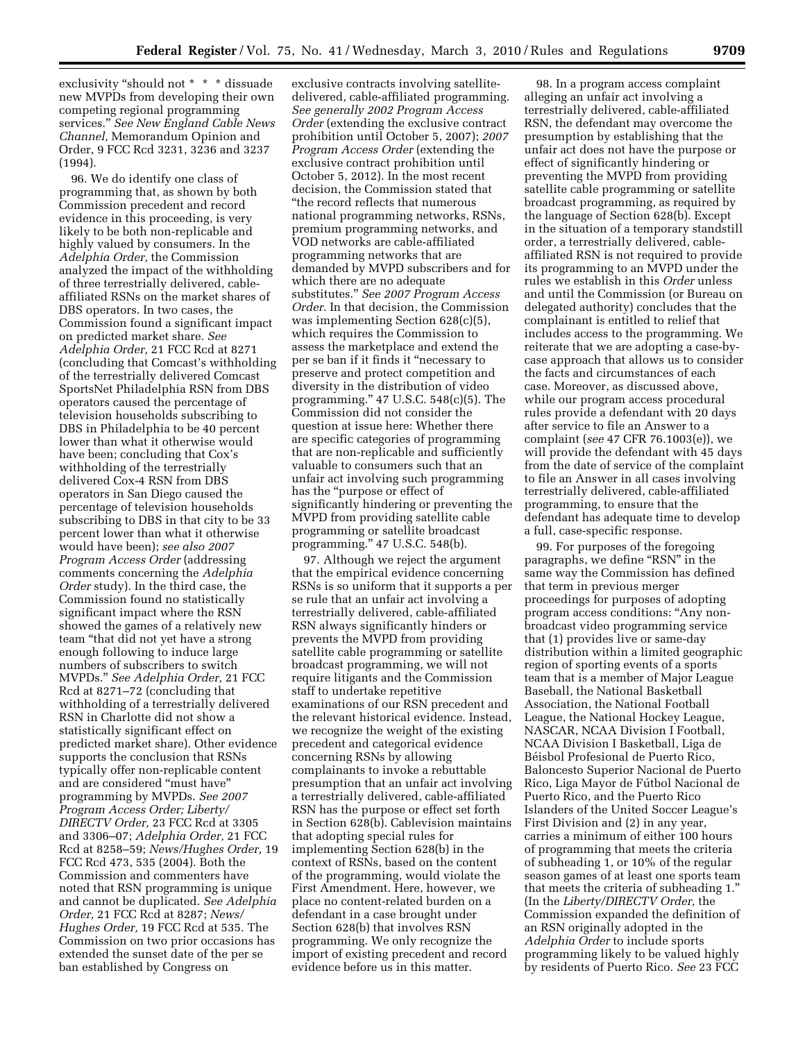exclusivity "should not * * * dissuade new MVPDs from developing their own competing regional programming services." *See New England Cable News Channel,* Memorandum Opinion and Order, 9 FCC Rcd 3231, 3236 and 3237 (1994).

96. We do identify one class of programming that, as shown by both Commission precedent and record evidence in this proceeding, is very likely to be both non-replicable and highly valued by consumers. In the *Adelphia Order,* the Commission analyzed the impact of the withholding of three terrestrially delivered, cable-affiliated RSNs on the market shares of DBS operators. In two cases, the Commission found a significant impact on predicted market share. *See Adelphia Order,* 21 FCC Rcd at 8271 (concluding that Comcast's withholding of the terrestrially delivered Comcast SportsNet Philadelphia RSN from DBS operators caused the percentage of television households subscribing to DBS in Philadelphia to be 40 percent lower than what it otherwise would have been; concluding that Cox's withholding of the terrestrially delivered Cox-4 RSN from DBS operators in San Diego caused the percentage of television households subscribing to DBS in that city to be 33 percent lower than what it otherwise would have been); *see also 2007 Program Access Order* (addressing comments concerning the *Adelphia Order* study). In the third case, the Commission found no statistically significant impact where the RSN showed the games of a relatively new team "that did not yet have a strong enough following to induce large numbers of subscribers to switch MVPDs." *See Adelphia Order,* 21 FCC Rcd at 8271–72 (concluding that withholding of a terrestrially delivered RSN in Charlotte did not show a statistically significant effect on predicted market share). Other evidence supports the conclusion that RSNs typically offer non-replicable content and are considered "must have" programming by MVPDs. *See 2007 Program Access Order; Liberty/DIRECTV Order,* 23 FCC Rcd at 3305 and 3306–07; *Adelphia Order,* 21 FCC Rcd at 8258–59; *News/Hughes Order,* 19 FCC Rcd 473, 535 (2004). Both the Commission and commenters have noted that RSN programming is unique and cannot be duplicated. *See Adelphia Order,* 21 FCC Rcd at 8287; *News/Hughes Order,* 19 FCC Rcd at 535. The Commission on two prior occasions has extended the sunset date of the per se ban established by Congress on exclusive contracts involving satellite-delivered, cable-affiliated programming. *See generally 2002 Program Access Order* (extending the exclusive contract prohibition until October 5, 2007); *2007 Program Access Order* (extending the exclusive contract prohibition until October 5, 2012). In the most recent decision, the Commission stated that "the record reflects that numerous national programming networks, RSNs, premium programming networks, and VOD networks are cable-affiliated programming networks that are demanded by MVPD subscribers and for which there are no adequate substitutes." *See 2007 Program Access Order.* In that decision, the Commission was implementing Section 628(c)(5), which requires the Commission to assess the marketplace and extend the per se ban if it finds it "necessary to preserve and protect competition and diversity in the distribution of video programming." 47 U.S.C. 548(c)(5). The Commission did not consider the question at issue here: Whether there are specific categories of programming that are non-replicable and sufficiently valuable to consumers such that an unfair act involving such programming has the "purpose or effect of significantly hindering or preventing the MVPD from providing satellite cable programming or satellite broadcast programming." 47 U.S.C. 548(b).

97. Although we reject the argument that the empirical evidence concerning RSNs is so uniform that it supports a per se rule that an unfair act involving a terrestrially delivered, cable-affiliated RSN always significantly hinders or prevents the MVPD from providing satellite cable programming or satellite broadcast programming, we will not require litigants and the Commission staff to undertake repetitive examinations of our RSN precedent and the relevant historical evidence. Instead, we recognize the weight of the existing precedent and categorical evidence concerning RSNs by allowing complainants to invoke a rebuttable presumption that an unfair act involving a terrestrially delivered, cable-affiliated RSN has the purpose or effect set forth in Section 628(b). Cablevision maintains that adopting special rules for implementing Section 628(b) in the context of RSNs, based on the content of the programming, would violate the First Amendment. Here, however, we place no content-related burden on a defendant in a case brought under Section 628(b) that involves RSN programming. We only recognize the import of existing precedent and record evidence before us in this matter.

98. In a program access complaint alleging an unfair act involving a terrestrially delivered, cable-affiliated RSN, the defendant may overcome the presumption by establishing that the unfair act does not have the purpose or effect of significantly hindering or preventing the MVPD from providing satellite cable programming or satellite broadcast programming, as required by the language of Section 628(b). Except in the situation of a temporary standstill order, a terrestrially delivered, cable-affiliated RSN is not required to provide its programming to an MVPD under the rules we establish in this *Order* unless and until the Commission (or Bureau on delegated authority) concludes that the complainant is entitled to relief that includes access to the programming. We reiterate that we are adopting a case-by-case approach that allows us to consider the facts and circumstances of each case. Moreover, as discussed above, while our program access procedural rules provide a defendant with 20 days after service to file an Answer to a complaint (*see* 47 CFR 76.1003(e)), we will provide the defendant with 45 days from the date of service of the complaint to file an Answer in all cases involving terrestrially delivered, cable-affiliated programming, to ensure that the defendant has adequate time to develop a full, case-specific response.

99. For purposes of the foregoing paragraphs, we define "RSN" in the same way the Commission has defined that term in previous merger proceedings for purposes of adopting program access conditions: "Any non-broadcast video programming service that (1) provides live or same-day distribution within a limited geographic region of sporting events of a sports team that is a member of Major League Baseball, the National Basketball Association, the National Football League, the National Hockey League, NASCAR, NCAA Division I Football, NCAA Division I Basketball, Liga de Béisbol Profesional de Puerto Rico, Baloncesto Superior Nacional de Puerto Rico, Liga Mayor de Fútbol Nacional de Puerto Rico, and the Puerto Rico Islanders of the United Soccer League's First Division and (2) in any year, carries a minimum of either 100 hours of programming that meets the criteria of subheading 1, or 10% of the regular season games of at least one sports team that meets the criteria of subheading 1." (In the *Liberty/DIRECTV Order,* the Commission expanded the definition of an RSN originally adopted in the *Adelphia Order* to include sports programming likely to be valued highly by residents of Puerto Rico. *See* 23 FCC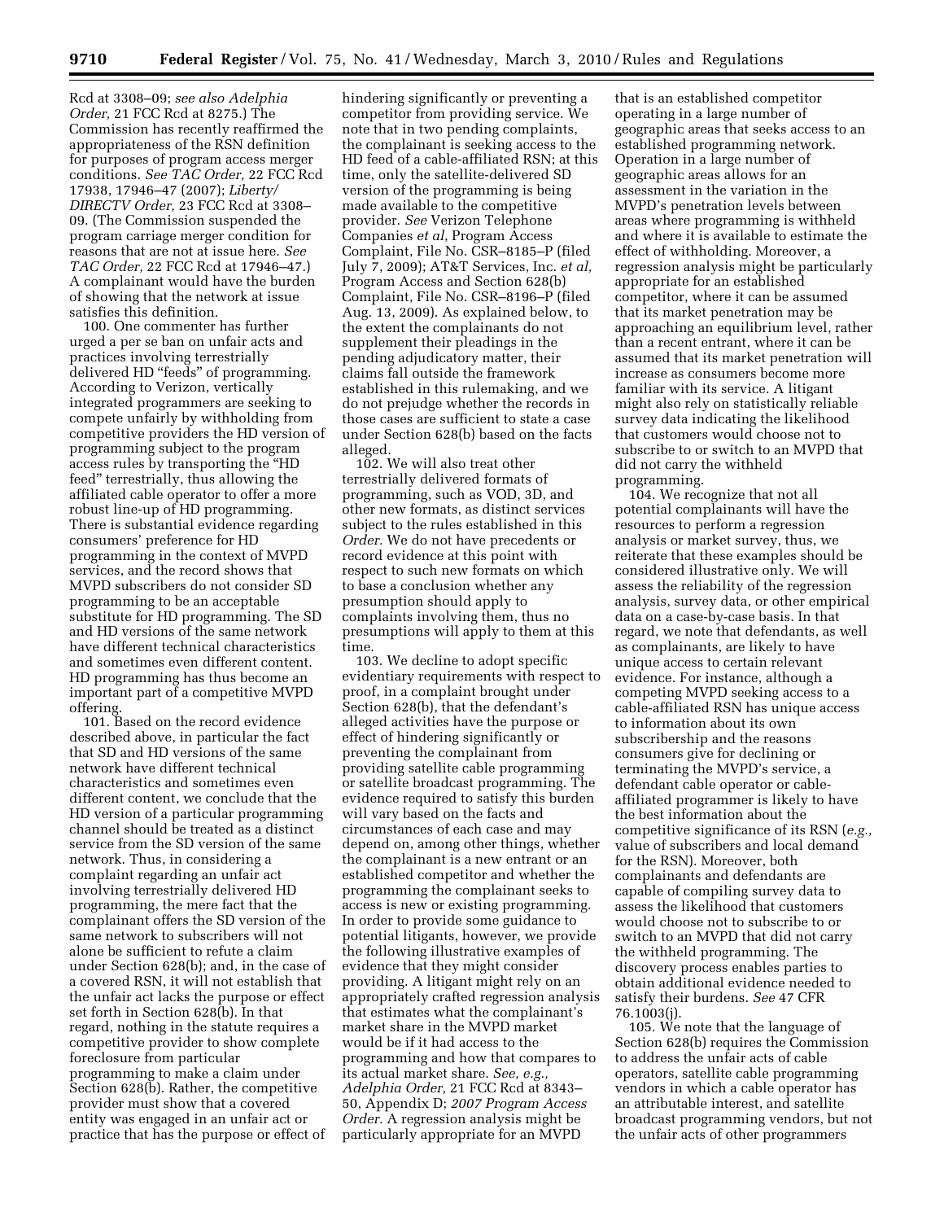Rcd at 3308–09; *see also Adelphia Order,* 21 FCC Rcd at 8275.) The Commission has recently reaffirmed the appropriateness of the RSN definition for purposes of program access merger conditions. *See TAC Order,* 22 FCC Rcd 17938, 17946–47 (2007); *Liberty/DIRECTV Order,* 23 FCC Rcd at 3308–09. (The Commission suspended the program carriage merger condition for reasons that are not at issue here. *See TAC Order,* 22 FCC Rcd at 17946–47.) A complainant would have the burden of showing that the network at issue satisfies this definition.

100. One commenter has further urged a per se ban on unfair acts and practices involving terrestrially delivered HD "feeds" of programming. According to Verizon, vertically integrated programmers are seeking to compete unfairly by withholding from competitive providers the HD version of programming subject to the program access rules by transporting the "HD feed" terrestrially, thus allowing the affiliated cable operator to offer a more robust line-up of HD programming. There is substantial evidence regarding consumers' preference for HD programming in the context of MVPD services, and the record shows that MVPD subscribers do not consider SD programming to be an acceptable substitute for HD programming. The SD and HD versions of the same network have different technical characteristics and sometimes even different content. HD programming has thus become an important part of a competitive MVPD offering.

101. Based on the record evidence described above, in particular the fact that SD and HD versions of the same network have different technical characteristics and sometimes even different content, we conclude that the HD version of a particular programming channel should be treated as a distinct service from the SD version of the same network. Thus, in considering a complaint regarding an unfair act involving terrestrially delivered HD programming, the mere fact that the complainant offers the SD version of the same network to subscribers will not alone be sufficient to refute a claim under Section 628(b); and, in the case of a covered RSN, it will not establish that the unfair act lacks the purpose or effect set forth in Section 628(b). In that regard, nothing in the statute requires a competitive provider to show complete foreclosure from particular programming to make a claim under Section 628(b). Rather, the competitive provider must show that a covered entity was engaged in an unfair act or practice that has the purpose or effect of hindering significantly or preventing a competitor from providing service. We note that in two pending complaints, the complainant is seeking access to the HD feed of a cable-affiliated RSN; at this time, only the satellite-delivered SD version of the programming is being made available to the competitive provider. *See* Verizon Telephone Companies *et al*, Program Access Complaint, File No. CSR–8185–P (filed July 7, 2009); AT&T Services, Inc. *et al,* Program Access and Section 628(b) Complaint, File No. CSR–8196–P (filed Aug. 13, 2009). As explained below, to the extent the complainants do not supplement their pleadings in the pending adjudicatory matter, their claims fall outside the framework established in this rulemaking, and we do not prejudge whether the records in those cases are sufficient to state a case under Section 628(b) based on the facts alleged.

102. We will also treat other terrestrially delivered formats of programming, such as VOD, 3D, and other new formats, as distinct services subject to the rules established in this *Order*. We do not have precedents or record evidence at this point with respect to such new formats on which to base a conclusion whether any presumption should apply to complaints involving them, thus no presumptions will apply to them at this time.

103. We decline to adopt specific evidentiary requirements with respect to proof, in a complaint brought under Section 628(b), that the defendant's alleged activities have the purpose or effect of hindering significantly or preventing the complainant from providing satellite cable programming or satellite broadcast programming. The evidence required to satisfy this burden will vary based on the facts and circumstances of each case and may depend on, among other things, whether the complainant is a new entrant or an established competitor and whether the programming the complainant seeks to access is new or existing programming. In order to provide some guidance to potential litigants, however, we provide the following illustrative examples of evidence that they might consider providing. A litigant might rely on an appropriately crafted regression analysis that estimates what the complainant's market share in the MVPD market would be if it had access to the programming and how that compares to its actual market share. *See, e.g., Adelphia Order,* 21 FCC Rcd at 8343–50, Appendix D; *2007 Program Access Order*. A regression analysis might be particularly appropriate for an MVPD that is an established competitor operating in a large number of geographic areas that seeks access to an established programming network. Operation in a large number of geographic areas allows for an assessment in the variation in the MVPD's penetration levels between areas where programming is withheld and where it is available to estimate the effect of withholding. Moreover, a regression analysis might be particularly appropriate for an established competitor, where it can be assumed that its market penetration may be approaching an equilibrium level, rather than a recent entrant, where it can be assumed that its market penetration will increase as consumers become more familiar with its service. A litigant might also rely on statistically reliable survey data indicating the likelihood that customers would choose not to subscribe to or switch to an MVPD that did not carry the withheld programming.

104. We recognize that not all potential complainants will have the resources to perform a regression analysis or market survey, thus, we reiterate that these examples should be considered illustrative only. We will assess the reliability of the regression analysis, survey data, or other empirical data on a case-by-case basis. In that regard, we note that defendants, as well as complainants, are likely to have unique access to certain relevant evidence. For instance, although a competing MVPD seeking access to a cable-affiliated RSN has unique access to information about its own subscribership and the reasons consumers give for declining or terminating the MVPD's service, a defendant cable operator or cable-affiliated programmer is likely to have the best information about the competitive significance of its RSN (*e.g.,* value of subscribers and local demand for the RSN). Moreover, both complainants and defendants are capable of compiling survey data to assess the likelihood that customers would choose not to subscribe to or switch to an MVPD that did not carry the withheld programming. The discovery process enables parties to obtain additional evidence needed to satisfy their burdens. *See* 47 CFR 76.1003(j).

105. We note that the language of Section 628(b) requires the Commission to address the unfair acts of cable operators, satellite cable programming vendors in which a cable operator has an attributable interest, and satellite broadcast programming vendors, but not the unfair acts of other programmers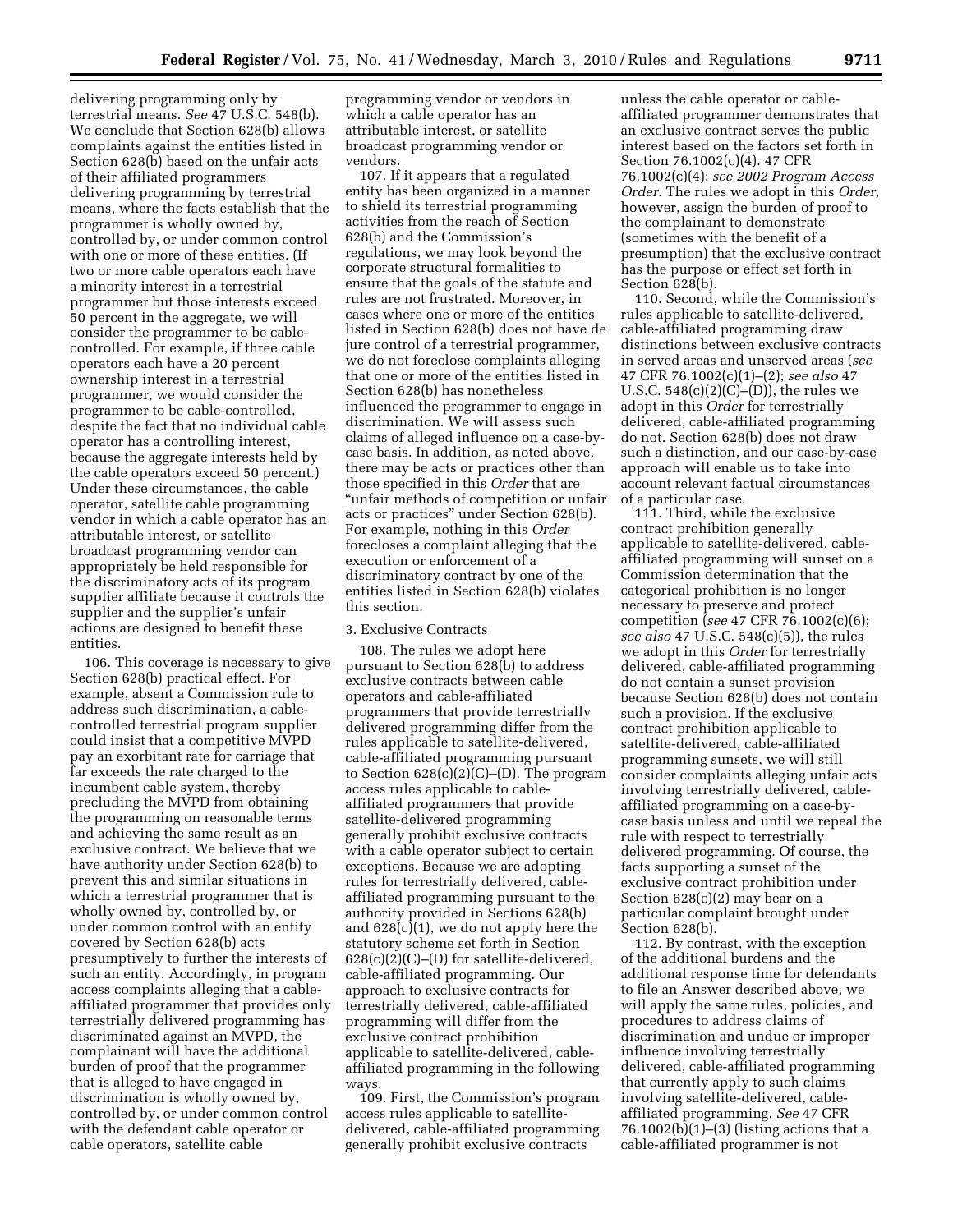delivering programming only by terrestrial means. *See* 47 U.S.C. 548(b). We conclude that Section 628(b) allows complaints against the entities listed in Section 628(b) based on the unfair acts of their affiliated programmers delivering programming by terrestrial means, where the facts establish that the programmer is wholly owned by, controlled by, or under common control with one or more of these entities. (If two or more cable operators each have a minority interest in a terrestrial programmer but those interests exceed 50 percent in the aggregate, we will consider the programmer to be cable-controlled. For example, if three cable operators each have a 20 percent ownership interest in a terrestrial programmer, we would consider the programmer to be cable-controlled, despite the fact that no individual cable operator has a controlling interest, because the aggregate interests held by the cable operators exceed 50 percent.) Under these circumstances, the cable operator, satellite cable programming vendor in which a cable operator has an attributable interest, or satellite broadcast programming vendor can appropriately be held responsible for the discriminatory acts of its program supplier affiliate because it controls the supplier and the supplier's unfair actions are designed to benefit these entities.

106. This coverage is necessary to give Section 628(b) practical effect. For example, absent a Commission rule to address such discrimination, a cable-controlled terrestrial program supplier could insist that a competitive MVPD pay an exorbitant rate for carriage that far exceeds the rate charged to the incumbent cable system, thereby precluding the MVPD from obtaining the programming on reasonable terms and achieving the same result as an exclusive contract. We believe that we have authority under Section 628(b) to prevent this and similar situations in which a terrestrial programmer that is wholly owned by, controlled by, or under common control with an entity covered by Section 628(b) acts presumptively to further the interests of such an entity. Accordingly, in program access complaints alleging that a cable-affiliated programmer that provides only terrestrially delivered programming has discriminated against an MVPD, the complainant will have the additional burden of proof that the programmer that is alleged to have engaged in discrimination is wholly owned by, controlled by, or under common control with the defendant cable operator or cable operators, satellite cable programming vendor or vendors in which a cable operator has an attributable interest, or satellite broadcast programming vendor or vendors.

107. If it appears that a regulated entity has been organized in a manner to shield its terrestrial programming activities from the reach of Section 628(b) and the Commission's regulations, we may look beyond the corporate structural formalities to ensure that the goals of the statute and rules are not frustrated. Moreover, in cases where one or more of the entities listed in Section 628(b) does not have de jure control of a terrestrial programmer, we do not foreclose complaints alleging that one or more of the entities listed in Section 628(b) has nonetheless influenced the programmer to engage in discrimination. We will assess such claims of alleged influence on a case-by-case basis. In addition, as noted above, there may be acts or practices other than those specified in this *Order* that are "unfair methods of competition or unfair acts or practices" under Section 628(b). For example, nothing in this *Order* forecloses a complaint alleging that the execution or enforcement of a discriminatory contract by one of the entities listed in Section 628(b) violates this section.

### 3. Exclusive Contracts

108. The rules we adopt here pursuant to Section 628(b) to address exclusive contracts between cable operators and cable-affiliated programmers that provide terrestrially delivered programming differ from the rules applicable to satellite-delivered, cable-affiliated programming pursuant to Section 628(c)(2)(C)–(D). The program access rules applicable to cable-affiliated programmers that provide satellite-delivered programming generally prohibit exclusive contracts with a cable operator subject to certain exceptions. Because we are adopting rules for terrestrially delivered, cable-affiliated programming pursuant to the authority provided in Sections 628(b) and 628(c)(1), we do not apply here the statutory scheme set forth in Section 628(c)(2)(C)–(D) for satellite-delivered, cable-affiliated programming. Our approach to exclusive contracts for terrestrially delivered, cable-affiliated programming will differ from the exclusive contract prohibition applicable to satellite-delivered, cable-affiliated programming in the following ways.

109. First, the Commission's program access rules applicable to satellite-delivered, cable-affiliated programming generally prohibit exclusive contracts unless the cable operator or cable-affiliated programmer demonstrates that an exclusive contract serves the public interest based on the factors set forth in Section 76.1002(c)(4). 47 CFR 76.1002(c)(4); *see 2002 Program Access Order*. The rules we adopt in this *Order,* however, assign the burden of proof to the complainant to demonstrate (sometimes with the benefit of a presumption) that the exclusive contract has the purpose or effect set forth in Section 628(b).

110. Second, while the Commission's rules applicable to satellite-delivered, cable-affiliated programming draw distinctions between exclusive contracts in served areas and unserved areas (*see* 47 CFR 76.1002(c)(1)–(2); *see also* 47 U.S.C. 548(c)(2)(C)–(D)), the rules we adopt in this *Order* for terrestrially delivered, cable-affiliated programming do not. Section 628(b) does not draw such a distinction, and our case-by-case approach will enable us to take into account relevant factual circumstances of a particular case.

111. Third, while the exclusive contract prohibition generally applicable to satellite-delivered, cable-affiliated programming will sunset on a Commission determination that the categorical prohibition is no longer necessary to preserve and protect competition (*see* 47 CFR 76.1002(c)(6); *see also* 47 U.S.C. 548(c)(5)), the rules we adopt in this *Order* for terrestrially delivered, cable-affiliated programming do not contain a sunset provision because Section 628(b) does not contain such a provision. If the exclusive contract prohibition applicable to satellite-delivered, cable-affiliated programming sunsets, we will still consider complaints alleging unfair acts involving terrestrially delivered, cable-affiliated programming on a case-by-case basis unless and until we repeal the rule with respect to terrestrially delivered programming. Of course, the facts supporting a sunset of the exclusive contract prohibition under Section 628(c)(2) may bear on a particular complaint brought under Section 628(b).

112. By contrast, with the exception of the additional burdens and the additional response time for defendants to file an Answer described above, we will apply the same rules, policies, and procedures to address claims of discrimination and undue or improper influence involving terrestrially delivered, cable-affiliated programming that currently apply to such claims involving satellite-delivered, cable-affiliated programming. *See* 47 CFR 76.1002(b)(1)–(3) (listing actions that a cable-affiliated programmer is not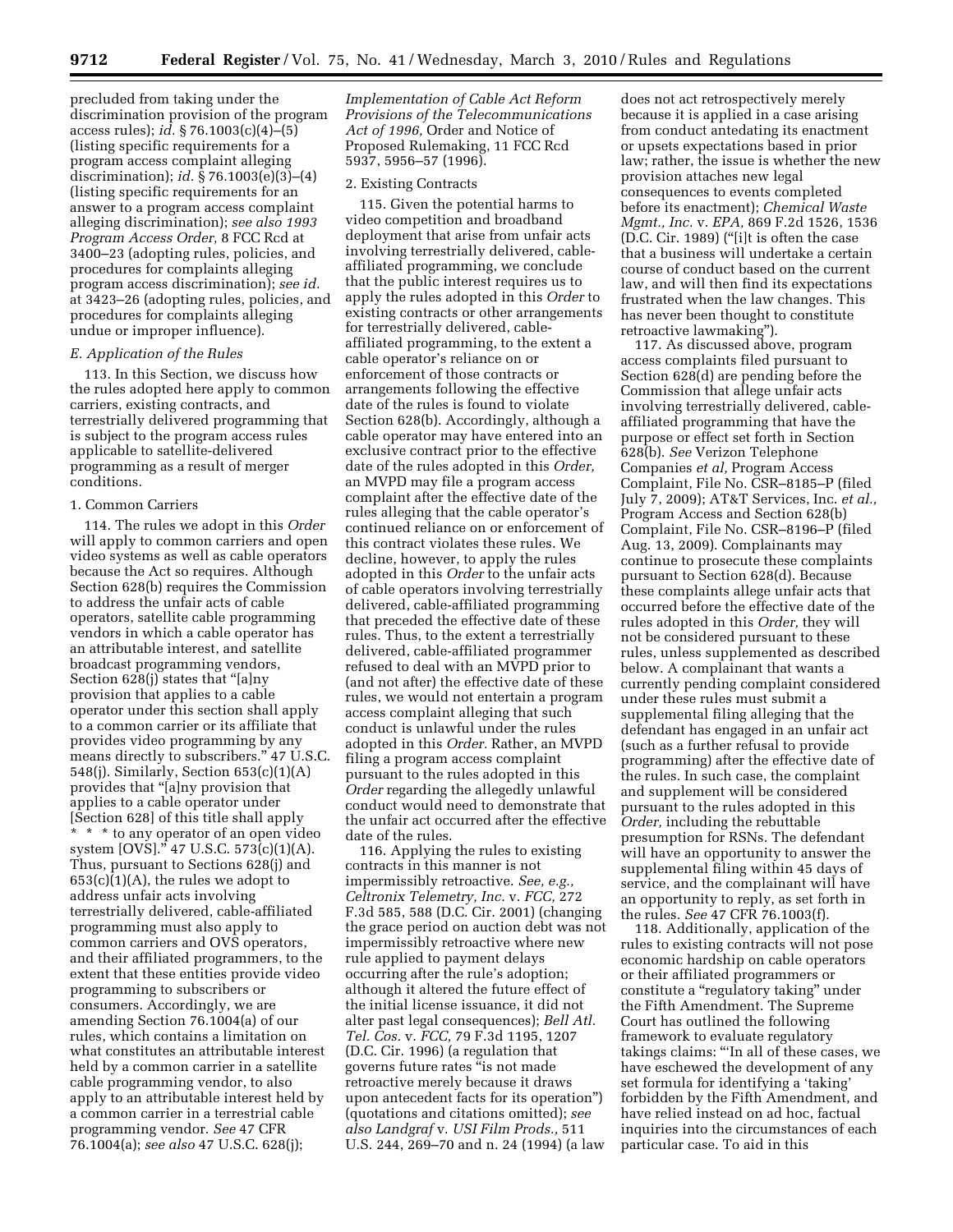precluded from taking under the discrimination provision of the program access rules); *id.* § 76.1003(c)(4)–(5) (listing specific requirements for a program access complaint alleging discrimination); *id.* § 76.1003(e)(3)–(4) (listing specific requirements for an answer to a program access complaint alleging discrimination); *see also 1993 Program Access Order,* 8 FCC Rcd at 3400–23 (adopting rules, policies, and procedures for complaints alleging program access discrimination); *see id.* at 3423–26 (adopting rules, policies, and procedures for complaints alleging undue or improper influence).

### *E. Application of the Rules*

113. In this Section, we discuss how the rules adopted here apply to common carriers, existing contracts, and terrestrially delivered programming that is subject to the program access rules applicable to satellite-delivered programming as a result of merger conditions.

#### 1. Common Carriers

114. The rules we adopt in this *Order* will apply to common carriers and open video systems as well as cable operators because the Act so requires. Although Section 628(b) requires the Commission to address the unfair acts of cable operators, satellite cable programming vendors in which a cable operator has an attributable interest, and satellite broadcast programming vendors, Section 628(j) states that "[a]ny provision that applies to a cable operator under this section shall apply to a common carrier or its affiliate that provides video programming by any means directly to subscribers." 47 U.S.C. 548(j). Similarly, Section 653(c)(1)(A) provides that "[a]ny provision that applies to a cable operator under [Section 628] of this title shall apply * * * to any operator of an open video system [OVS]." 47 U.S.C. 573(c)(1)(A). Thus, pursuant to Sections 628(j) and 653(c)(1)(A), the rules we adopt to address unfair acts involving terrestrially delivered, cable-affiliated programming must also apply to common carriers and OVS operators, and their affiliated programmers, to the extent that these entities provide video programming to subscribers or consumers. Accordingly, we are amending Section 76.1004(a) of our rules, which contains a limitation on what constitutes an attributable interest held by a common carrier in a satellite cable programming vendor, to also apply to an attributable interest held by a common carrier in a terrestrial cable programming vendor. *See* 47 CFR 76.1004(a); *see also* 47 U.S.C. 628(j); *Implementation of Cable Act Reform Provisions of the Telecommunications Act of 1996,* Order and Notice of Proposed Rulemaking, 11 FCC Rcd 5937, 5956–57 (1996).

#### 2. Existing Contracts

115. Given the potential harms to video competition and broadband deployment that arise from unfair acts involving terrestrially delivered, cable-affiliated programming, we conclude that the public interest requires us to apply the rules adopted in this *Order* to existing contracts or other arrangements for terrestrially delivered, cable-affiliated programming, to the extent a cable operator's reliance on or enforcement of those contracts or arrangements following the effective date of the rules is found to violate Section 628(b). Accordingly, although a cable operator may have entered into an exclusive contract prior to the effective date of the rules adopted in this *Order,* an MVPD may file a program access complaint after the effective date of the rules alleging that the cable operator's continued reliance on or enforcement of this contract violates these rules. We decline, however, to apply the rules adopted in this *Order* to the unfair acts of cable operators involving terrestrially delivered, cable-affiliated programming that preceded the effective date of these rules. Thus, to the extent a terrestrially delivered, cable-affiliated programmer refused to deal with an MVPD prior to (and not after) the effective date of these rules, we would not entertain a program access complaint alleging that such conduct is unlawful under the rules adopted in this *Order.* Rather, an MVPD filing a program access complaint pursuant to the rules adopted in this *Order* regarding the allegedly unlawful conduct would need to demonstrate that the unfair act occurred after the effective date of the rules.

116. Applying the rules to existing contracts in this manner is not impermissibly retroactive. *See, e.g., Celtronix Telemetry, Inc.* v. *FCC,* 272 F.3d 585, 588 (D.C. Cir. 2001) (changing the grace period on auction debt was not impermissibly retroactive where new rule applied to payment delays occurring after the rule's adoption; although it altered the future effect of the initial license issuance, it did not alter past legal consequences); *Bell Atl. Tel. Cos.* v. *FCC,* 79 F.3d 1195, 1207 (D.C. Cir. 1996) (a regulation that governs future rates "is not made retroactive merely because it draws upon antecedent facts for its operation") (quotations and citations omitted); *see also Landgraf* v. *USI Film Prods.,* 511 U.S. 244, 269–70 and n. 24 (1994) (a law does not act retrospectively merely because it is applied in a case arising from conduct antedating its enactment or upsets expectations based in prior law; rather, the issue is whether the new provision attaches new legal consequences to events completed before its enactment); *Chemical Waste Mgmt., Inc.* v. *EPA,* 869 F.2d 1526, 1536 (D.C. Cir. 1989) ("[i]t is often the case that a business will undertake a certain course of conduct based on the current law, and will then find its expectations frustrated when the law changes. This has never been thought to constitute retroactive lawmaking").

117. As discussed above, program access complaints filed pursuant to Section 628(d) are pending before the Commission that allege unfair acts involving terrestrially delivered, cable-affiliated programming that have the purpose or effect set forth in Section 628(b). *See* Verizon Telephone Companies *et al,* Program Access Complaint, File No. CSR–8185–P (filed July 7, 2009); AT&T Services, Inc. *et al.,* Program Access and Section 628(b) Complaint, File No. CSR–8196–P (filed Aug. 13, 2009). Complainants may continue to prosecute these complaints pursuant to Section 628(d). Because these complaints allege unfair acts that occurred before the effective date of the rules adopted in this *Order,* they will not be considered pursuant to these rules, unless supplemented as described below. A complainant that wants a currently pending complaint considered under these rules must submit a supplemental filing alleging that the defendant has engaged in an unfair act (such as a further refusal to provide programming) after the effective date of the rules. In such case, the complaint and supplement will be considered pursuant to the rules adopted in this *Order,* including the rebuttable presumption for RSNs. The defendant will have an opportunity to answer the supplemental filing within 45 days of service, and the complainant will have an opportunity to reply, as set forth in the rules. *See* 47 CFR 76.1003(f).

118. Additionally, application of the rules to existing contracts will not pose economic hardship on cable operators or their affiliated programmers or constitute a "regulatory taking" under the Fifth Amendment. The Supreme Court has outlined the following framework to evaluate regulatory takings claims: "'In all of these cases, we have eschewed the development of any set formula for identifying a 'taking' forbidden by the Fifth Amendment, and have relied instead on ad hoc, factual inquiries into the circumstances of each particular case. To aid in this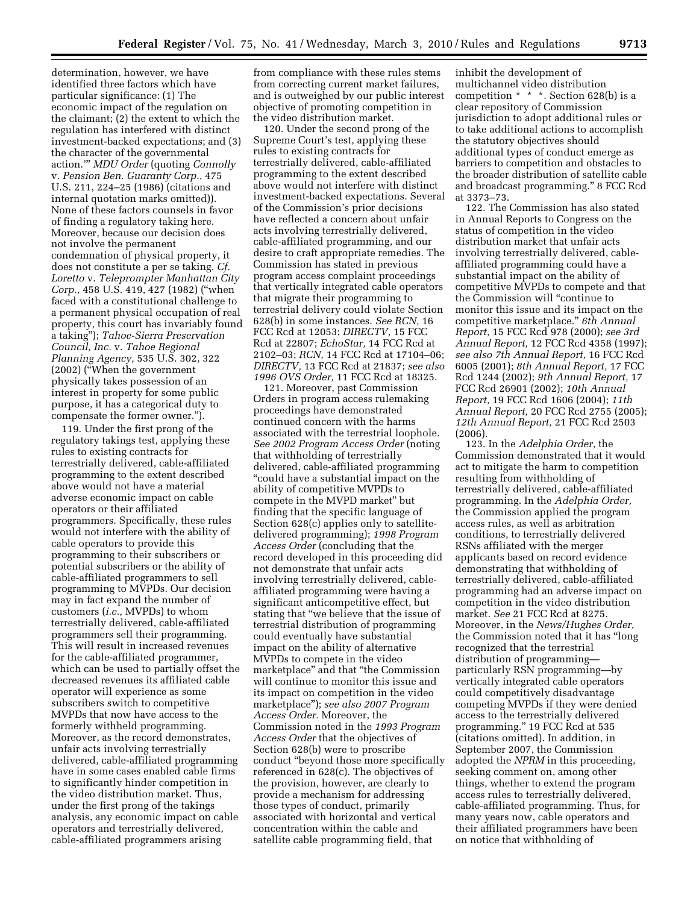determination, however, we have identified three factors which have particular significance: (1) The economic impact of the regulation on the claimant; (2) the extent to which the regulation has interfered with distinct investment-backed expectations; and (3) the character of the governmental action.'" *MDU Order* (quoting *Connolly* v. *Pension Ben. Guaranty Corp.,* 475 U.S. 211, 224–25 (1986) (citations and internal quotation marks omitted)). None of these factors counsels in favor of finding a regulatory taking here. Moreover, because our decision does not involve the permanent condemnation of physical property, it does not constitute a per se taking. *Cf. Loretto* v. *Teleprompter Manhattan City Corp.,* 458 U.S. 419, 427 (1982) ("when faced with a constitutional challenge to a permanent physical occupation of real property, this court has invariably found a taking"); *Tahoe-Sierra Preservation Council, Inc.* v. *Tahoe Regional Planning Agency,* 535 U.S. 302, 322 (2002) ("When the government physically takes possession of an interest in property for some public purpose, it has a categorical duty to compensate the former owner.").

119. Under the first prong of the regulatory takings test, applying these rules to existing contracts for terrestrially delivered, cable-affiliated programming to the extent described above would not have a material adverse economic impact on cable operators or their affiliated programmers. Specifically, these rules would not interfere with the ability of cable operators to provide this programming to their subscribers or potential subscribers or the ability of cable-affiliated programmers to sell programming to MVPDs. Our decision may in fact expand the number of customers (*i.e.,* MVPDs) to whom terrestrially delivered, cable-affiliated programmers sell their programming. This will result in increased revenues for the cable-affiliated programmer, which can be used to partially offset the decreased revenues its affiliated cable operator will experience as some subscribers switch to competitive MVPDs that now have access to the formerly withheld programming. Moreover, as the record demonstrates, unfair acts involving terrestrially delivered, cable-affiliated programming have in some cases enabled cable firms to significantly hinder competition in the video distribution market. Thus, under the first prong of the takings analysis, any economic impact on cable operators and terrestrially delivered, cable-affiliated programmers arising from compliance with these rules stems from correcting current market failures, and is outweighed by our public interest objective of promoting competition in the video distribution market.

120. Under the second prong of the Supreme Court's test, applying these rules to existing contracts for terrestrially delivered, cable-affiliated programming to the extent described above would not interfere with distinct investment-backed expectations. Several of the Commission's prior decisions have reflected a concern about unfair acts involving terrestrially delivered, cable-affiliated programming, and our desire to craft appropriate remedies. The Commission has stated in previous program access complaint proceedings that vertically integrated cable operators that migrate their programming to terrestrial delivery could violate Section 628(b) in some instances. *See RCN,* 16 FCC Rcd at 12053; *DIRECTV,* 15 FCC Rcd at 22807; *EchoStar,* 14 FCC Rcd at 2102–03; *RCN,* 14 FCC Rcd at 17104–06; *DIRECTV,* 13 FCC Rcd at 21837; *see also 1996 OVS Order,* 11 FCC Rcd at 18325.

121. Moreover, past Commission Orders in program access rulemaking proceedings have demonstrated continued concern with the harms associated with the terrestrial loophole. *See 2002 Program Access Order* (noting that withholding of terrestrially delivered, cable-affiliated programming "could have a substantial impact on the ability of competitive MVPDs to compete in the MVPD market" but finding that the specific language of Section 628(c) applies only to satellite-delivered programming); *1998 Program Access Order* (concluding that the record developed in this proceeding did not demonstrate that unfair acts involving terrestrially delivered, cable-affiliated programming were having a significant anticompetitive effect, but stating that "we believe that the issue of terrestrial distribution of programming could eventually have substantial impact on the ability of alternative MVPDs to compete in the video marketplace" and that "the Commission will continue to monitor this issue and its impact on competition in the video marketplace"); *see also 2007 Program Access Order.* Moreover, the Commission noted in the *1993 Program Access Order* that the objectives of Section 628(b) were to proscribe conduct "beyond those more specifically referenced in 628(c). The objectives of the provision, however, are clearly to provide a mechanism for addressing those types of conduct, primarily associated with horizontal and vertical concentration within the cable and satellite cable programming field, that inhibit the development of multichannel video distribution competition * * *. Section 628(b) is a clear repository of Commission jurisdiction to adopt additional rules or to take additional actions to accomplish the statutory objectives should additional types of conduct emerge as barriers to competition and obstacles to the broader distribution of satellite cable and broadcast programming." 8 FCC Rcd at 3373–73.

122. The Commission has also stated in Annual Reports to Congress on the status of competition in the video distribution market that unfair acts involving terrestrially delivered, cable-affiliated programming could have a substantial impact on the ability of competitive MVPDs to compete and that the Commission will "continue to monitor this issue and its impact on the competitive marketplace." *6th Annual Report,* 15 FCC Rcd 978 (2000); *see 3rd Annual Report,* 12 FCC Rcd 4358 (1997); *see also 7th Annual Report,* 16 FCC Rcd 6005 (2001); *8th Annual Report,* 17 FCC Rcd 1244 (2002); *9th Annual Report,* 17 FCC Rcd 26901 (2002); *10th Annual Report,* 19 FCC Rcd 1606 (2004); *11th Annual Report,* 20 FCC Rcd 2755 (2005); *12th Annual Report,* 21 FCC Rcd 2503 (2006).

123. In the *Adelphia Order,* the Commission demonstrated that it would act to mitigate the harm to competition resulting from withholding of terrestrially delivered, cable-affiliated programming. In the *Adelphia Order,* the Commission applied the program access rules, as well as arbitration conditions, to terrestrially delivered RSNs affiliated with the merger applicants based on record evidence demonstrating that withholding of terrestrially delivered, cable-affiliated programming had an adverse impact on competition in the video distribution market. *See* 21 FCC Rcd at 8275. Moreover, in the *News/Hughes Order,* the Commission noted that it has "long recognized that the terrestrial distribution of programming—particularly RSN programming—by vertically integrated cable operators could competitively disadvantage competing MVPDs if they were denied access to the terrestrially delivered programming." 19 FCC Rcd at 535 (citations omitted). In addition, in September 2007, the Commission adopted the *NPRM* in this proceeding, seeking comment on, among other things, whether to extend the program access rules to terrestrially delivered, cable-affiliated programming. Thus, for many years now, cable operators and their affiliated programmers have been on notice that withholding of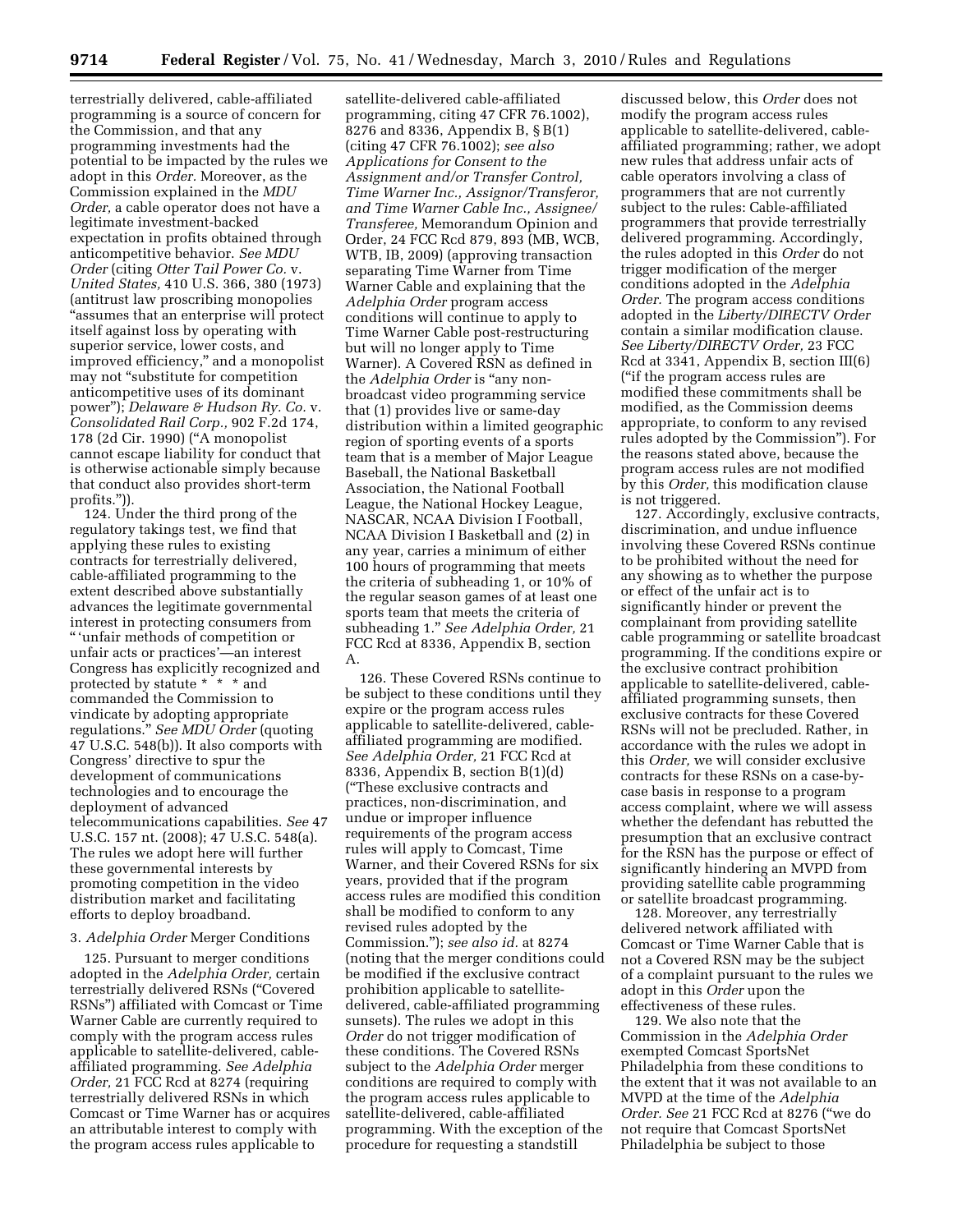terrestrially delivered, cable-affiliated programming is a source of concern for the Commission, and that any programming investments had the potential to be impacted by the rules we adopt in this *Order.* Moreover, as the Commission explained in the *MDU Order,* a cable operator does not have a legitimate investment-backed expectation in profits obtained through anticompetitive behavior. *See MDU Order* (citing *Otter Tail Power Co.* v. *United States,* 410 U.S. 366, 380 (1973) (antitrust law proscribing monopolies "assumes that an enterprise will protect itself against loss by operating with superior service, lower costs, and improved efficiency," and a monopolist may not "substitute for competition anticompetitive uses of its dominant power"); *Delaware & Hudson Ry. Co.* v. *Consolidated Rail Corp.,* 902 F.2d 174, 178 (2d Cir. 1990) ("A monopolist cannot escape liability for conduct that is otherwise actionable simply because that conduct also provides short-term profits.")).

124. Under the third prong of the regulatory takings test, we find that applying these rules to existing contracts for terrestrially delivered, cable-affiliated programming to the extent described above substantially advances the legitimate governmental interest in protecting consumers from " 'unfair methods of competition or unfair acts or practices'—an interest Congress has explicitly recognized and protected by statute * * * and commanded the Commission to vindicate by adopting appropriate regulations." *See MDU Order* (quoting 47 U.S.C. 548(b)). It also comports with Congress' directive to spur the development of communications technologies and to encourage the deployment of advanced telecommunications capabilities. *See* 47 U.S.C. 157 nt. (2008); 47 U.S.C. 548(a). The rules we adopt here will further these governmental interests by promoting competition in the video distribution market and facilitating efforts to deploy broadband.

### 3. *Adelphia Order* Merger Conditions

125. Pursuant to merger conditions adopted in the *Adelphia Order,* certain terrestrially delivered RSNs ("Covered RSNs") affiliated with Comcast or Time Warner Cable are currently required to comply with the program access rules applicable to satellite-delivered, cable-affiliated programming. *See Adelphia Order,* 21 FCC Rcd at 8274 (requiring terrestrially delivered RSNs in which Comcast or Time Warner has or acquires an attributable interest to comply with the program access rules applicable to satellite-delivered cable-affiliated programming, citing 47 CFR 76.1002), 8276 and 8336, Appendix B, § B(1) (citing 47 CFR 76.1002); *see also Applications for Consent to the Assignment and/or Transfer Control, Time Warner Inc., Assignor/Transferor, and Time Warner Cable Inc., Assignee/Transferee,* Memorandum Opinion and Order, 24 FCC Rcd 879, 893 (MB, WCB, WTB, IB, 2009) (approving transaction separating Time Warner from Time Warner Cable and explaining that the *Adelphia Order* program access conditions will continue to apply to Time Warner Cable post-restructuring but will no longer apply to Time Warner). A Covered RSN as defined in the *Adelphia Order* is "any non-broadcast video programming service that (1) provides live or same-day distribution within a limited geographic region of sporting events of a sports team that is a member of Major League Baseball, the National Basketball Association, the National Football League, the National Hockey League, NASCAR, NCAA Division I Football, NCAA Division I Basketball and (2) in any year, carries a minimum of either 100 hours of programming that meets the criteria of subheading 1, or 10% of the regular season games of at least one sports team that meets the criteria of subheading 1." *See Adelphia Order,* 21 FCC Rcd at 8336, Appendix B, section A.

126. These Covered RSNs continue to be subject to these conditions until they expire or the program access rules applicable to satellite-delivered, cable-affiliated programming are modified. *See Adelphia Order,* 21 FCC Rcd at 8336, Appendix B, section B(1)(d) ("These exclusive contracts and practices, non-discrimination, and undue or improper influence requirements of the program access rules will apply to Comcast, Time Warner, and their Covered RSNs for six years, provided that if the program access rules are modified this condition shall be modified to conform to any revised rules adopted by the Commission."); *see also id.* at 8274 (noting that the merger conditions could be modified if the exclusive contract prohibition applicable to satellite-delivered, cable-affiliated programming sunsets). The rules we adopt in this *Order* do not trigger modification of these conditions. The Covered RSNs subject to the *Adelphia Order* merger conditions are required to comply with the program access rules applicable to satellite-delivered, cable-affiliated programming. With the exception of the procedure for requesting a standstill discussed below, this *Order* does not modify the program access rules applicable to satellite-delivered, cable-affiliated programming; rather, we adopt new rules that address unfair acts of cable operators involving a class of programmers that are not currently subject to the rules: Cable-affiliated programmers that provide terrestrially delivered programming. Accordingly, the rules adopted in this *Order* do not trigger modification of the merger conditions adopted in the *Adelphia Order.* The program access conditions adopted in the *Liberty/DIRECTV Order* contain a similar modification clause. *See Liberty/DIRECTV Order,* 23 FCC Rcd at 3341, Appendix B, section III(6) ("if the program access rules are modified these commitments shall be modified, as the Commission deems appropriate, to conform to any revised rules adopted by the Commission"). For the reasons stated above, because the program access rules are not modified by this *Order,* this modification clause is not triggered.

127. Accordingly, exclusive contracts, discrimination, and undue influence involving these Covered RSNs continue to be prohibited without the need for any showing as to whether the purpose or effect of the unfair act is to significantly hinder or prevent the complainant from providing satellite cable programming or satellite broadcast programming. If the conditions expire or the exclusive contract prohibition applicable to satellite-delivered, cable-affiliated programming sunsets, then exclusive contracts for these Covered RSNs will not be precluded. Rather, in accordance with the rules we adopt in this *Order,* we will consider exclusive contracts for these RSNs on a case-by-case basis in response to a program access complaint, where we will assess whether the defendant has rebutted the presumption that an exclusive contract for the RSN has the purpose or effect of significantly hindering an MVPD from providing satellite cable programming or satellite broadcast programming.

128. Moreover, any terrestrially delivered network affiliated with Comcast or Time Warner Cable that is not a Covered RSN may be the subject of a complaint pursuant to the rules we adopt in this *Order* upon the effectiveness of these rules.

129. We also note that the Commission in the *Adelphia Order* exempted Comcast SportsNet Philadelphia from these conditions to the extent that it was not available to an MVPD at the time of the *Adelphia Order. See* 21 FCC Rcd at 8276 ("we do not require that Comcast SportsNet Philadelphia be subject to those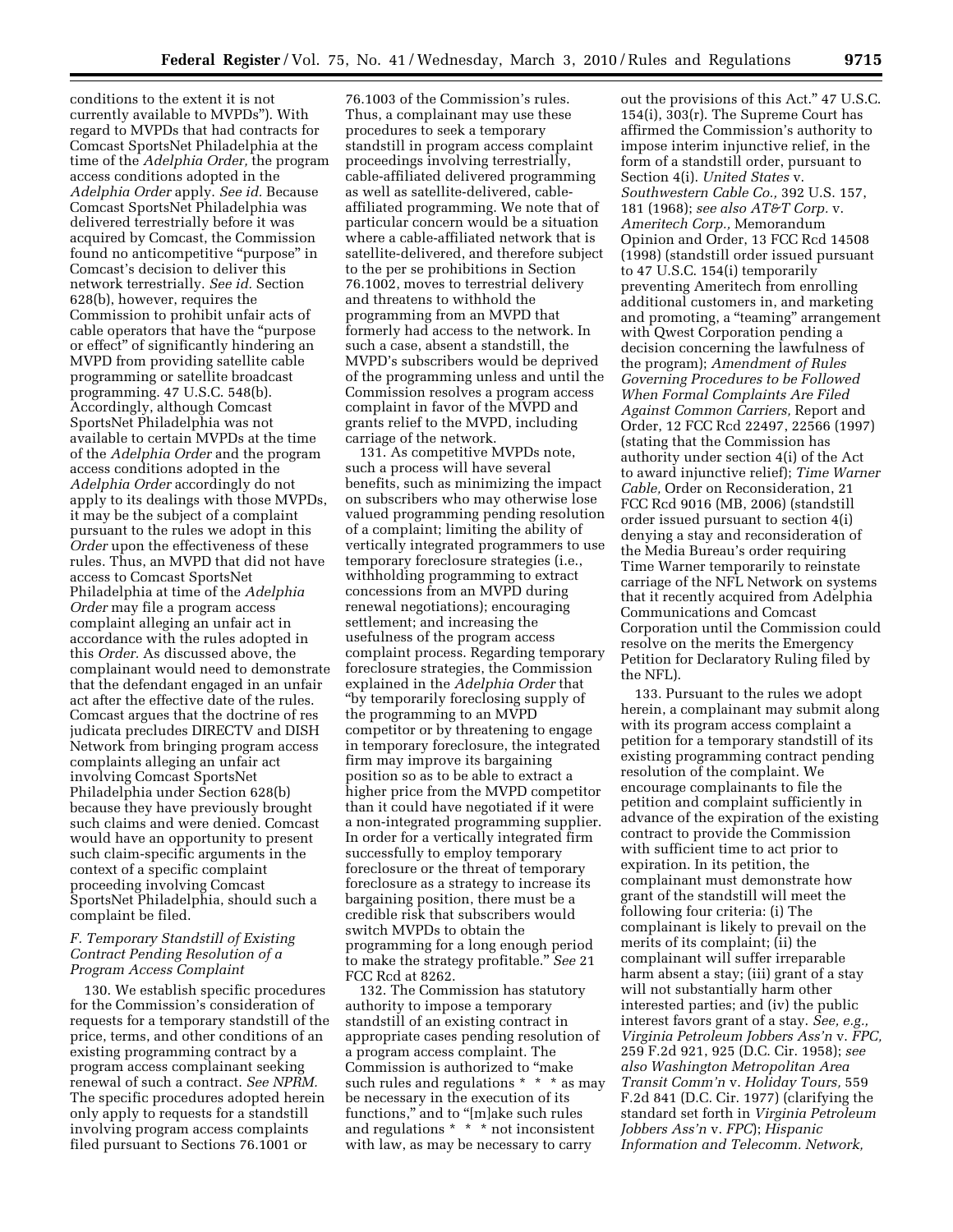conditions to the extent it is not currently available to MVPDs"). With regard to MVPDs that had contracts for Comcast SportsNet Philadelphia at the time of the *Adelphia Order,* the program access conditions adopted in the *Adelphia Order* apply. *See id.* Because Comcast SportsNet Philadelphia was delivered terrestrially before it was acquired by Comcast, the Commission found no anticompetitive "purpose" in Comcast's decision to deliver this network terrestrially. *See id.* Section 628(b), however, requires the Commission to prohibit unfair acts of cable operators that have the "purpose or effect" of significantly hindering an MVPD from providing satellite cable programming or satellite broadcast programming. 47 U.S.C. 548(b). Accordingly, although Comcast SportsNet Philadelphia was not available to certain MVPDs at the time of the *Adelphia Order* and the program access conditions adopted in the *Adelphia Order* accordingly do not apply to its dealings with those MVPDs, it may be the subject of a complaint pursuant to the rules we adopt in this *Order* upon the effectiveness of these rules. Thus, an MVPD that did not have access to Comcast SportsNet Philadelphia at time of the *Adelphia Order* may file a program access complaint alleging an unfair act in accordance with the rules adopted in this *Order.* As discussed above, the complainant would need to demonstrate that the defendant engaged in an unfair act after the effective date of the rules. Comcast argues that the doctrine of res judicata precludes DIRECTV and DISH Network from bringing program access complaints alleging an unfair act involving Comcast SportsNet Philadelphia under Section 628(b) because they have previously brought such claims and were denied. Comcast would have an opportunity to present such claim-specific arguments in the context of a specific complaint proceeding involving Comcast SportsNet Philadelphia, should such a complaint be filed.

### *F. Temporary Standstill of Existing Contract Pending Resolution of a Program Access Complaint*

130. We establish specific procedures for the Commission's consideration of requests for a temporary standstill of the price, terms, and other conditions of an existing programming contract by a program access complainant seeking renewal of such a contract. *See NPRM.* The specific procedures adopted herein only apply to requests for a standstill involving program access complaints filed pursuant to Sections 76.1001 or 76.1003 of the Commission's rules. Thus, a complainant may use these procedures to seek a temporary standstill in program access complaint proceedings involving terrestrially, cable-affiliated delivered programming as well as satellite-delivered, cable-affiliated programming. We note that of particular concern would be a situation where a cable-affiliated network that is satellite-delivered, and therefore subject to the per se prohibitions in Section 76.1002, moves to terrestrial delivery and threatens to withhold the programming from an MVPD that formerly had access to the network. In such a case, absent a standstill, the MVPD's subscribers would be deprived of the programming unless and until the Commission resolves a program access complaint in favor of the MVPD and grants relief to the MVPD, including carriage of the network.

131. As competitive MVPDs note, such a process will have several benefits, such as minimizing the impact on subscribers who may otherwise lose valued programming pending resolution of a complaint; limiting the ability of vertically integrated programmers to use temporary foreclosure strategies (i.e., withholding programming to extract concessions from an MVPD during renewal negotiations); encouraging settlement; and increasing the usefulness of the program access complaint process. Regarding temporary foreclosure strategies, the Commission explained in the *Adelphia Order* that "by temporarily foreclosing supply of the programming to an MVPD competitor or by threatening to engage in temporary foreclosure, the integrated firm may improve its bargaining position so as to be able to extract a higher price from the MVPD competitor than it could have negotiated if it were a non-integrated programming supplier. In order for a vertically integrated firm successfully to employ temporary foreclosure or the threat of temporary foreclosure as a strategy to increase its bargaining position, there must be a credible risk that subscribers would switch MVPDs to obtain the programming for a long enough period to make the strategy profitable." *See* 21 FCC Rcd at 8262.

132. The Commission has statutory authority to impose a temporary standstill of an existing contract in appropriate cases pending resolution of a program access complaint. The Commission is authorized to "make such rules and regulations * * * as may be necessary in the execution of its functions," and to "[m]ake such rules and regulations * * * not inconsistent with law, as may be necessary to carry out the provisions of this Act." 47 U.S.C. 154(i), 303(r). The Supreme Court has affirmed the Commission's authority to impose interim injunctive relief, in the form of a standstill order, pursuant to Section 4(i). *United States* v. *Southwestern Cable Co.,* 392 U.S. 157, 181 (1968); *see also AT&T Corp.* v. *Ameritech Corp.,* Memorandum Opinion and Order, 13 FCC Rcd 14508 (1998) (standstill order issued pursuant to 47 U.S.C. 154(i) temporarily preventing Ameritech from enrolling additional customers in, and marketing and promoting, a "teaming" arrangement with Qwest Corporation pending a decision concerning the lawfulness of the program); *Amendment of Rules Governing Procedures to be Followed When Formal Complaints Are Filed Against Common Carriers,* Report and Order, 12 FCC Rcd 22497, 22566 (1997) (stating that the Commission has authority under section 4(i) of the Act to award injunctive relief); *Time Warner Cable,* Order on Reconsideration, 21 FCC Rcd 9016 (MB, 2006) (standstill order issued pursuant to section 4(i) denying a stay and reconsideration of the Media Bureau's order requiring Time Warner temporarily to reinstate carriage of the NFL Network on systems that it recently acquired from Adelphia Communications and Comcast Corporation until the Commission could resolve on the merits the Emergency Petition for Declaratory Ruling filed by the NFL).

133. Pursuant to the rules we adopt herein, a complainant may submit along with its program access complaint a petition for a temporary standstill of its existing programming contract pending resolution of the complaint. We encourage complainants to file the petition and complaint sufficiently in advance of the expiration of the existing contract to provide the Commission with sufficient time to act prior to expiration. In its petition, the complainant must demonstrate how grant of the standstill will meet the following four criteria: (i) The complainant is likely to prevail on the merits of its complaint; (ii) the complainant will suffer irreparable harm absent a stay; (iii) grant of a stay will not substantially harm other interested parties; and (iv) the public interest favors grant of a stay. *See, e.g., Virginia Petroleum Jobbers Ass'n* v. *FPC,* 259 F.2d 921, 925 (D.C. Cir. 1958); *see also Washington Metropolitan Area Transit Comm'n* v. *Holiday Tours,* 559 F.2d 841 (D.C. Cir. 1977) (clarifying the standard set forth in *Virginia Petroleum Jobbers Ass'n* v. *FPC*); *Hispanic Information and Telecomm. Network,*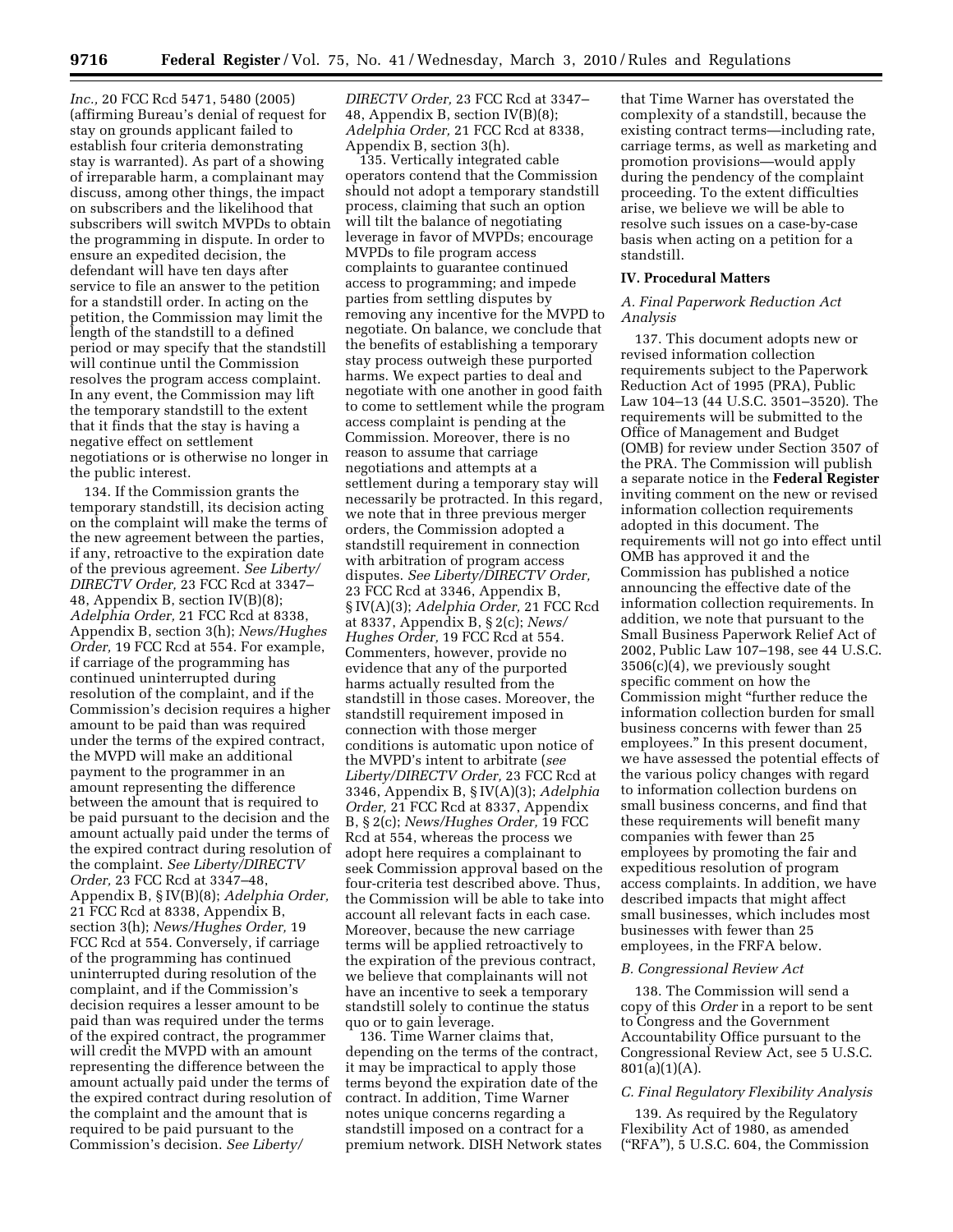*Inc.,* 20 FCC Rcd 5471, 5480 (2005) (affirming Bureau's denial of request for stay on grounds applicant failed to establish four criteria demonstrating stay is warranted). As part of a showing of irreparable harm, a complainant may discuss, among other things, the impact on subscribers and the likelihood that subscribers will switch MVPDs to obtain the programming in dispute. In order to ensure an expedited decision, the defendant will have ten days after service to file an answer to the petition for a standstill order. In acting on the petition, the Commission may limit the length of the standstill to a defined period or may specify that the standstill will continue until the Commission resolves the program access complaint. In any event, the Commission may lift the temporary standstill to the extent that it finds that the stay is having a negative effect on settlement negotiations or is otherwise no longer in the public interest.

134. If the Commission grants the temporary standstill, its decision acting on the complaint will make the terms of the new agreement between the parties, if any, retroactive to the expiration date of the previous agreement. *See Liberty/DIRECTV Order,* 23 FCC Rcd at 3347–48, Appendix B, section IV(B)(8); *Adelphia Order,* 21 FCC Rcd at 8338, Appendix B, section 3(h); *News/Hughes Order,* 19 FCC Rcd at 554. For example, if carriage of the programming has continued uninterrupted during resolution of the complaint, and if the Commission's decision requires a higher amount to be paid than was required under the terms of the expired contract, the MVPD will make an additional payment to the programmer in an amount representing the difference between the amount that is required to be paid pursuant to the decision and the amount actually paid under the terms of the expired contract during resolution of the complaint. *See Liberty/DIRECTV Order,* 23 FCC Rcd at 3347–48, Appendix B, § IV(B)(8); *Adelphia Order,* 21 FCC Rcd at 8338, Appendix B, section 3(h); *News/Hughes Order,* 19 FCC Rcd at 554. Conversely, if carriage of the programming has continued uninterrupted during resolution of the complaint, and if the Commission's decision requires a lesser amount to be paid than was required under the terms of the expired contract, the programmer will credit the MVPD with an amount representing the difference between the amount actually paid under the terms of the expired contract during resolution of the complaint and the amount that is required to be paid pursuant to the Commission's decision. *See Liberty/DIRECTV Order,* 23 FCC Rcd at 3347–48, Appendix B, section IV(B)(8); *Adelphia Order,* 21 FCC Rcd at 8338, Appendix B, section 3(h).

135. Vertically integrated cable operators contend that the Commission should not adopt a temporary standstill process, claiming that such an option will tilt the balance of negotiating leverage in favor of MVPDs; encourage MVPDs to file program access complaints to guarantee continued access to programming; and impede parties from settling disputes by removing any incentive for the MVPD to negotiate. On balance, we conclude that the benefits of establishing a temporary stay process outweigh these purported harms. We expect parties to deal and negotiate with one another in good faith to come to settlement while the program access complaint is pending at the Commission. Moreover, there is no reason to assume that carriage negotiations and attempts at a settlement during a temporary stay will necessarily be protracted. In this regard, we note that in three previous merger orders, the Commission adopted a standstill requirement in connection with arbitration of program access disputes. *See Liberty/DIRECTV Order,* 23 FCC Rcd at 3346, Appendix B, § IV(A)(3); *Adelphia Order,* 21 FCC Rcd at 8337, Appendix B, § 2(c); *News/Hughes Order,* 19 FCC Rcd at 554. Commenters, however, provide no evidence that any of the purported harms actually resulted from the standstill in those cases. Moreover, the standstill requirement imposed in connection with those merger conditions is automatic upon notice of the MVPD's intent to arbitrate (*see Liberty/DIRECTV Order,* 23 FCC Rcd at 3346, Appendix B, § IV(A)(3); *Adelphia Order,* 21 FCC Rcd at 8337, Appendix B, § 2(c); *News/Hughes Order,* 19 FCC Rcd at 554, whereas the process we adopt here requires a complainant to seek Commission approval based on the four-criteria test described above. Thus, the Commission will be able to take into account all relevant facts in each case. Moreover, because the new carriage terms will be applied retroactively to the expiration of the previous contract, we believe that complainants will not have an incentive to seek a temporary standstill solely to continue the status quo or to gain leverage.

136. Time Warner claims that, depending on the terms of the contract, it may be impractical to apply those terms beyond the expiration date of the contract. In addition, Time Warner notes unique concerns regarding a standstill imposed on a contract for a premium network. DISH Network states that Time Warner has overstated the complexity of a standstill, because the existing contract terms—including rate, carriage terms, as well as marketing and promotion provisions—would apply during the pendency of the complaint proceeding. To the extent difficulties arise, we believe we will be able to resolve such issues on a case-by-case basis when acting on a petition for a standstill.

## IV. Procedural Matters

### A. Final Paperwork Reduction Act Analysis

137. This document adopts new or revised information collection requirements subject to the Paperwork Reduction Act of 1995 (PRA), Public Law 104–13 (44 U.S.C. 3501–3520). The requirements will be submitted to the Office of Management and Budget (OMB) for review under Section 3507 of the PRA. The Commission will publish a separate notice in the **Federal Register** inviting comment on the new or revised information collection requirements adopted in this document. The requirements will not go into effect until OMB has approved it and the Commission has published a notice announcing the effective date of the information collection requirements. In addition, we note that pursuant to the Small Business Paperwork Relief Act of 2002, Public Law 107–198, see 44 U.S.C. 3506(c)(4), we previously sought specific comment on how the Commission might "further reduce the information collection burden for small business concerns with fewer than 25 employees." In this present document, we have assessed the potential effects of the various policy changes with regard to information collection burdens on small business concerns, and find that these requirements will benefit many companies with fewer than 25 employees by promoting the fair and expeditious resolution of program access complaints. In addition, we have described impacts that might affect small businesses, which includes most businesses with fewer than 25 employees, in the FRFA below.

### B. Congressional Review Act

138. The Commission will send a copy of this *Order* in a report to be sent to Congress and the Government Accountability Office pursuant to the Congressional Review Act, see 5 U.S.C. 801(a)(1)(A).

### C. Final Regulatory Flexibility Analysis

139. As required by the Regulatory Flexibility Act of 1980, as amended ("RFA"), 5 U.S.C. 604, the Commission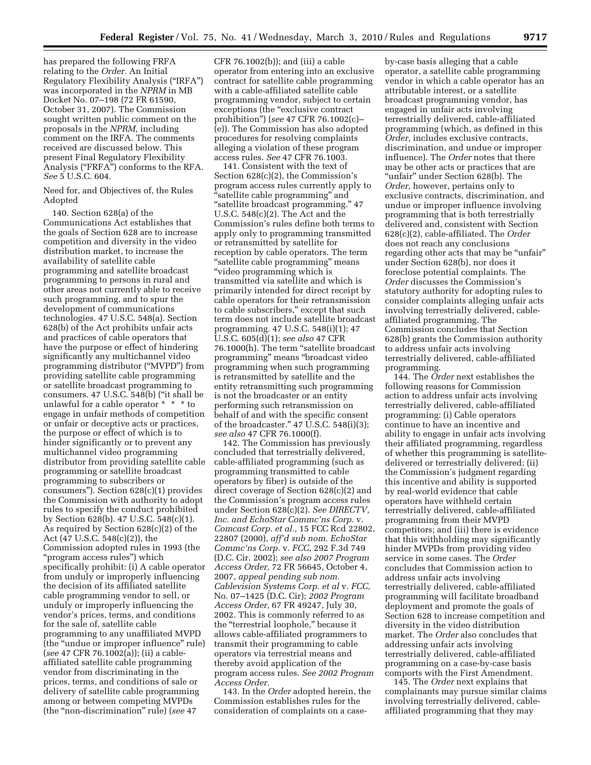has prepared the following FRFA relating to the *Order.* An Initial Regulatory Flexibility Analysis ("IRFA") was incorporated in the *NPRM* in MB Docket No. 07–198 (72 FR 61590, October 31, 2007). The Commission sought written public comment on the proposals in the *NPRM,* including comment on the IRFA. The comments received are discussed below. This present Final Regulatory Flexibility Analysis ("FRFA") conforms to the RFA. *See* 5 U.S.C. 604.

Need for, and Objectives of, the Rules Adopted

140. Section 628(a) of the Communications Act establishes that the goals of Section 628 are to increase competition and diversity in the video distribution market, to increase the availability of satellite cable programming and satellite broadcast programming to persons in rural and other areas not currently able to receive such programming, and to spur the development of communications technologies. 47 U.S.C. 548(a). Section 628(b) of the Act prohibits unfair acts and practices of cable operators that have the purpose or effect of hindering significantly any multichannel video programming distributor ("MVPD") from providing satellite cable programming or satellite broadcast programming to consumers. 47 U.S.C. 548(b) ("it shall be unlawful for a cable operator * * * to engage in unfair methods of competition or unfair or deceptive acts or practices, the purpose or effect of which is to hinder significantly or to prevent any multichannel video programming distributor from providing satellite cable programming or satellite broadcast programming to subscribers or consumers"). Section 628(c)(1) provides the Commission with authority to adopt rules to specify the conduct prohibited by Section 628(b). 47 U.S.C. 548(c)(1). As required by Section 628(c)(2) of the Act (47 U.S.C. 548(c)(2)), the Commission adopted rules in 1993 (the "program access rules") which specifically prohibit: (i) A cable operator from unduly or improperly influencing the decision of its affiliated satellite cable programming vendor to sell, or unduly or improperly influencing the vendor's prices, terms, and conditions for the sale of, satellite cable programming to any unaffiliated MVPD (the "undue or improper influence" rule) (*see* 47 CFR 76.1002(a)); (ii) a cable-affiliated satellite cable programming vendor from discriminating in the prices, terms, and conditions of sale or delivery of satellite cable programming among or between competing MVPDs (the "non-discrimination" rule) (*see* 47 CFR 76.1002(b)); and (iii) a cable operator from entering into an exclusive contract for satellite cable programming with a cable-affiliated satellite cable programming vendor, subject to certain exceptions (the "exclusive contract prohibition") (*see* 47 CFR 76.1002(c)–(e)). The Commission has also adopted procedures for resolving complaints alleging a violation of these program access rules. *See* 47 CFR 76.1003.

141. Consistent with the text of Section 628(c)(2), the Commission's program access rules currently apply to "satellite cable programming" and "satellite broadcast programming." 47 U.S.C. 548(c)(2). The Act and the Commission's rules define both terms to apply only to programming transmitted or retransmitted by satellite for reception by cable operators. The term "satellite cable programming" means "video programming which is transmitted via satellite and which is primarily intended for direct receipt by cable operators for their retransmission to cable subscribers," except that such term does not include satellite broadcast programming. 47 U.S.C. 548(i)(1); 47 U.S.C. 605(d)(1); *see also* 47 CFR 76.1000(h). The term "satellite broadcast programming" means "broadcast video programming when such programming is retransmitted by satellite and the entity retransmitting such programming is not the broadcaster or an entity performing such retransmission on behalf of and with the specific consent of the broadcaster." 47 U.S.C. 548(i)(3); *see also* 47 CFR 76.1000(f).

142. The Commission has previously concluded that terrestrially delivered, cable-affiliated programming (such as programming transmitted to cable operators by fiber) is outside of the direct coverage of Section 628(c)(2) and the Commission's program access rules under Section 628(c)(2). *See DIRECTV, Inc. and EchoStar Commc'ns Corp.* v. *Comcast Corp. et al.,* 15 FCC Rcd 22802, 22807 (2000), *aff'd sub nom. EchoStar Commc'ns Corp.* v. *FCC,* 292 F.3d 749 (D.C. Cir. 2002); *see also 2007 Program Access Order,* 72 FR 56645, October 4, 2007, *appeal pending sub nom. Cablevision Systems Corp. et al* v. *FCC,* No. 07–1425 (D.C. Cir); *2002 Program Access Order,* 67 FR 49247, July 30, 2002. This is commonly referred to as the "terrestrial loophole," because it allows cable-affiliated programmers to transmit their programming to cable operators via terrestrial means and thereby avoid application of the program access rules. *See 2002 Program Access Order.*

143. In the *Order* adopted herein, the Commission establishes rules for the consideration of complaints on a case-by-case basis alleging that a cable operator, a satellite cable programming vendor in which a cable operator has an attributable interest, or a satellite broadcast programming vendor, has engaged in unfair acts involving terrestrially delivered, cable-affiliated programming (which, as defined in this *Order,* includes exclusive contracts, discrimination, and undue or improper influence). The *Order* notes that there may be other acts or practices that are "unfair" under Section 628(b). The *Order,* however, pertains only to exclusive contracts, discrimination, and undue or improper influence involving programming that is both terrestrially delivered and, consistent with Section 628(c)(2), cable-affiliated. The *Order* does not reach any conclusions regarding other acts that may be "unfair" under Section 628(b), nor does it foreclose potential complaints. The *Order* discusses the Commission's statutory authority for adopting rules to consider complaints alleging unfair acts involving terrestrially delivered, cable-affiliated programming. The Commission concludes that Section 628(b) grants the Commission authority to address unfair acts involving terrestrially delivered, cable-affiliated programming.

144. The *Order* next establishes the following reasons for Commission action to address unfair acts involving terrestrially delivered, cable-affiliated programming: (i) Cable operators continue to have an incentive and ability to engage in unfair acts involving their affiliated programming, regardless of whether this programming is satellite-delivered or terrestrially delivered; (ii) the Commission's judgment regarding this incentive and ability is supported by real-world evidence that cable operators have withheld certain terrestrially delivered, cable-affiliated programming from their MVPD competitors; and (iii) there is evidence that this withholding may significantly hinder MVPDs from providing video service in some cases. The *Order* concludes that Commission action to address unfair acts involving terrestrially delivered, cable-affiliated programming will facilitate broadband deployment and promote the goals of Section 628 to increase competition and diversity in the video distribution market. The *Order* also concludes that addressing unfair acts involving terrestrially delivered, cable-affiliated programming on a case-by-case basis comports with the First Amendment.

145. The *Order* next explains that complainants may pursue similar claims involving terrestrially delivered, cable-affiliated programming that they may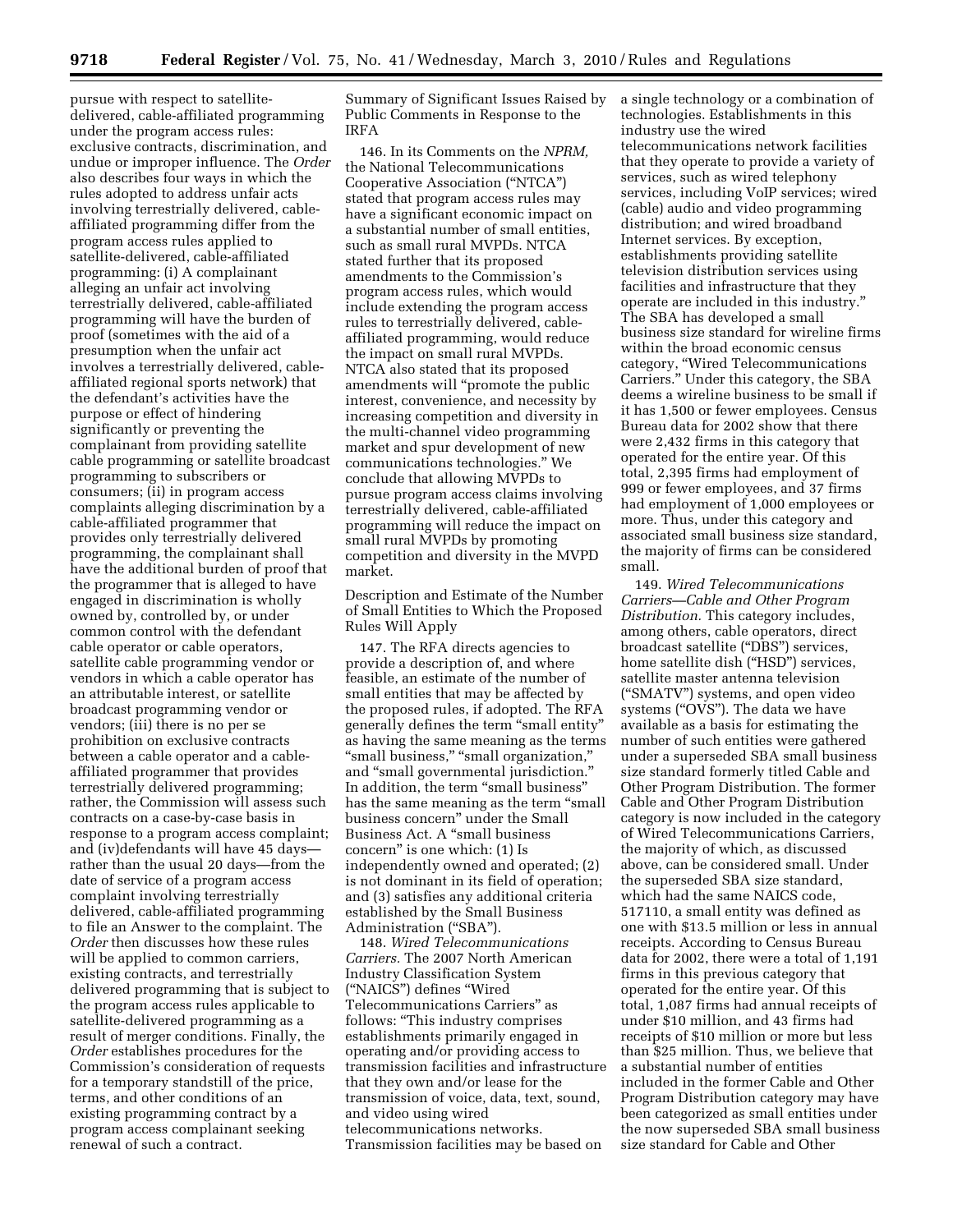pursue with respect to satellite-delivered, cable-affiliated programming under the program access rules: exclusive contracts, discrimination, and undue or improper influence. The *Order* also describes four ways in which the rules adopted to address unfair acts involving terrestrially delivered, cable-affiliated programming differ from the program access rules applied to satellite-delivered, cable-affiliated programming: (i) A complainant alleging an unfair act involving terrestrially delivered, cable-affiliated programming will have the burden of proof (sometimes with the aid of a presumption when the unfair act involves a terrestrially delivered, cable-affiliated regional sports network) that the defendant's activities have the purpose or effect of hindering significantly or preventing the complainant from providing satellite cable programming or satellite broadcast programming to subscribers or consumers; (ii) in program access complaints alleging discrimination by a cable-affiliated programmer that provides only terrestrially delivered programming, the complainant shall have the additional burden of proof that the programmer that is alleged to have engaged in discrimination is wholly owned by, controlled by, or under common control with the defendant cable operator or cable operators, satellite cable programming vendor or vendors in which a cable operator has an attributable interest, or satellite broadcast programming vendor or vendors; (iii) there is no per se prohibition on exclusive contracts between a cable operator and a cable-affiliated programmer that provides terrestrially delivered programming; rather, the Commission will assess such contracts on a case-by-case basis in response to a program access complaint; and (iv)defendants will have 45 days—rather than the usual 20 days—from the date of service of a program access complaint involving terrestrially delivered, cable-affiliated programming to file an Answer to the complaint. The *Order* then discusses how these rules will be applied to common carriers, existing contracts, and terrestrially delivered programming that is subject to the program access rules applicable to satellite-delivered programming as a result of merger conditions. Finally, the *Order* establishes procedures for the Commission's consideration of requests for a temporary standstill of the price, terms, and other conditions of an existing programming contract by a program access complainant seeking renewal of such a contract.

Summary of Significant Issues Raised by Public Comments in Response to the IRFA

146. In its Comments on the *NPRM,* the National Telecommunications Cooperative Association ("NTCA") stated that program access rules may have a significant economic impact on a substantial number of small entities, such as small rural MVPDs. NTCA stated further that its proposed amendments to the Commission's program access rules, which would include extending the program access rules to terrestrially delivered, cable-affiliated programming, would reduce the impact on small rural MVPDs. NTCA also stated that its proposed amendments will "promote the public interest, convenience, and necessity by increasing competition and diversity in the multi-channel video programming market and spur development of new communications technologies." We conclude that allowing MVPDs to pursue program access claims involving terrestrially delivered, cable-affiliated programming will reduce the impact on small rural MVPDs by promoting competition and diversity in the MVPD market.

Description and Estimate of the Number of Small Entities to Which the Proposed Rules Will Apply

147. The RFA directs agencies to provide a description of, and where feasible, an estimate of the number of small entities that may be affected by the proposed rules, if adopted. The RFA generally defines the term "small entity" as having the same meaning as the terms "small business," "small organization," and "small governmental jurisdiction." In addition, the term "small business" has the same meaning as the term "small business concern" under the Small Business Act. A "small business concern" is one which: (1) Is independently owned and operated; (2) is not dominant in its field of operation; and (3) satisfies any additional criteria established by the Small Business Administration ("SBA").

148. *Wired Telecommunications Carriers.* The 2007 North American Industry Classification System ("NAICS") defines "Wired Telecommunications Carriers" as follows: "This industry comprises establishments primarily engaged in operating and/or providing access to transmission facilities and infrastructure that they own and/or lease for the transmission of voice, data, text, sound, and video using wired telecommunications networks. Transmission facilities may be based on a single technology or a combination of technologies. Establishments in this industry use the wired telecommunications network facilities that they operate to provide a variety of services, such as wired telephony services, including VoIP services; wired (cable) audio and video programming distribution; and wired broadband Internet services. By exception, establishments providing satellite television distribution services using facilities and infrastructure that they operate are included in this industry." The SBA has developed a small business size standard for wireline firms within the broad economic census category, "Wired Telecommunications Carriers." Under this category, the SBA deems a wireline business to be small if it has 1,500 or fewer employees. Census Bureau data for 2002 show that there were 2,432 firms in this category that operated for the entire year. Of this total, 2,395 firms had employment of 999 or fewer employees, and 37 firms had employment of 1,000 employees or more. Thus, under this category and associated small business size standard, the majority of firms can be considered small.

149. *Wired Telecommunications Carriers—Cable and Other Program Distribution.* This category includes, among others, cable operators, direct broadcast satellite ("DBS") services, home satellite dish ("HSD") services, satellite master antenna television ("SMATV") systems, and open video systems ("OVS"). The data we have available as a basis for estimating the number of such entities were gathered under a superseded SBA small business size standard formerly titled Cable and Other Program Distribution. The former Cable and Other Program Distribution category is now included in the category of Wired Telecommunications Carriers, the majority of which, as discussed above, can be considered small. Under the superseded SBA size standard, which had the same NAICS code, 517110, a small entity was defined as one with $13.5 million or less in annual receipts. According to Census Bureau data for 2002, there were a total of 1,191 firms in this previous category that operated for the entire year. Of this total, 1,087 firms had annual receipts of under $10 million, and 43 firms had receipts of $10 million or more but less than $25 million. Thus, we believe that a substantial number of entities included in the former Cable and Other Program Distribution category may have been categorized as small entities under the now superseded SBA small business size standard for Cable and Other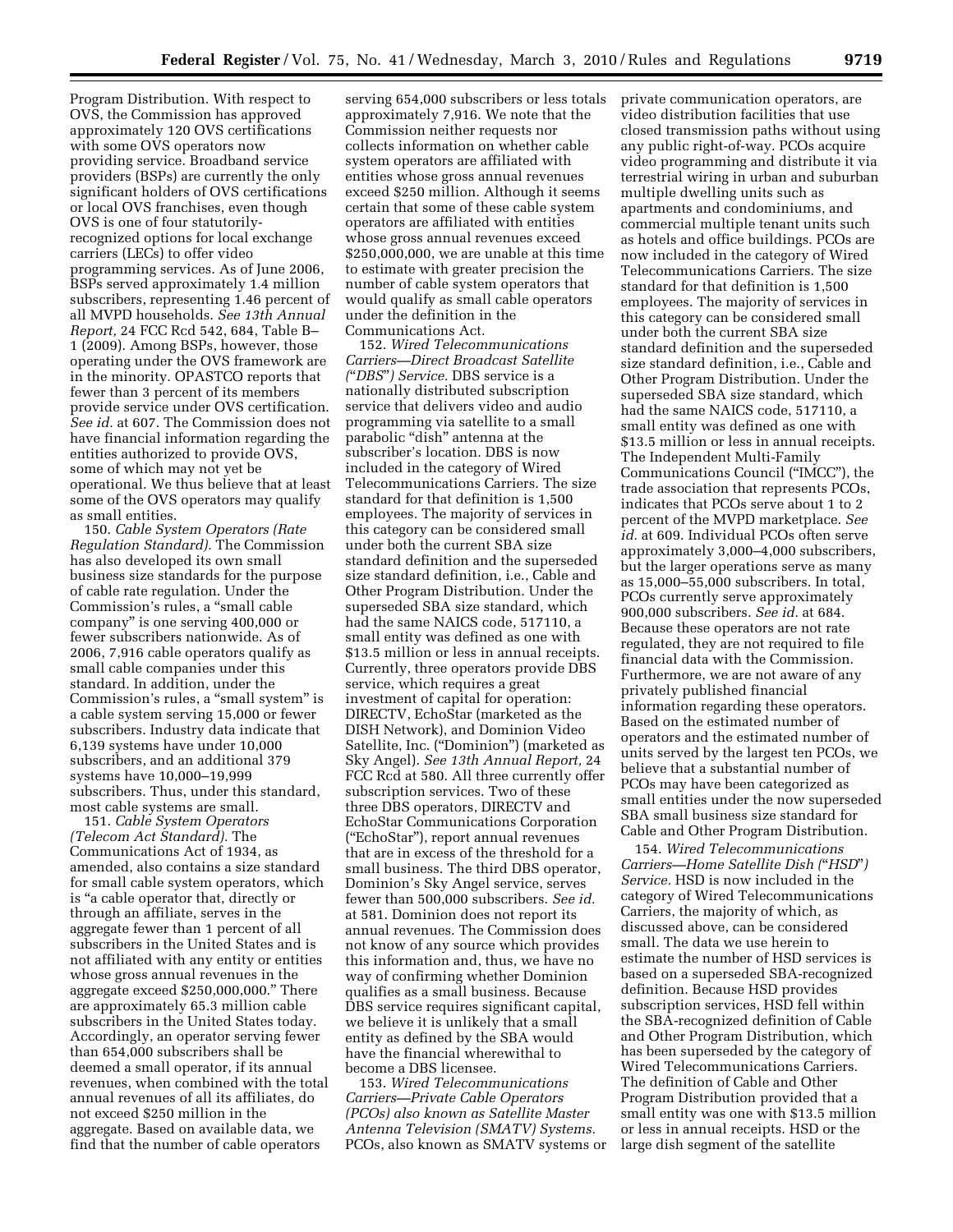Program Distribution. With respect to OVS, the Commission has approved approximately 120 OVS certifications with some OVS operators now providing service. Broadband service providers (BSPs) are currently the only significant holders of OVS certifications or local OVS franchises, even though OVS is one of four statutorily-recognized options for local exchange carriers (LECs) to offer video programming services. As of June 2006, BSPs served approximately 1.4 million subscribers, representing 1.46 percent of all MVPD households. *See 13th Annual Report,* 24 FCC Rcd 542, 684, Table B–1 (2009). Among BSPs, however, those operating under the OVS framework are in the minority. OPASTCO reports that fewer than 3 percent of its members provide service under OVS certification. *See id.* at 607. The Commission does not have financial information regarding the entities authorized to provide OVS, some of which may not yet be operational. We thus believe that at least some of the OVS operators may qualify as small entities.

150. *Cable System Operators (Rate Regulation Standard).* The Commission has also developed its own small business size standards for the purpose of cable rate regulation. Under the Commission's rules, a "small cable company" is one serving 400,000 or fewer subscribers nationwide. As of 2006, 7,916 cable operators qualify as small cable companies under this standard. In addition, under the Commission's rules, a "small system" is a cable system serving 15,000 or fewer subscribers. Industry data indicate that 6,139 systems have under 10,000 subscribers, and an additional 379 systems have 10,000–19,999 subscribers. Thus, under this standard, most cable systems are small.

151. *Cable System Operators (Telecom Act Standard).* The Communications Act of 1934, as amended, also contains a size standard for small cable system operators, which is "a cable operator that, directly or through an affiliate, serves in the aggregate fewer than 1 percent of all subscribers in the United States and is not affiliated with any entity or entities whose gross annual revenues in the aggregate exceed $250,000,000." There are approximately 65.3 million cable subscribers in the United States today. Accordingly, an operator serving fewer than 654,000 subscribers shall be deemed a small operator, if its annual revenues, when combined with the total annual revenues of all its affiliates, do not exceed $250 million in the aggregate. Based on available data, we find that the number of cable operators serving 654,000 subscribers or less totals approximately 7,916. We note that the Commission neither requests nor collects information on whether cable system operators are affiliated with entities whose gross annual revenues exceed $250 million. Although it seems certain that some of these cable system operators are affiliated with entities whose gross annual revenues exceed $250,000,000, we are unable at this time to estimate with greater precision the number of cable system operators that would qualify as small cable operators under the definition in the Communications Act.

152. *Wired Telecommunications Carriers—Direct Broadcast Satellite ("DBS") Service.* DBS service is a nationally distributed subscription service that delivers video and audio programming via satellite to a small parabolic "dish" antenna at the subscriber's location. DBS is now included in the category of Wired Telecommunications Carriers. The size standard for that definition is 1,500 employees. The majority of services in this category can be considered small under both the current SBA size standard definition and the superseded size standard definition, i.e., Cable and Other Program Distribution. Under the superseded SBA size standard, which had the same NAICS code, 517110, a small entity was defined as one with $13.5 million or less in annual receipts. Currently, three operators provide DBS service, which requires a great investment of capital for operation: DIRECTV, EchoStar (marketed as the DISH Network), and Dominion Video Satellite, Inc. ("Dominion") (marketed as Sky Angel). *See 13th Annual Report,* 24 FCC Rcd at 580. All three currently offer subscription services. Two of these three DBS operators, DIRECTV and EchoStar Communications Corporation ("EchoStar"), report annual revenues that are in excess of the threshold for a small business. The third DBS operator, Dominion's Sky Angel service, serves fewer than 500,000 subscribers. *See id.* at 581. Dominion does not report its annual revenues. The Commission does not know of any source which provides this information and, thus, we have no way of confirming whether Dominion qualifies as a small business. Because DBS service requires significant capital, we believe it is unlikely that a small entity as defined by the SBA would have the financial wherewithal to become a DBS licensee.

153. *Wired Telecommunications Carriers—Private Cable Operators (PCOs) also known as Satellite Master Antenna Television (SMATV) Systems.* PCOs, also known as SMATV systems or private communication operators, are video distribution facilities that use closed transmission paths without using any public right-of-way. PCOs acquire video programming and distribute it via terrestrial wiring in urban and suburban multiple dwelling units such as apartments and condominiums, and commercial multiple tenant units such as hotels and office buildings. PCOs are now included in the category of Wired Telecommunications Carriers. The size standard for that definition is 1,500 employees. The majority of services in this category can be considered small under both the current SBA size standard definition and the superseded size standard definition, i.e., Cable and Other Program Distribution. Under the superseded SBA size standard, which had the same NAICS code, 517110, a small entity was defined as one with $13.5 million or less in annual receipts. The Independent Multi-Family Communications Council ("IMCC"), the trade association that represents PCOs, indicates that PCOs serve about 1 to 2 percent of the MVPD marketplace. *See id.* at 609. Individual PCOs often serve approximately 3,000–4,000 subscribers, but the larger operations serve as many as 15,000–55,000 subscribers. In total, PCOs currently serve approximately 900,000 subscribers. *See id.* at 684. Because these operators are not rate regulated, they are not required to file financial data with the Commission. Furthermore, we are not aware of any privately published financial information regarding these operators. Based on the estimated number of operators and the estimated number of units served by the largest ten PCOs, we believe that a substantial number of PCOs may have been categorized as small entities under the now superseded SBA small business size standard for Cable and Other Program Distribution.

154. *Wired Telecommunications Carriers—Home Satellite Dish ("HSD") Service.* HSD is now included in the category of Wired Telecommunications Carriers, the majority of which, as discussed above, can be considered small. The data we use herein to estimate the number of HSD services is based on a superseded SBA-recognized definition. Because HSD provides subscription services, HSD fell within the SBA-recognized definition of Cable and Other Program Distribution, which has been superseded by the category of Wired Telecommunications Carriers. The definition of Cable and Other Program Distribution provided that a small entity was one with $13.5 million or less in annual receipts. HSD or the large dish segment of the satellite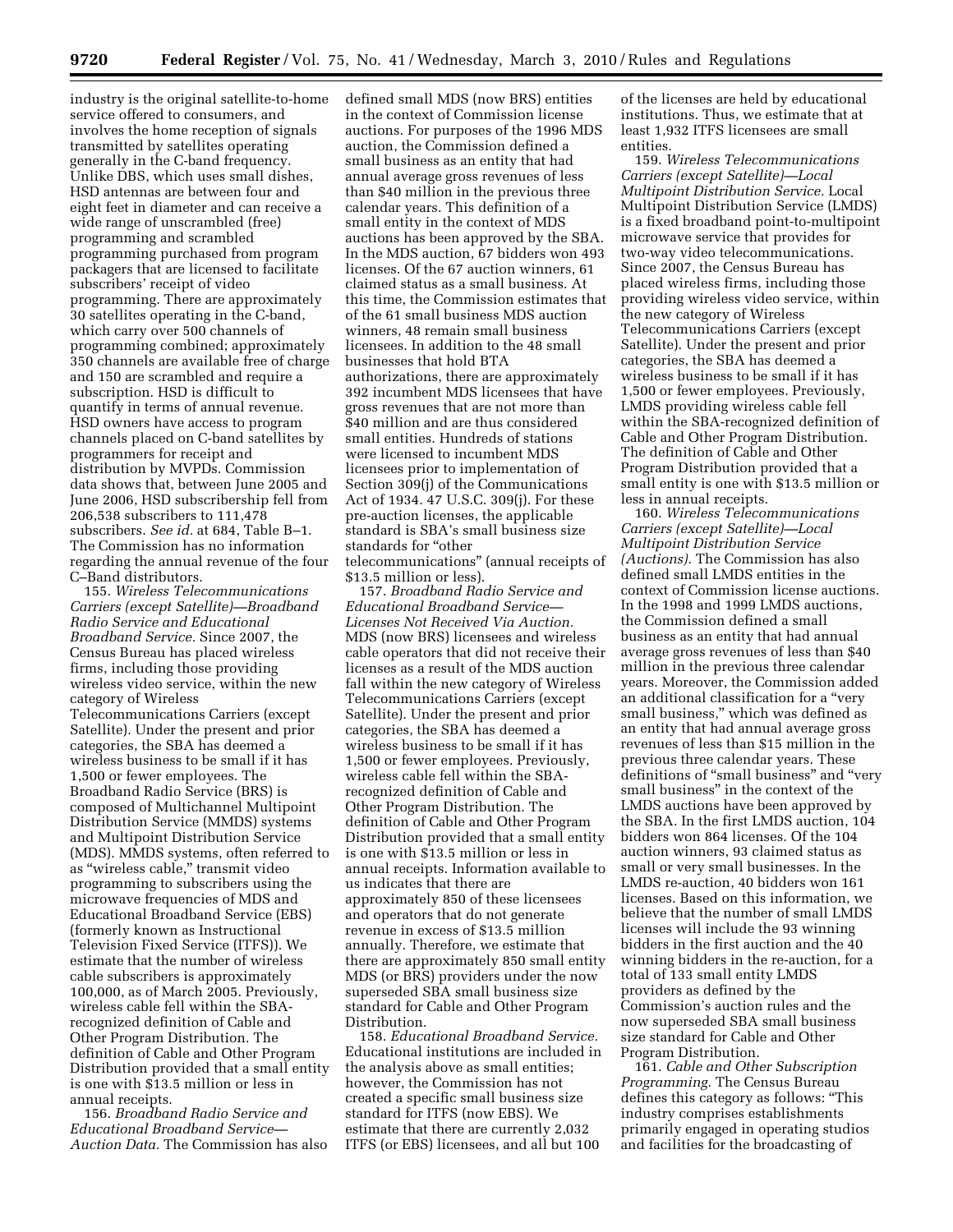industry is the original satellite-to-home service offered to consumers, and involves the home reception of signals transmitted by satellites operating generally in the C-band frequency. Unlike DBS, which uses small dishes, HSD antennas are between four and eight feet in diameter and can receive a wide range of unscrambled (free) programming and scrambled programming purchased from program packagers that are licensed to facilitate subscribers' receipt of video programming. There are approximately 30 satellites operating in the C-band, which carry over 500 channels of programming combined; approximately 350 channels are available free of charge and 150 are scrambled and require a subscription. HSD is difficult to quantify in terms of annual revenue. HSD owners have access to program channels placed on C-band satellites by programmers for receipt and distribution by MVPDs. Commission data shows that, between June 2005 and June 2006, HSD subscribership fell from 206,538 subscribers to 111,478 subscribers. *See id.* at 684, Table B–1. The Commission has no information regarding the annual revenue of the four C–Band distributors.

155. *Wireless Telecommunications Carriers (except Satellite)—Broadband Radio Service and Educational Broadband Service.* Since 2007, the Census Bureau has placed wireless firms, including those providing wireless video service, within the new category of Wireless Telecommunications Carriers (except Satellite). Under the present and prior categories, the SBA has deemed a wireless business to be small if it has 1,500 or fewer employees. The Broadband Radio Service (BRS) is composed of Multichannel Multipoint Distribution Service (MMDS) systems and Multipoint Distribution Service (MDS). MMDS systems, often referred to as "wireless cable," transmit video programming to subscribers using the microwave frequencies of MDS and Educational Broadband Service (EBS) (formerly known as Instructional Television Fixed Service (ITFS)). We estimate that the number of wireless cable subscribers is approximately 100,000, as of March 2005. Previously, wireless cable fell within the SBA-recognized definition of Cable and Other Program Distribution. The definition of Cable and Other Program Distribution provided that a small entity is one with $13.5 million or less in annual receipts.

156. *Broadband Radio Service and Educational Broadband Service—Auction Data.* The Commission has also defined small MDS (now BRS) entities in the context of Commission license auctions. For purposes of the 1996 MDS auction, the Commission defined a small business as an entity that had annual average gross revenues of less than $40 million in the previous three calendar years. This definition of a small entity in the context of MDS auctions has been approved by the SBA. In the MDS auction, 67 bidders won 493 licenses. Of the 67 auction winners, 61 claimed status as a small business. At this time, the Commission estimates that of the 61 small business MDS auction winners, 48 remain small business licensees. In addition to the 48 small businesses that hold BTA authorizations, there are approximately 392 incumbent MDS licensees that have gross revenues that are not more than $40 million and are thus considered small entities. Hundreds of stations were licensed to incumbent MDS licensees prior to implementation of Section 309(j) of the Communications Act of 1934. 47 U.S.C. 309(j). For these pre-auction licenses, the applicable standard is SBA's small business size standards for "other telecommunications" (annual receipts of $13.5 million or less).

157. *Broadband Radio Service and Educational Broadband Service—Licenses Not Received Via Auction.* MDS (now BRS) licensees and wireless cable operators that did not receive their licenses as a result of the MDS auction fall within the new category of Wireless Telecommunications Carriers (except Satellite). Under the present and prior categories, the SBA has deemed a wireless business to be small if it has 1,500 or fewer employees. Previously, wireless cable fell within the SBA-recognized definition of Cable and Other Program Distribution. The definition of Cable and Other Program Distribution provided that a small entity is one with $13.5 million or less in annual receipts. Information available to us indicates that there are approximately 850 of these licensees and operators that do not generate revenue in excess of $13.5 million annually. Therefore, we estimate that there are approximately 850 small entity MDS (or BRS) providers under the now superseded SBA small business size standard for Cable and Other Program Distribution.

158. *Educational Broadband Service.* Educational institutions are included in the analysis above as small entities; however, the Commission has not created a specific small business size standard for ITFS (now EBS). We estimate that there are currently 2,032 ITFS (or EBS) licensees, and all but 100 of the licenses are held by educational institutions. Thus, we estimate that at least 1,932 ITFS licensees are small entities.

159. *Wireless Telecommunications Carriers (except Satellite)—Local Multipoint Distribution Service.* Local Multipoint Distribution Service (LMDS) is a fixed broadband point-to-multipoint microwave service that provides for two-way video telecommunications. Since 2007, the Census Bureau has placed wireless firms, including those providing wireless video service, within the new category of Wireless Telecommunications Carriers (except Satellite). Under the present and prior categories, the SBA has deemed a wireless business to be small if it has 1,500 or fewer employees. Previously, LMDS providing wireless cable fell within the SBA-recognized definition of Cable and Other Program Distribution. The definition of Cable and Other Program Distribution provided that a small entity is one with $13.5 million or less in annual receipts.

160. *Wireless Telecommunications Carriers (except Satellite)—Local Multipoint Distribution Service (Auctions).* The Commission has also defined small LMDS entities in the context of Commission license auctions. In the 1998 and 1999 LMDS auctions, the Commission defined a small business as an entity that had annual average gross revenues of less than $40 million in the previous three calendar years. Moreover, the Commission added an additional classification for a "very small business," which was defined as an entity that had annual average gross revenues of less than $15 million in the previous three calendar years. These definitions of "small business" and "very small business" in the context of the LMDS auctions have been approved by the SBA. In the first LMDS auction, 104 bidders won 864 licenses. Of the 104 auction winners, 93 claimed status as small or very small businesses. In the LMDS re-auction, 40 bidders won 161 licenses. Based on this information, we believe that the number of small LMDS licenses will include the 93 winning bidders in the first auction and the 40 winning bidders in the re-auction, for a total of 133 small entity LMDS providers as defined by the Commission's auction rules and the now superseded SBA small business size standard for Cable and Other Program Distribution.

161. *Cable and Other Subscription Programming.* The Census Bureau defines this category as follows: "This industry comprises establishments primarily engaged in operating studios and facilities for the broadcasting of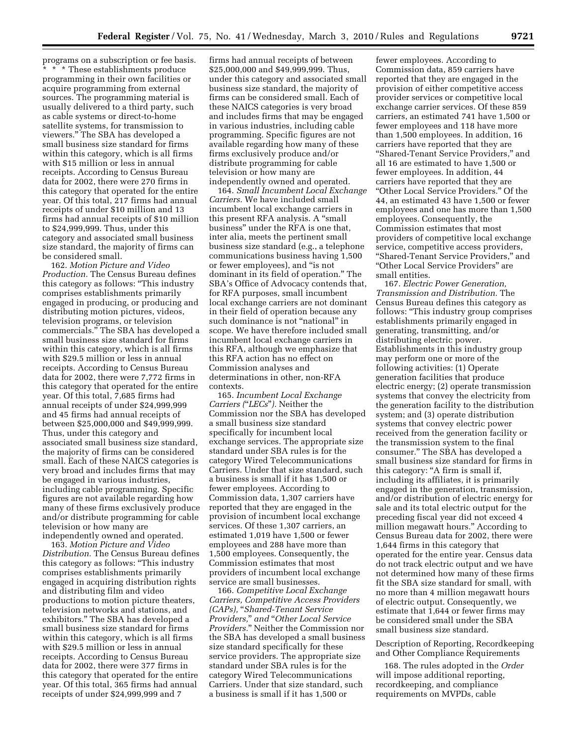programs on a subscription or fee basis. * * * These establishments produce programming in their own facilities or acquire programming from external sources. The programming material is usually delivered to a third party, such as cable systems or direct-to-home satellite systems, for transmission to viewers." The SBA has developed a small business size standard for firms within this category, which is all firms with $15 million or less in annual receipts. According to Census Bureau data for 2002, there were 270 firms in this category that operated for the entire year. Of this total, 217 firms had annual receipts of under $10 million and 13 firms had annual receipts of $10 million to $24,999,999. Thus, under this category and associated small business size standard, the majority of firms can be considered small.

162. *Motion Picture and Video Production.* The Census Bureau defines this category as follows: "This industry comprises establishments primarily engaged in producing, or producing and distributing motion pictures, videos, television programs, or television commercials." The SBA has developed a small business size standard for firms within this category, which is all firms with $29.5 million or less in annual receipts. According to Census Bureau data for 2002, there were 7,772 firms in this category that operated for the entire year. Of this total, 7,685 firms had annual receipts of under $24,999,999 and 45 firms had annual receipts of between $25,000,000 and $49,999,999. Thus, under this category and associated small business size standard, the majority of firms can be considered small. Each of these NAICS categories is very broad and includes firms that may be engaged in various industries, including cable programming. Specific figures are not available regarding how many of these firms exclusively produce and/or distribute programming for cable television or how many are independently owned and operated.

163. *Motion Picture and Video Distribution.* The Census Bureau defines this category as follows: "This industry comprises establishments primarily engaged in acquiring distribution rights and distributing film and video productions to motion picture theaters, television networks and stations, and exhibitors." The SBA has developed a small business size standard for firms within this category, which is all firms with $29.5 million or less in annual receipts. According to Census Bureau data for 2002, there were 377 firms in this category that operated for the entire year. Of this total, 365 firms had annual receipts of under $24,999,999 and 7 firms had annual receipts of between $25,000,000 and $49,999,999. Thus, under this category and associated small business size standard, the majority of firms can be considered small. Each of these NAICS categories is very broad and includes firms that may be engaged in various industries, including cable programming. Specific figures are not available regarding how many of these firms exclusively produce and/or distribute programming for cable television or how many are independently owned and operated.

164. *Small Incumbent Local Exchange Carriers.* We have included small incumbent local exchange carriers in this present RFA analysis. A "small business" under the RFA is one that, inter alia, meets the pertinent small business size standard (e.g., a telephone communications business having 1,500 or fewer employees), and "is not dominant in its field of operation." The SBA's Office of Advocacy contends that, for RFA purposes, small incumbent local exchange carriers are not dominant in their field of operation because any such dominance is not "national" in scope. We have therefore included small incumbent local exchange carriers in this RFA, although we emphasize that this RFA action has no effect on Commission analyses and determinations in other, non-RFA contexts.

165. *Incumbent Local Exchange Carriers ("LECs").* Neither the Commission nor the SBA has developed a small business size standard specifically for incumbent local exchange services. The appropriate size standard under SBA rules is for the category Wired Telecommunications Carriers. Under that size standard, such a business is small if it has 1,500 or fewer employees. According to Commission data, 1,307 carriers have reported that they are engaged in the provision of incumbent local exchange services. Of these 1,307 carriers, an estimated 1,019 have 1,500 or fewer employees and 288 have more than 1,500 employees. Consequently, the Commission estimates that most providers of incumbent local exchange service are small businesses.

166. *Competitive Local Exchange Carriers, Competitive Access Providers (CAPs), "Shared-Tenant Service Providers," and "Other Local Service Providers."* Neither the Commission nor the SBA has developed a small business size standard specifically for these service providers. The appropriate size standard under SBA rules is for the category Wired Telecommunications Carriers. Under that size standard, such a business is small if it has 1,500 or fewer employees. According to Commission data, 859 carriers have reported that they are engaged in the provision of either competitive access provider services or competitive local exchange carrier services. Of these 859 carriers, an estimated 741 have 1,500 or fewer employees and 118 have more than 1,500 employees. In addition, 16 carriers have reported that they are "Shared-Tenant Service Providers," and all 16 are estimated to have 1,500 or fewer employees. In addition, 44 carriers have reported that they are "Other Local Service Providers." Of the 44, an estimated 43 have 1,500 or fewer employees and one has more than 1,500 employees. Consequently, the Commission estimates that most providers of competitive local exchange service, competitive access providers, "Shared-Tenant Service Providers," and "Other Local Service Providers" are small entities.

167. *Electric Power Generation, Transmission and Distribution.* The Census Bureau defines this category as follows: "This industry group comprises establishments primarily engaged in generating, transmitting, and/or distributing electric power. Establishments in this industry group may perform one or more of the following activities: (1) Operate generation facilities that produce electric energy; (2) operate transmission systems that convey the electricity from the generation facility to the distribution system; and (3) operate distribution systems that convey electric power received from the generation facility or the transmission system to the final consumer." The SBA has developed a small business size standard for firms in this category: "A firm is small if, including its affiliates, it is primarily engaged in the generation, transmission, and/or distribution of electric energy for sale and its total electric output for the preceding fiscal year did not exceed 4 million megawatt hours." According to Census Bureau data for 2002, there were 1,644 firms in this category that operated for the entire year. Census data do not track electric output and we have not determined how many of these firms fit the SBA size standard for small, with no more than 4 million megawatt hours of electric output. Consequently, we estimate that 1,644 or fewer firms may be considered small under the SBA small business size standard.

## Description of Reporting, Recordkeeping and Other Compliance Requirements

168. The rules adopted in the *Order* will impose additional reporting, recordkeeping, and compliance requirements on MVPDs, cable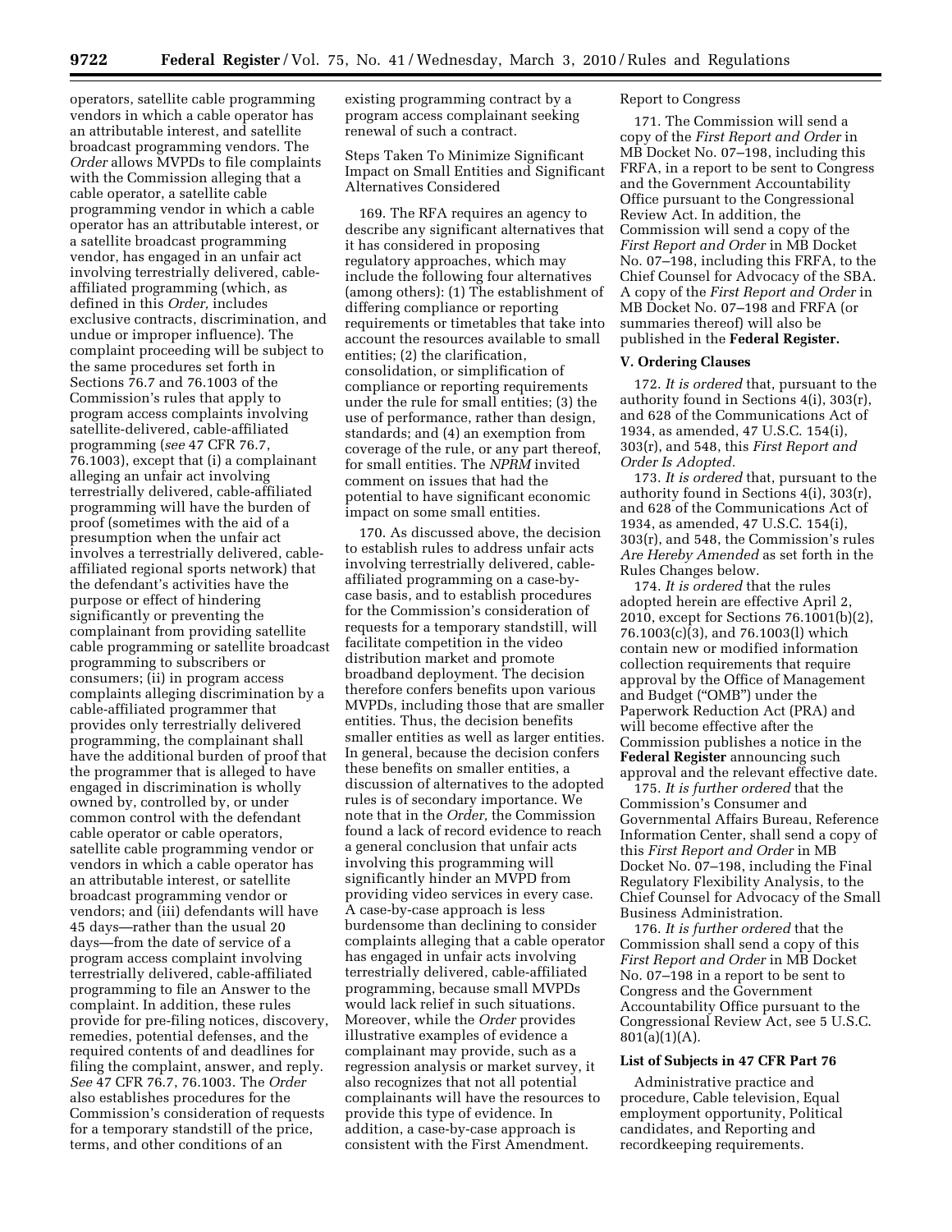operators, satellite cable programming vendors in which a cable operator has an attributable interest, and satellite broadcast programming vendors. The *Order* allows MVPDs to file complaints with the Commission alleging that a cable operator, a satellite cable programming vendor in which a cable operator has an attributable interest, or a satellite broadcast programming vendor, has engaged in an unfair act involving terrestrially delivered, cable-affiliated programming (which, as defined in this *Order,* includes exclusive contracts, discrimination, and undue or improper influence). The complaint proceeding will be subject to the same procedures set forth in Sections 76.7 and 76.1003 of the Commission's rules that apply to program access complaints involving satellite-delivered, cable-affiliated programming (*see* 47 CFR 76.7, 76.1003), except that (i) a complainant alleging an unfair act involving terrestrially delivered, cable-affiliated programming will have the burden of proof (sometimes with the aid of a presumption when the unfair act involves a terrestrially delivered, cable-affiliated regional sports network) that the defendant's activities have the purpose or effect of hindering significantly or preventing the complainant from providing satellite cable programming or satellite broadcast programming to subscribers or consumers; (ii) in program access complaints alleging discrimination by a cable-affiliated programmer that provides only terrestrially delivered programming, the complainant shall have the additional burden of proof that the programmer that is alleged to have engaged in discrimination is wholly owned by, controlled by, or under common control with the defendant cable operator or cable operators, satellite cable programming vendor or vendors in which a cable operator has an attributable interest, or satellite broadcast programming vendor or vendors; and (iii) defendants will have 45 days—rather than the usual 20 days—from the date of service of a program access complaint involving terrestrially delivered, cable-affiliated programming to file an Answer to the complaint. In addition, these rules provide for pre-filing notices, discovery, remedies, potential defenses, and the required contents of and deadlines for filing the complaint, answer, and reply. *See* 47 CFR 76.7, 76.1003. The *Order* also establishes procedures for the Commission's consideration of requests for a temporary standstill of the price, terms, and other conditions of an existing programming contract by a program access complainant seeking renewal of such a contract.

Steps Taken To Minimize Significant Impact on Small Entities and Significant Alternatives Considered

169. The RFA requires an agency to describe any significant alternatives that it has considered in proposing regulatory approaches, which may include the following four alternatives (among others): (1) The establishment of differing compliance or reporting requirements or timetables that take into account the resources available to small entities; (2) the clarification, consolidation, or simplification of compliance or reporting requirements under the rule for small entities; (3) the use of performance, rather than design, standards; and (4) an exemption from coverage of the rule, or any part thereof, for small entities. The *NPRM* invited comment on issues that had the potential to have significant economic impact on some small entities.

170. As discussed above, the decision to establish rules to address unfair acts involving terrestrially delivered, cable-affiliated programming on a case-by-case basis, and to establish procedures for the Commission's consideration of requests for a temporary standstill, will facilitate competition in the video distribution market and promote broadband deployment. The decision therefore confers benefits upon various MVPDs, including those that are smaller entities. Thus, the decision benefits smaller entities as well as larger entities. In general, because the decision confers these benefits on smaller entities, a discussion of alternatives to the adopted rules is of secondary importance. We note that in the *Order,* the Commission found a lack of record evidence to reach a general conclusion that unfair acts involving this programming will significantly hinder an MVPD from providing video services in every case. A case-by-case approach is less burdensome than declining to consider complaints alleging that a cable operator has engaged in unfair acts involving terrestrially delivered, cable-affiliated programming, because small MVPDs would lack relief in such situations. Moreover, while the *Order* provides illustrative examples of evidence a complainant may provide, such as a regression analysis or market survey, it also recognizes that not all potential complainants will have the resources to provide this type of evidence. In addition, a case-by-case approach is consistent with the First Amendment.

Report to Congress

171. The Commission will send a copy of the *First Report and Order* in MB Docket No. 07–198, including this FRFA, in a report to be sent to Congress and the Government Accountability Office pursuant to the Congressional Review Act. In addition, the Commission will send a copy of the *First Report and Order* in MB Docket No. 07–198, including this FRFA, to the Chief Counsel for Advocacy of the SBA. A copy of the *First Report and Order* in MB Docket No. 07–198 and FRFA (or summaries thereof) will also be published in the **Federal Register.**

### V. Ordering Clauses

172. *It is ordered* that, pursuant to the authority found in Sections 4(i), 303(r), and 628 of the Communications Act of 1934, as amended, 47 U.S.C. 154(i), 303(r), and 548, this *First Report and Order Is Adopted.*

173. *It is ordered* that, pursuant to the authority found in Sections 4(i), 303(r), and 628 of the Communications Act of 1934, as amended, 47 U.S.C. 154(i), 303(r), and 548, the Commission's rules *Are Hereby Amended* as set forth in the Rules Changes below.

174. *It is ordered* that the rules adopted herein are effective April 2, 2010, except for Sections 76.1001(b)(2), 76.1003(c)(3), and 76.1003(l) which contain new or modified information collection requirements that require approval by the Office of Management and Budget ("OMB") under the Paperwork Reduction Act (PRA) and will become effective after the Commission publishes a notice in the **Federal Register** announcing such approval and the relevant effective date.

175. *It is further ordered* that the Commission's Consumer and Governmental Affairs Bureau, Reference Information Center, shall send a copy of this *First Report and Order* in MB Docket No. 07–198, including the Final Regulatory Flexibility Analysis, to the Chief Counsel for Advocacy of the Small Business Administration.

176. *It is further ordered* that the Commission shall send a copy of this *First Report and Order* in MB Docket No. 07–198 in a report to be sent to Congress and the Government Accountability Office pursuant to the Congressional Review Act, see 5 U.S.C. 801(a)(1)(A).

### List of Subjects in 47 CFR Part 76

Administrative practice and procedure, Cable television, Equal employment opportunity, Political candidates, and Reporting and recordkeeping requirements.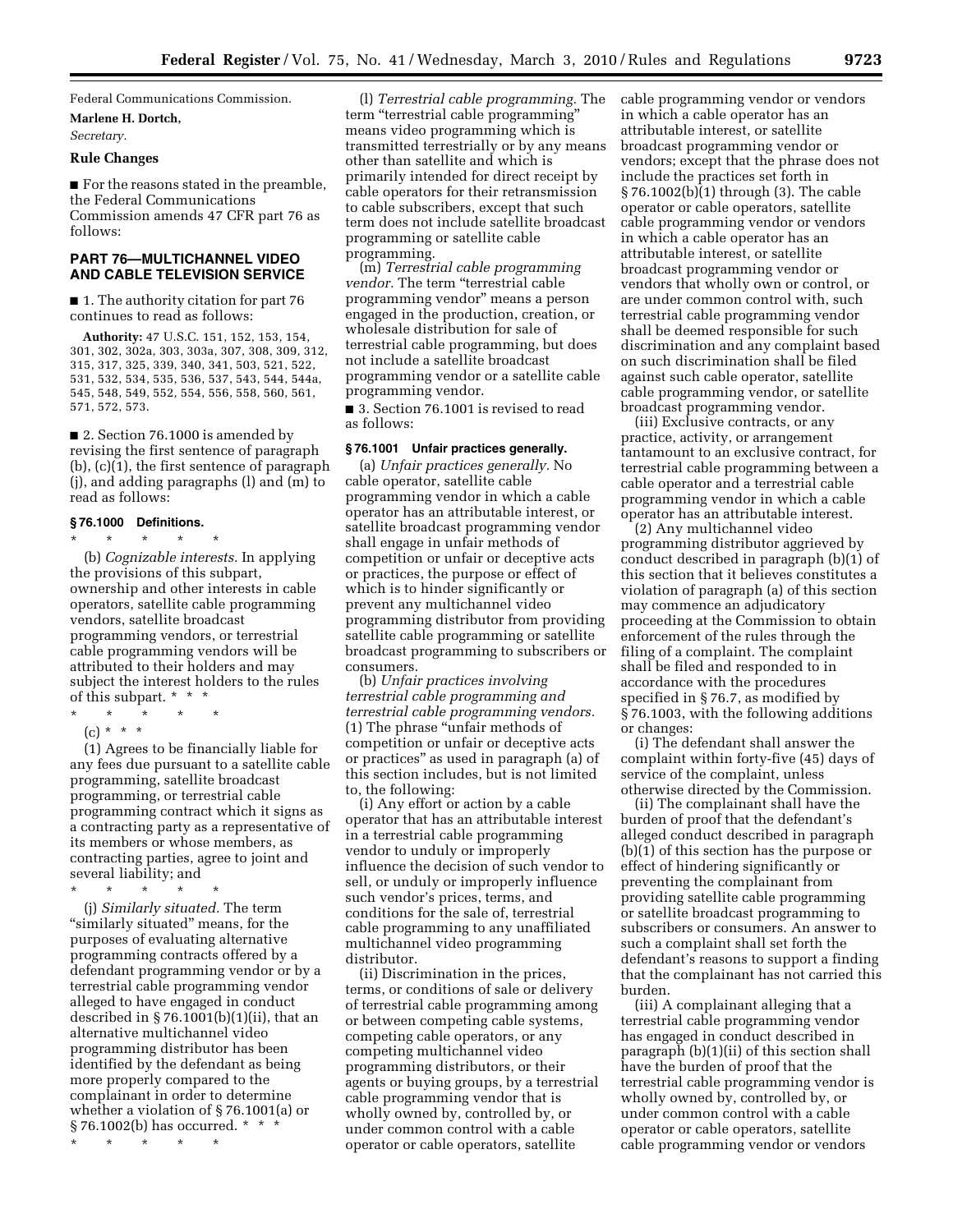Federal Communications Commission.

**Marlene H. Dortch,**

*Secretary.*

## Rule Changes

■ For the reasons stated in the preamble, the Federal Communications Commission amends 47 CFR part 76 as follows:

## PART 76—MULTICHANNEL VIDEO AND CABLE TELEVISION SERVICE

■ 1. The authority citation for part 76 continues to read as follows:

**Authority:** 47 U.S.C. 151, 152, 153, 154, 301, 302, 302a, 303, 303a, 307, 308, 309, 312, 315, 317, 325, 339, 340, 341, 503, 521, 522, 531, 532, 534, 535, 536, 537, 543, 544, 544a, 545, 548, 549, 552, 554, 556, 558, 560, 561, 571, 572, 573.

■ 2. Section 76.1000 is amended by revising the first sentence of paragraph (b), (c)(1), the first sentence of paragraph (j), and adding paragraphs (l) and (m) to read as follows:

### § 76.1000 Definitions.

\* \* \* \* \*

(b) *Cognizable interests.* In applying the provisions of this subpart, ownership and other interests in cable operators, satellite cable programming vendors, satellite broadcast programming vendors, or terrestrial cable programming vendors will be attributed to their holders and may subject the interest holders to the rules of this subpart. \* \* \*

\* \* \* \* \*

(c) \* \* \*

(1) Agrees to be financially liable for any fees due pursuant to a satellite cable programming, satellite broadcast programming, or terrestrial cable programming contract which it signs as a contracting party as a representative of its members or whose members, as contracting parties, agree to joint and several liability; and

\* \* \* \* \*

(j) *Similarly situated.* The term "similarly situated" means, for the purposes of evaluating alternative programming contracts offered by a defendant programming vendor or by a terrestrial cable programming vendor alleged to have engaged in conduct described in § 76.1001(b)(1)(ii), that an alternative multichannel video programming distributor has been identified by the defendant as being more properly compared to the complainant in order to determine whether a violation of § 76.1001(a) or § 76.1002(b) has occurred. \* \* \*

\* \* \* \* \*

(l) *Terrestrial cable programming.* The term "terrestrial cable programming" means video programming which is transmitted terrestrially or by any means other than satellite and which is primarily intended for direct receipt by cable operators for their retransmission to cable subscribers, except that such term does not include satellite broadcast programming or satellite cable programming.

(m) *Terrestrial cable programming vendor.* The term "terrestrial cable programming vendor" means a person engaged in the production, creation, or wholesale distribution for sale of terrestrial cable programming, but does not include a satellite broadcast programming vendor or a satellite cable programming vendor.

■ 3. Section 76.1001 is revised to read as follows:

### § 76.1001 Unfair practices generally.

(a) *Unfair practices generally.* No cable operator, satellite cable programming vendor in which a cable operator has an attributable interest, or satellite broadcast programming vendor shall engage in unfair methods of competition or unfair or deceptive acts or practices, the purpose or effect of which is to hinder significantly or prevent any multichannel video programming distributor from providing satellite cable programming or satellite broadcast programming to subscribers or consumers.

(b) *Unfair practices involving terrestrial cable programming and terrestrial cable programming vendors.* (1) The phrase "unfair methods of competition or unfair or deceptive acts or practices" as used in paragraph (a) of this section includes, but is not limited to, the following:

(i) Any effort or action by a cable operator that has an attributable interest in a terrestrial cable programming vendor to unduly or improperly influence the decision of such vendor to sell, or unduly or improperly influence such vendor's prices, terms, and conditions for the sale of, terrestrial cable programming to any unaffiliated multichannel video programming distributor.

(ii) Discrimination in the prices, terms, or conditions of sale or delivery of terrestrial cable programming among or between competing cable systems, competing cable operators, or any competing multichannel video programming distributors, or their agents or buying groups, by a terrestrial cable programming vendor that is wholly owned by, controlled by, or under common control with a cable operator or cable operators, satellite cable programming vendor or vendors in which a cable operator has an attributable interest, or satellite broadcast programming vendor or vendors; except that the phrase does not include the practices set forth in § 76.1002(b)(1) through (3). The cable operator or cable operators, satellite cable programming vendor or vendors in which a cable operator has an attributable interest, or satellite broadcast programming vendor or vendors that wholly own or control, or are under common control with, such terrestrial cable programming vendor shall be deemed responsible for such discrimination and any complaint based on such discrimination shall be filed against such cable operator, satellite cable programming vendor, or satellite broadcast programming vendor.

(iii) Exclusive contracts, or any practice, activity, or arrangement tantamount to an exclusive contract, for terrestrial cable programming between a cable operator and a terrestrial cable programming vendor in which a cable operator has an attributable interest.

(2) Any multichannel video programming distributor aggrieved by conduct described in paragraph (b)(1) of this section that it believes constitutes a violation of paragraph (a) of this section may commence an adjudicatory proceeding at the Commission to obtain enforcement of the rules through the filing of a complaint. The complaint shall be filed and responded to in accordance with the procedures specified in § 76.7, as modified by § 76.1003, with the following additions or changes:

(i) The defendant shall answer the complaint within forty-five (45) days of service of the complaint, unless otherwise directed by the Commission.

(ii) The complainant shall have the burden of proof that the defendant's alleged conduct described in paragraph (b)(1) of this section has the purpose or effect of hindering significantly or preventing the complainant from providing satellite cable programming or satellite broadcast programming to subscribers or consumers. An answer to such a complaint shall set forth the defendant's reasons to support a finding that the complainant has not carried this burden.

(iii) A complainant alleging that a terrestrial cable programming vendor has engaged in conduct described in paragraph (b)(1)(ii) of this section shall have the burden of proof that the terrestrial cable programming vendor is wholly owned by, controlled by, or under common control with a cable operator or cable operators, satellite cable programming vendor or vendors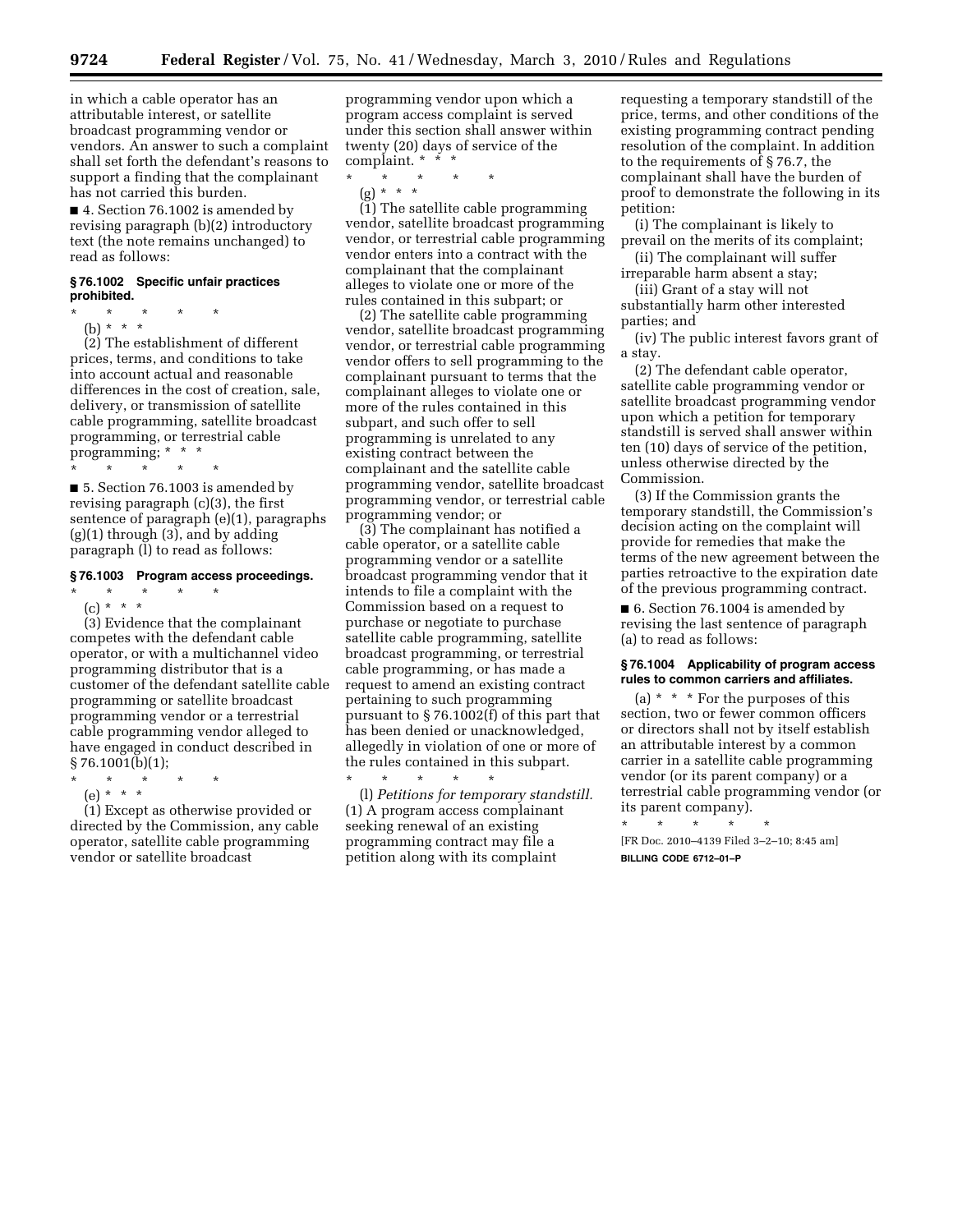in which a cable operator has an attributable interest, or satellite broadcast programming vendor or vendors. An answer to such a complaint shall set forth the defendant's reasons to support a finding that the complainant has not carried this burden.

■ 4. Section 76.1002 is amended by revising paragraph (b)(2) introductory text (the note remains unchanged) to read as follows:

### § 76.1002 Specific unfair practices prohibited.

\* \* \* \* \*

(b) \* \* \*

(2) The establishment of different prices, terms, and conditions to take into account actual and reasonable differences in the cost of creation, sale, delivery, or transmission of satellite cable programming, satellite broadcast programming, or terrestrial cable programming; \* \* \*

\* \* \* \* \*

■ 5. Section 76.1003 is amended by revising paragraph (c)(3), the first sentence of paragraph (e)(1), paragraphs (g)(1) through (3), and by adding paragraph (l) to read as follows:

### § 76.1003 Program access proceedings.

\* \* \* \* \*

(c) \* \* \*

(3) Evidence that the complainant competes with the defendant cable operator, or with a multichannel video programming distributor that is a customer of the defendant satellite cable programming or satellite broadcast programming vendor or a terrestrial cable programming vendor alleged to have engaged in conduct described in § 76.1001(b)(1);

\* \* \* \* \*

(e) \* \* \*

(1) Except as otherwise provided or directed by the Commission, any cable operator, satellite cable programming vendor or satellite broadcast programming vendor upon which a program access complaint is served under this section shall answer within twenty (20) days of service of the complaint. \* \* \*

\* \* \* \* \*

(g) \* \* \*

(1) The satellite cable programming vendor, satellite broadcast programming vendor, or terrestrial cable programming vendor enters into a contract with the complainant that the complainant alleges to violate one or more of the rules contained in this subpart; or

(2) The satellite cable programming vendor, satellite broadcast programming vendor, or terrestrial cable programming vendor offers to sell programming to the complainant pursuant to terms that the complainant alleges to violate one or more of the rules contained in this subpart, and such offer to sell programming is unrelated to any existing contract between the complainant and the satellite cable programming vendor, satellite broadcast programming vendor, or terrestrial cable programming vendor; or

(3) The complainant has notified a cable operator, or a satellite cable programming vendor or a satellite broadcast programming vendor that it intends to file a complaint with the Commission based on a request to purchase or negotiate to purchase satellite cable programming, satellite broadcast programming, or terrestrial cable programming, or has made a request to amend an existing contract pertaining to such programming pursuant to § 76.1002(f) of this part that has been denied or unacknowledged, allegedly in violation of one or more of the rules contained in this subpart.

\* \* \* \* \*

(l) *Petitions for temporary standstill.* (1) A program access complainant seeking renewal of an existing programming contract may file a petition along with its complaint requesting a temporary standstill of the price, terms, and other conditions of the existing programming contract pending resolution of the complaint. In addition to the requirements of § 76.7, the complainant shall have the burden of proof to demonstrate the following in its petition:

(i) The complainant is likely to prevail on the merits of its complaint;

(ii) The complainant will suffer irreparable harm absent a stay;

(iii) Grant of a stay will not substantially harm other interested parties; and

(iv) The public interest favors grant of a stay.

(2) The defendant cable operator, satellite cable programming vendor or satellite broadcast programming vendor upon which a petition for temporary standstill is served shall answer within ten (10) days of service of the petition, unless otherwise directed by the Commission.

(3) If the Commission grants the temporary standstill, the Commission's decision acting on the complaint will provide for remedies that make the terms of the new agreement between the parties retroactive to the expiration date of the previous programming contract.

■ 6. Section 76.1004 is amended by revising the last sentence of paragraph (a) to read as follows:

### § 76.1004 Applicability of program access rules to common carriers and affiliates.

(a) \* \* \* For the purposes of this section, two or fewer common officers or directors shall not by itself establish an attributable interest by a common carrier in a satellite cable programming vendor (or its parent company) or a terrestrial cable programming vendor (or its parent company).

\* \* \* \* \*

[FR Doc. 2010–4139 Filed 3–2–10; 8:45 am]

**BILLING CODE 6712–01–P**